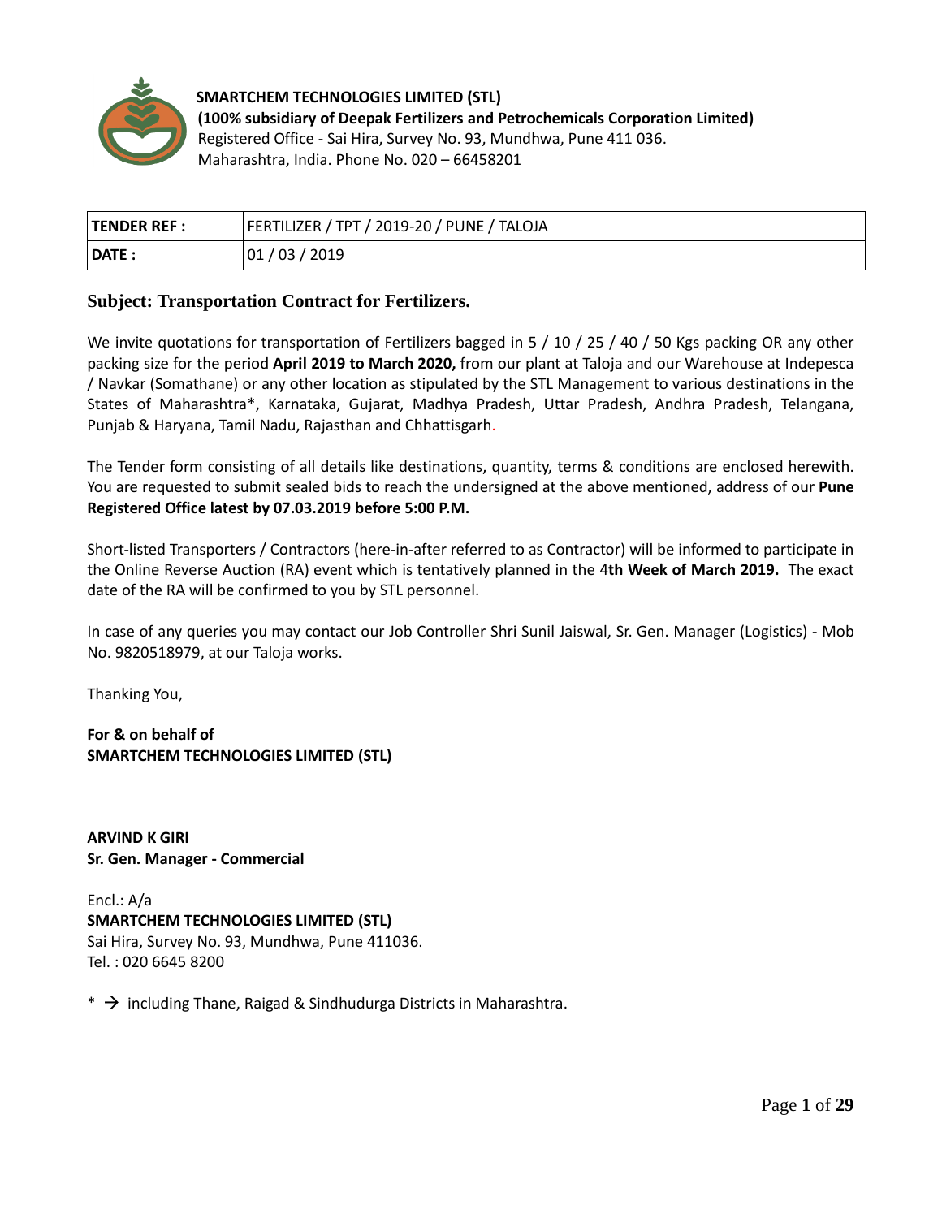**SMARTCHEM TECHNOLOGIES LIMITED (STL)**
**(100% subsidiary of Deepak Fertilizers and Petrochemicals Corporation Limited)**
Registered Office - Sai Hira, Survey No. 93, Mundhwa, Pune 411 036.
Maharashtra, India. Phone No. 020 – 66458201

| **TENDER REF :** | FERTILIZER / TPT / 2019-20 / PUNE / TALOJA |
|---|---|
| **DATE :** | 01 / 03 / 2019 |

## Subject: Transportation Contract for Fertilizers.

We invite quotations for transportation of Fertilizers bagged in 5 / 10 / 25 / 40 / 50 Kgs packing OR any other packing size for the period **April 2019 to March 2020,** from our plant at Taloja and our Warehouse at Indepesca / Navkar (Somathane) or any other location as stipulated by the STL Management to various destinations in the States of Maharashtra*, Karnataka, Gujarat, Madhya Pradesh, Uttar Pradesh, Andhra Pradesh, Telangana, Punjab & Haryana, Tamil Nadu, Rajasthan and Chhattisgarh.

The Tender form consisting of all details like destinations, quantity, terms & conditions are enclosed herewith. You are requested to submit sealed bids to reach the undersigned at the above mentioned, address of our **Pune Registered Office latest by 07.03.2019 before 5:00 P.M.**

Short-listed Transporters / Contractors (here-in-after referred to as Contractor) will be informed to participate in the Online Reverse Auction (RA) event which is tentatively planned in the 4**th Week of March 2019.** The exact date of the RA will be confirmed to you by STL personnel.

In case of any queries you may contact our Job Controller Shri Sunil Jaiswal, Sr. Gen. Manager (Logistics) - Mob No. 9820518979, at our Taloja works.

Thanking You,

**For & on behalf of**
**SMARTCHEM TECHNOLOGIES LIMITED (STL)**

**ARVIND K GIRI**
**Sr. Gen. Manager - Commercial**

Encl.: A/a
**SMARTCHEM TECHNOLOGIES LIMITED (STL)**
Sai Hira, Survey No. 93, Mundhwa, Pune 411036.
Tel. : 020 6645 8200

* → including Thane, Raigad & Sindhudurga Districts in Maharashtra.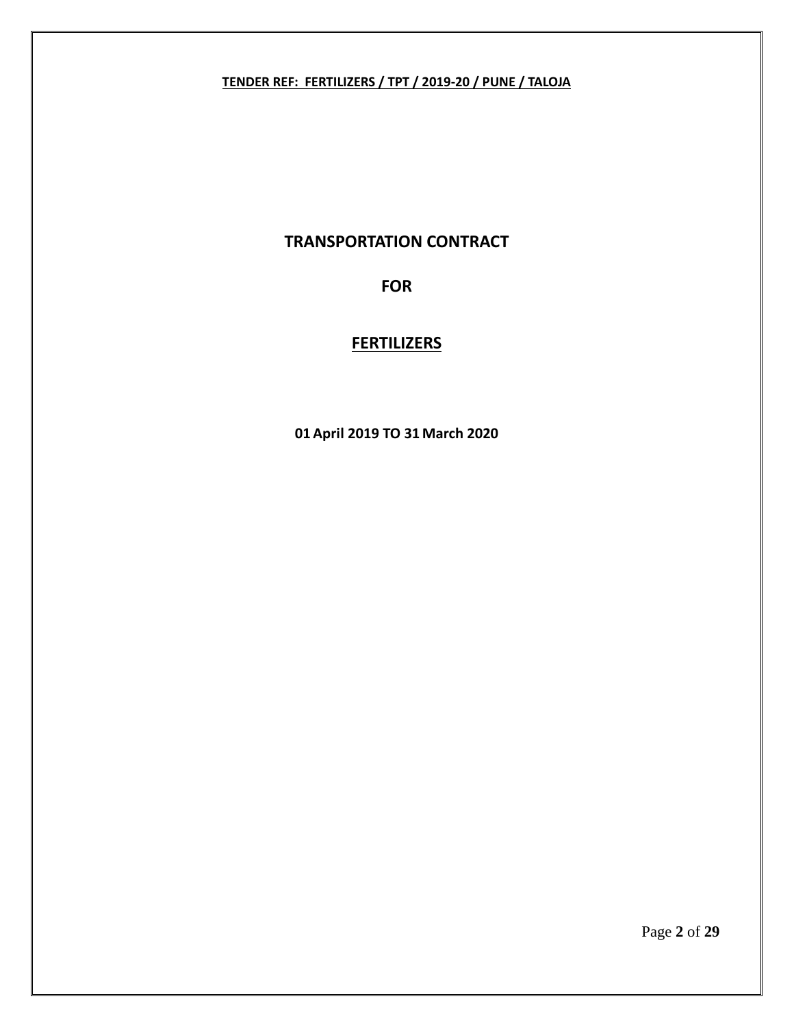**TENDER REF: FERTILIZERS / TPT / 2019-20 / PUNE / TALOJA**

# TRANSPORTATION CONTRACT

# FOR

# FERTILIZERS

**01 April 2019 TO 31 March 2020**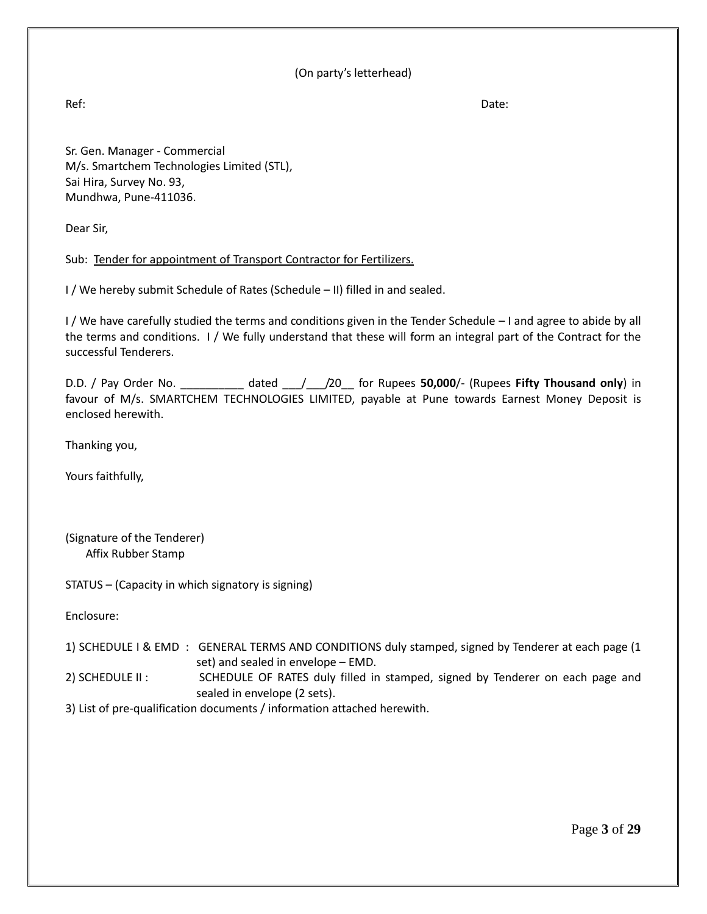(On party's letterhead)

Ref: Date:

Sr. Gen. Manager - Commercial
M/s. Smartchem Technologies Limited (STL),
Sai Hira, Survey No. 93,
Mundhwa, Pune-411036.

Dear Sir,

Sub: Tender for appointment of Transport Contractor for Fertilizers.

I / We hereby submit Schedule of Rates (Schedule – II) filled in and sealed.

I / We have carefully studied the terms and conditions given in the Tender Schedule – I and agree to abide by all the terms and conditions. I / We fully understand that these will form an integral part of the Contract for the successful Tenderers.

D.D. / Pay Order No. __________ dated ___/___/20__ for Rupees **50,000**/- (Rupees **Fifty Thousand only**) in favour of M/s. SMARTCHEM TECHNOLOGIES LIMITED, payable at Pune towards Earnest Money Deposit is enclosed herewith.

Thanking you,

Yours faithfully,

(Signature of the Tenderer)
Affix Rubber Stamp

STATUS – (Capacity in which signatory is signing)

Enclosure:

1) SCHEDULE I & EMD : GENERAL TERMS AND CONDITIONS duly stamped, signed by Tenderer at each page (1 set) and sealed in envelope – EMD.
2) SCHEDULE II : SCHEDULE OF RATES duly filled in stamped, signed by Tenderer on each page and sealed in envelope (2 sets).
3) List of pre-qualification documents / information attached herewith.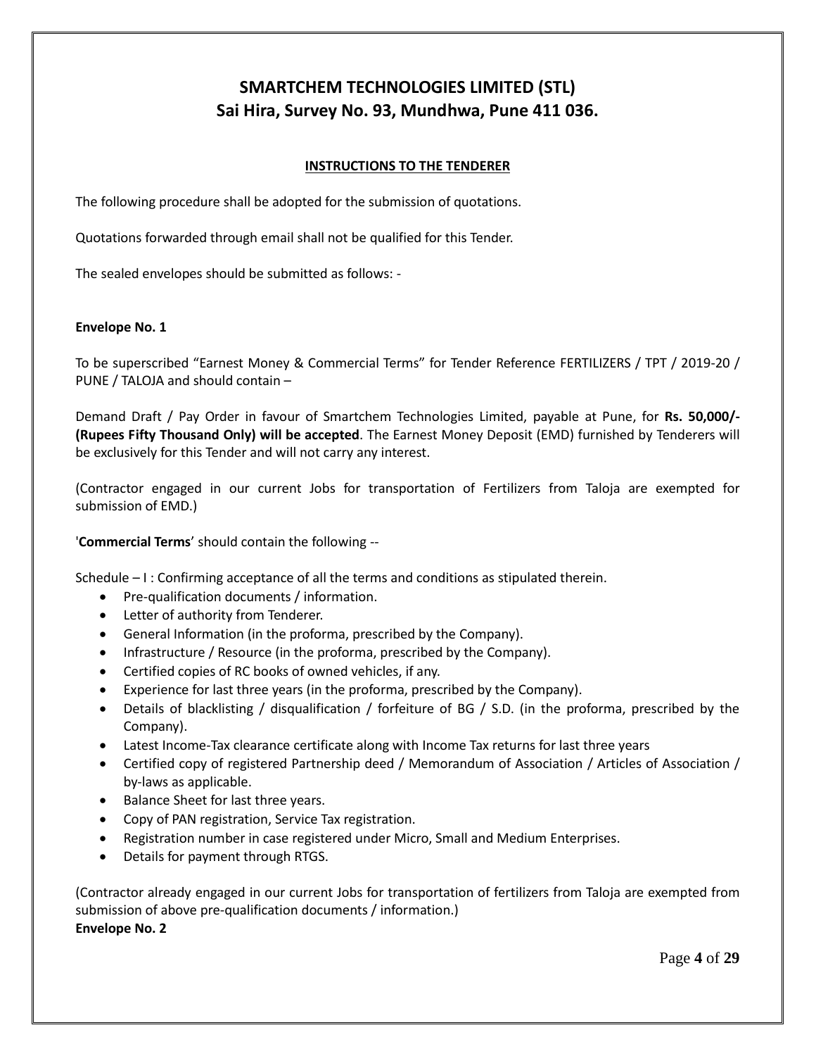# SMARTCHEM TECHNOLOGIES LIMITED (STL)
## Sai Hira, Survey No. 93, Mundhwa, Pune 411 036.

**INSTRUCTIONS TO THE TENDERER**

The following procedure shall be adopted for the submission of quotations.

Quotations forwarded through email shall not be qualified for this Tender.

The sealed envelopes should be submitted as follows: -

**Envelope No. 1**

To be superscribed "Earnest Money & Commercial Terms" for Tender Reference FERTILIZERS / TPT / 2019-20 / PUNE / TALOJA and should contain –

Demand Draft / Pay Order in favour of Smartchem Technologies Limited, payable at Pune, for **Rs. 50,000/- (Rupees Fifty Thousand Only) will be accepted**. The Earnest Money Deposit (EMD) furnished by Tenderers will be exclusively for this Tender and will not carry any interest.

(Contractor engaged in our current Jobs for transportation of Fertilizers from Taloja are exempted for submission of EMD.)

'**Commercial Terms**' should contain the following --

Schedule – I : Confirming acceptance of all the terms and conditions as stipulated therein.

- Pre-qualification documents / information.
- Letter of authority from Tenderer.
- General Information (in the proforma, prescribed by the Company).
- Infrastructure / Resource (in the proforma, prescribed by the Company).
- Certified copies of RC books of owned vehicles, if any.
- Experience for last three years (in the proforma, prescribed by the Company).
- Details of blacklisting / disqualification / forfeiture of BG / S.D. (in the proforma, prescribed by the Company).
- Latest Income-Tax clearance certificate along with Income Tax returns for last three years
- Certified copy of registered Partnership deed / Memorandum of Association / Articles of Association / by-laws as applicable.
- Balance Sheet for last three years.
- Copy of PAN registration, Service Tax registration.
- Registration number in case registered under Micro, Small and Medium Enterprises.
- Details for payment through RTGS.

(Contractor already engaged in our current Jobs for transportation of fertilizers from Taloja are exempted from submission of above pre-qualification documents / information.)

**Envelope No. 2**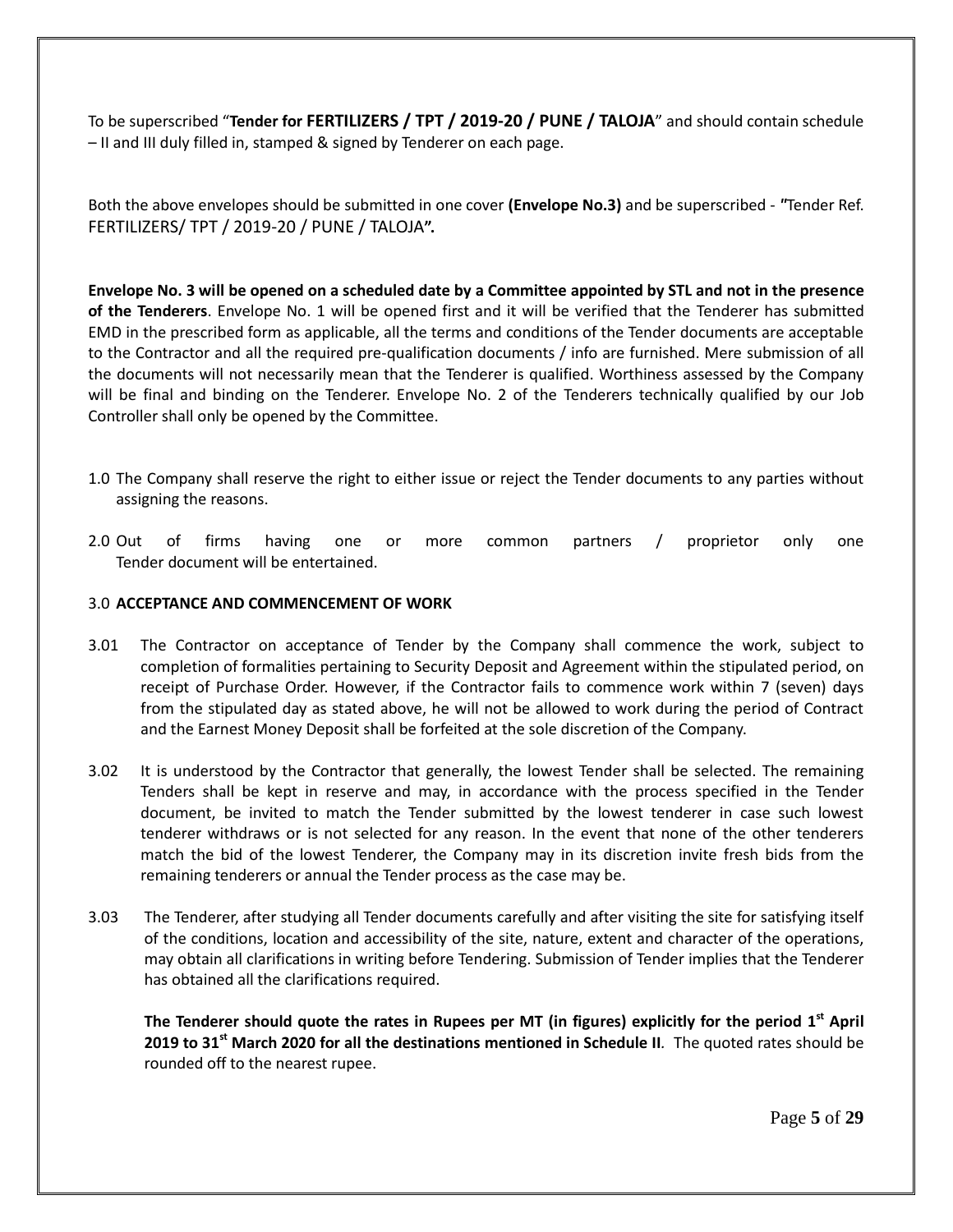To be superscribed "**Tender for FERTILIZERS / TPT / 2019-20 / PUNE / TALOJA**" and should contain schedule – II and III duly filled in, stamped & signed by Tenderer on each page.

Both the above envelopes should be submitted in one cover **(Envelope No.3)** and be superscribed - **"**Tender Ref. FERTILIZERS/ TPT / 2019-20 / PUNE / TALOJA**".**

**Envelope No. 3 will be opened on a scheduled date by a Committee appointed by STL and not in the presence of the Tenderers**. Envelope No. 1 will be opened first and it will be verified that the Tenderer has submitted EMD in the prescribed form as applicable, all the terms and conditions of the Tender documents are acceptable to the Contractor and all the required pre-qualification documents / info are furnished. Mere submission of all the documents will not necessarily mean that the Tenderer is qualified. Worthiness assessed by the Company will be final and binding on the Tenderer. Envelope No. 2 of the Tenderers technically qualified by our Job Controller shall only be opened by the Committee.

1.0 The Company shall reserve the right to either issue or reject the Tender documents to any parties without assigning the reasons.

2.0 Out of firms having one or more common partners / proprietor only one Tender document will be entertained.

3.0 **ACCEPTANCE AND COMMENCEMENT OF WORK**

3.01 The Contractor on acceptance of Tender by the Company shall commence the work, subject to completion of formalities pertaining to Security Deposit and Agreement within the stipulated period, on receipt of Purchase Order. However, if the Contractor fails to commence work within 7 (seven) days from the stipulated day as stated above, he will not be allowed to work during the period of Contract and the Earnest Money Deposit shall be forfeited at the sole discretion of the Company.

3.02 It is understood by the Contractor that generally, the lowest Tender shall be selected. The remaining Tenders shall be kept in reserve and may, in accordance with the process specified in the Tender document, be invited to match the Tender submitted by the lowest tenderer in case such lowest tenderer withdraws or is not selected for any reason. In the event that none of the other tenderers match the bid of the lowest Tenderer, the Company may in its discretion invite fresh bids from the remaining tenderers or annual the Tender process as the case may be.

3.03 The Tenderer, after studying all Tender documents carefully and after visiting the site for satisfying itself of the conditions, location and accessibility of the site, nature, extent and character of the operations, may obtain all clarifications in writing before Tendering. Submission of Tender implies that the Tenderer has obtained all the clarifications required.

**The Tenderer should quote the rates in Rupees per MT (in figures) explicitly for the period 1st April 2019 to 31st March 2020 for all the destinations mentioned in Schedule II**. The quoted rates should be rounded off to the nearest rupee.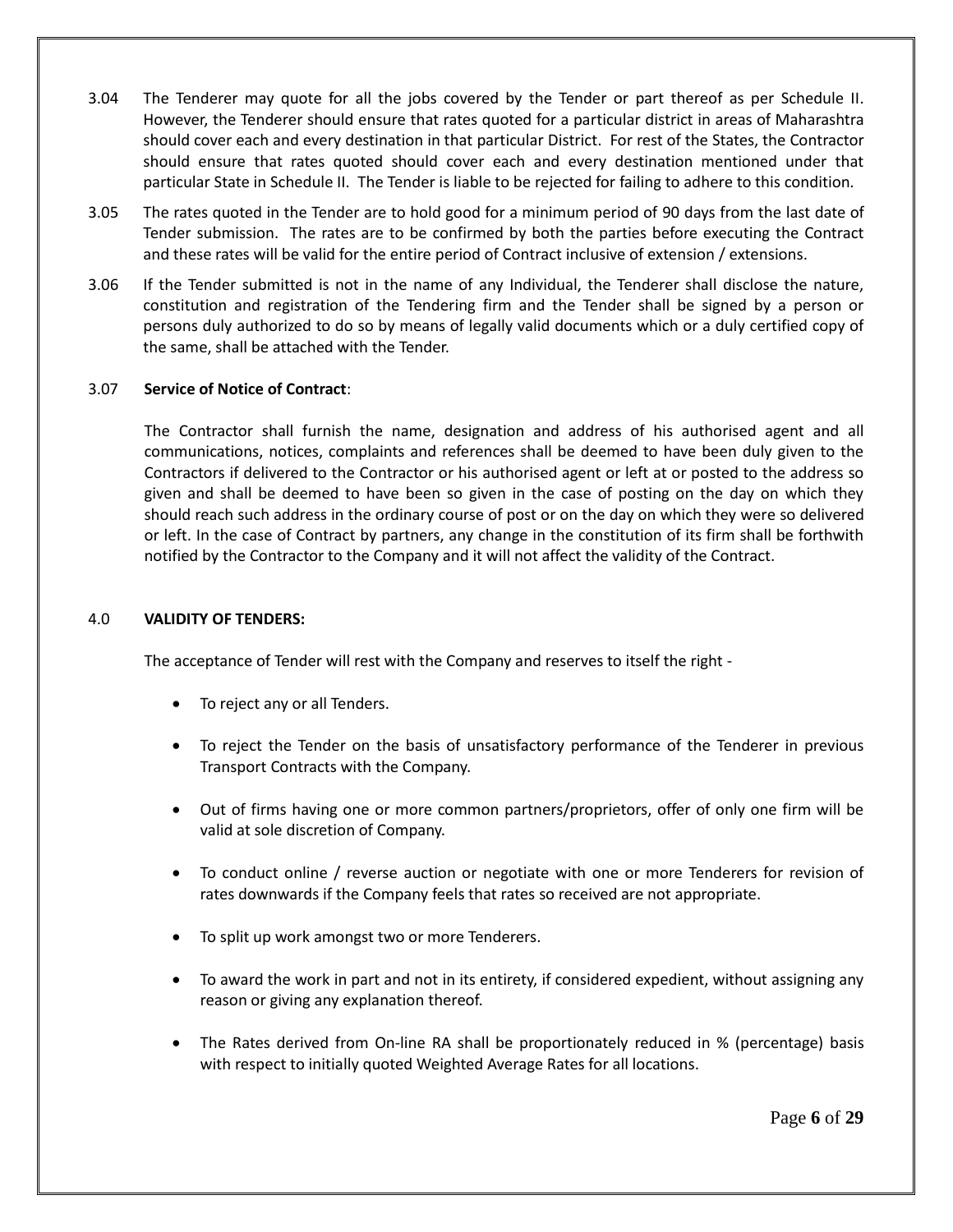3.04 The Tenderer may quote for all the jobs covered by the Tender or part thereof as per Schedule II. However, the Tenderer should ensure that rates quoted for a particular district in areas of Maharashtra should cover each and every destination in that particular District. For rest of the States, the Contractor should ensure that rates quoted should cover each and every destination mentioned under that particular State in Schedule II. The Tender is liable to be rejected for failing to adhere to this condition.

3.05 The rates quoted in the Tender are to hold good for a minimum period of 90 days from the last date of Tender submission. The rates are to be confirmed by both the parties before executing the Contract and these rates will be valid for the entire period of Contract inclusive of extension / extensions.

3.06 If the Tender submitted is not in the name of any Individual, the Tenderer shall disclose the nature, constitution and registration of the Tendering firm and the Tender shall be signed by a person or persons duly authorized to do so by means of legally valid documents which or a duly certified copy of the same, shall be attached with the Tender.

3.07 **Service of Notice of Contract**:

The Contractor shall furnish the name, designation and address of his authorised agent and all communications, notices, complaints and references shall be deemed to have been duly given to the Contractors if delivered to the Contractor or his authorised agent or left at or posted to the address so given and shall be deemed to have been so given in the case of posting on the day on which they should reach such address in the ordinary course of post or on the day on which they were so delivered or left. In the case of Contract by partners, any change in the constitution of its firm shall be forthwith notified by the Contractor to the Company and it will not affect the validity of the Contract.

## 4.0 **VALIDITY OF TENDERS:**

The acceptance of Tender will rest with the Company and reserves to itself the right -

- To reject any or all Tenders.
- To reject the Tender on the basis of unsatisfactory performance of the Tenderer in previous Transport Contracts with the Company.
- Out of firms having one or more common partners/proprietors, offer of only one firm will be valid at sole discretion of Company.
- To conduct online / reverse auction or negotiate with one or more Tenderers for revision of rates downwards if the Company feels that rates so received are not appropriate.
- To split up work amongst two or more Tenderers.
- To award the work in part and not in its entirety, if considered expedient, without assigning any reason or giving any explanation thereof.
- The Rates derived from On-line RA shall be proportionately reduced in % (percentage) basis with respect to initially quoted Weighted Average Rates for all locations.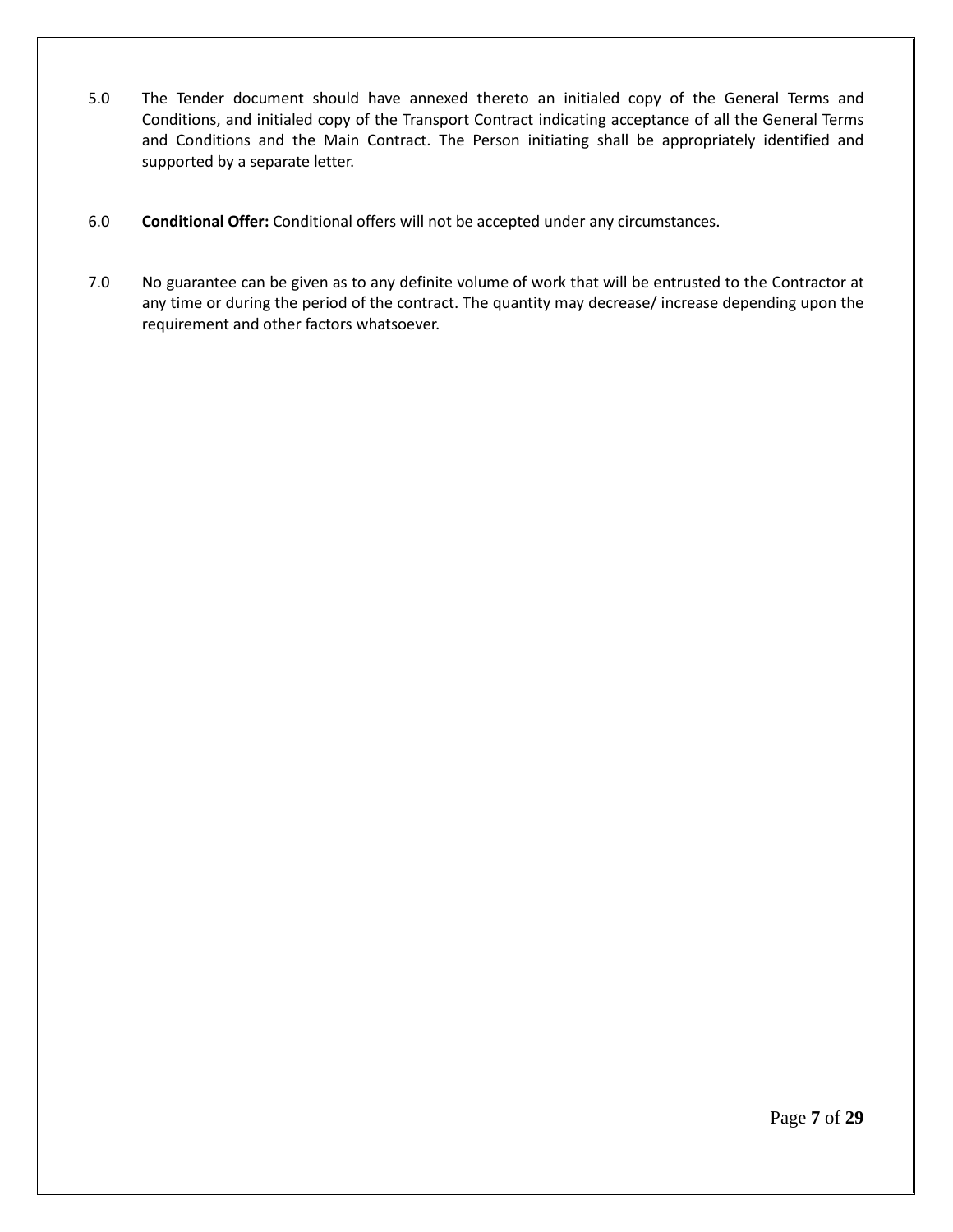5.0 The Tender document should have annexed thereto an initialed copy of the General Terms and Conditions, and initialed copy of the Transport Contract indicating acceptance of all the General Terms and Conditions and the Main Contract. The Person initiating shall be appropriately identified and supported by a separate letter.

6.0 **Conditional Offer:** Conditional offers will not be accepted under any circumstances.

7.0 No guarantee can be given as to any definite volume of work that will be entrusted to the Contractor at any time or during the period of the contract. The quantity may decrease/ increase depending upon the requirement and other factors whatsoever.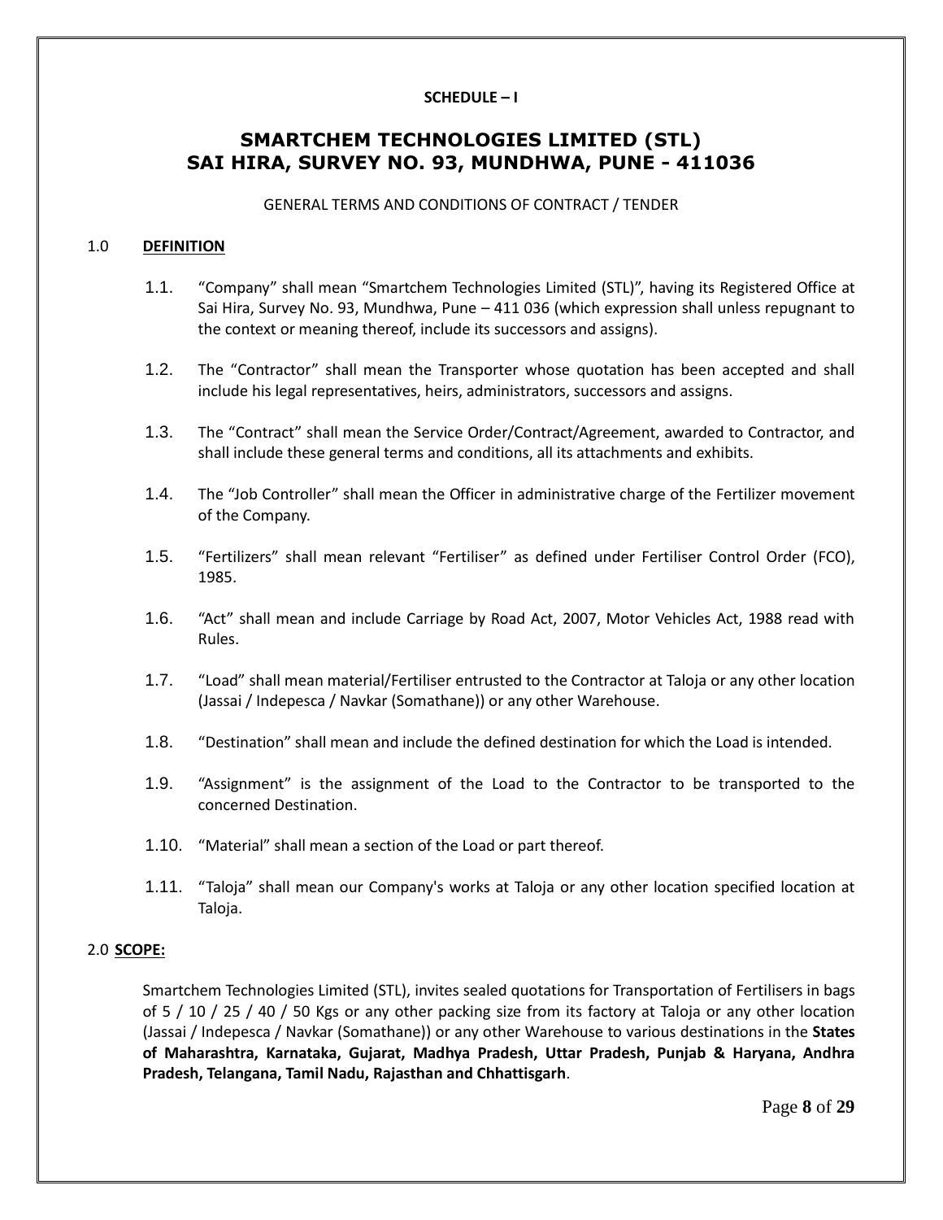**SCHEDULE – I**

# SMARTCHEM TECHNOLOGIES LIMITED (STL)
# SAI HIRA, SURVEY NO. 93, MUNDHWA, PUNE - 411036

GENERAL TERMS AND CONDITIONS OF CONTRACT / TENDER

## 1.0 DEFINITION

1.1. "Company" shall mean "Smartchem Technologies Limited (STL)", having its Registered Office at Sai Hira, Survey No. 93, Mundhwa, Pune – 411 036 (which expression shall unless repugnant to the context or meaning thereof, include its successors and assigns).

1.2. The "Contractor" shall mean the Transporter whose quotation has been accepted and shall include his legal representatives, heirs, administrators, successors and assigns.

1.3. The "Contract" shall mean the Service Order/Contract/Agreement, awarded to Contractor, and shall include these general terms and conditions, all its attachments and exhibits.

1.4. The "Job Controller" shall mean the Officer in administrative charge of the Fertilizer movement of the Company.

1.5. "Fertilizers" shall mean relevant "Fertiliser" as defined under Fertiliser Control Order (FCO), 1985.

1.6. "Act" shall mean and include Carriage by Road Act, 2007, Motor Vehicles Act, 1988 read with Rules.

1.7. "Load" shall mean material/Fertiliser entrusted to the Contractor at Taloja or any other location (Jassai / Indepesca / Navkar (Somathane)) or any other Warehouse.

1.8. "Destination" shall mean and include the defined destination for which the Load is intended.

1.9. "Assignment" is the assignment of the Load to the Contractor to be transported to the concerned Destination.

1.10. "Material" shall mean a section of the Load or part thereof.

1.11. "Taloja" shall mean our Company's works at Taloja or any other location specified location at Taloja.

## 2.0 SCOPE:

Smartchem Technologies Limited (STL), invites sealed quotations for Transportation of Fertilisers in bags of 5 / 10 / 25 / 40 / 50 Kgs or any other packing size from its factory at Taloja or any other location (Jassai / Indepesca / Navkar (Somathane)) or any other Warehouse to various destinations in the **States of Maharashtra, Karnataka, Gujarat, Madhya Pradesh, Uttar Pradesh, Punjab & Haryana, Andhra Pradesh, Telangana, Tamil Nadu, Rajasthan and Chhattisgarh**.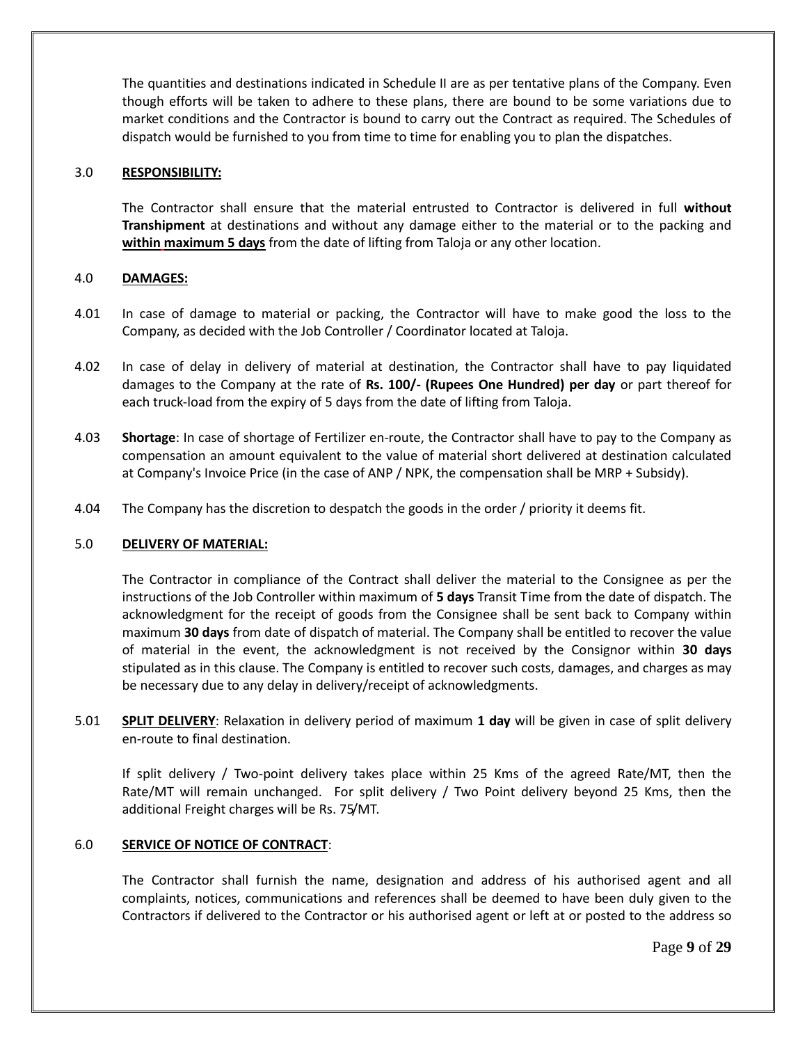The quantities and destinations indicated in Schedule II are as per tentative plans of the Company. Even though efforts will be taken to adhere to these plans, there are bound to be some variations due to market conditions and the Contractor is bound to carry out the Contract as required. The Schedules of dispatch would be furnished to you from time to time for enabling you to plan the dispatches.

3.0 **RESPONSIBILITY:**

The Contractor shall ensure that the material entrusted to Contractor is delivered in full **without Transhipment** at destinations and without any damage either to the material or to the packing and **within maximum 5 days** from the date of lifting from Taloja or any other location.

4.0 **DAMAGES:**

4.01 In case of damage to material or packing, the Contractor will have to make good the loss to the Company, as decided with the Job Controller / Coordinator located at Taloja.

4.02 In case of delay in delivery of material at destination, the Contractor shall have to pay liquidated damages to the Company at the rate of **Rs. 100/- (Rupees One Hundred) per day** or part thereof for each truck-load from the expiry of 5 days from the date of lifting from Taloja.

4.03 **Shortage**: In case of shortage of Fertilizer en-route, the Contractor shall have to pay to the Company as compensation an amount equivalent to the value of material short delivered at destination calculated at Company's Invoice Price (in the case of ANP / NPK, the compensation shall be MRP + Subsidy).

4.04 The Company has the discretion to despatch the goods in the order / priority it deems fit.

5.0 **DELIVERY OF MATERIAL:**

The Contractor in compliance of the Contract shall deliver the material to the Consignee as per the instructions of the Job Controller within maximum of **5 days** Transit Time from the date of dispatch. The acknowledgment for the receipt of goods from the Consignee shall be sent back to Company within maximum **30 days** from date of dispatch of material. The Company shall be entitled to recover the value of material in the event, the acknowledgment is not received by the Consignor within **30 days** stipulated as in this clause. The Company is entitled to recover such costs, damages, and charges as may be necessary due to any delay in delivery/receipt of acknowledgments.

5.01 **SPLIT DELIVERY**: Relaxation in delivery period of maximum **1 day** will be given in case of split delivery en-route to final destination.

If split delivery / Two-point delivery takes place within 25 Kms of the agreed Rate/MT, then the Rate/MT will remain unchanged. For split delivery / Two Point delivery beyond 25 Kms, then the additional Freight charges will be Rs. 75/MT.

6.0 **SERVICE OF NOTICE OF CONTRACT**:

The Contractor shall furnish the name, designation and address of his authorised agent and all complaints, notices, communications and references shall be deemed to have been duly given to the Contractors if delivered to the Contractor or his authorised agent or left at or posted to the address so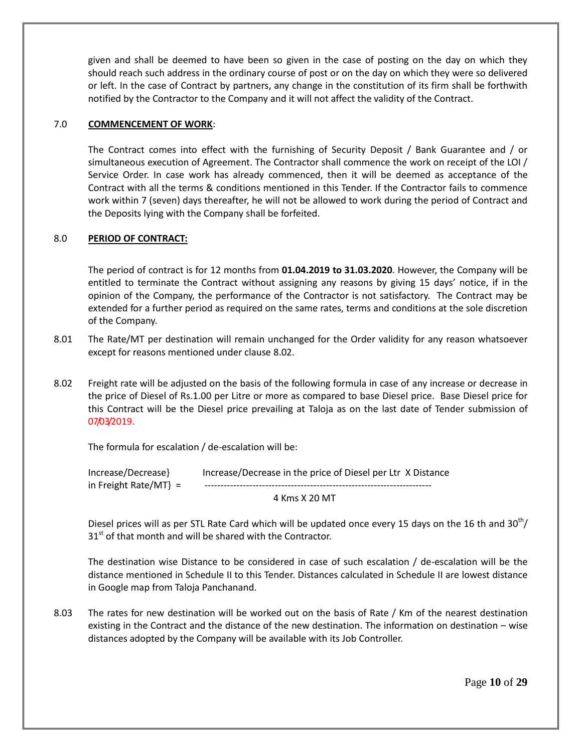given and shall be deemed to have been so given in the case of posting on the day on which they should reach such address in the ordinary course of post or on the day on which they were so delivered or left. In the case of Contract by partners, any change in the constitution of its firm shall be forthwith notified by the Contractor to the Company and it will not affect the validity of the Contract.

## 7.0 **COMMENCEMENT OF WORK**:

The Contract comes into effect with the furnishing of Security Deposit / Bank Guarantee and / or simultaneous execution of Agreement. The Contractor shall commence the work on receipt of the LOI / Service Order. In case work has already commenced, then it will be deemed as acceptance of the Contract with all the terms & conditions mentioned in this Tender. If the Contractor fails to commence work within 7 (seven) days thereafter, he will not be allowed to work during the period of Contract and the Deposits lying with the Company shall be forfeited.

## 8.0 **PERIOD OF CONTRACT:**

The period of contract is for 12 months from **01.04.2019 to 31.03.2020**. However, the Company will be entitled to terminate the Contract without assigning any reasons by giving 15 days' notice, if in the opinion of the Company, the performance of the Contractor is not satisfactory. The Contract may be extended for a further period as required on the same rates, terms and conditions at the sole discretion of the Company.

8.01 The Rate/MT per destination will remain unchanged for the Order validity for any reason whatsoever except for reasons mentioned under clause 8.02.

8.02 Freight rate will be adjusted on the basis of the following formula in case of any increase or decrease in the price of Diesel of Rs.1.00 per Litre or more as compared to base Diesel price. Base Diesel price for this Contract will be the Diesel price prevailing at Taloja as on the last date of Tender submission of 07/03/2019.

The formula for escalation / de-escalation will be:

$$\text{Increase/Decrease in Freight Rate/MT} = \frac{\text{Increase/Decrease in the price of Diesel per Ltr} \times \text{Distance}}{4 \text{ Kms} \times 20 \text{ MT}}$$

Diesel prices will as per STL Rate Card which will be updated once every 15 days on the 16 th and 30th/ 31st of that month and will be shared with the Contractor.

The destination wise Distance to be considered in case of such escalation / de-escalation will be the distance mentioned in Schedule II to this Tender. Distances calculated in Schedule II are lowest distance in Google map from Taloja Panchanand.

8.03 The rates for new destination will be worked out on the basis of Rate / Km of the nearest destination existing in the Contract and the distance of the new destination. The information on destination – wise distances adopted by the Company will be available with its Job Controller.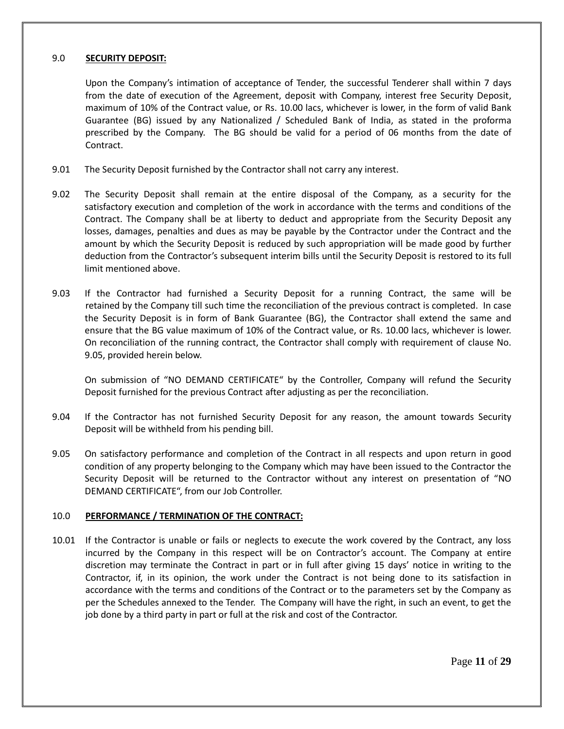## 9.0 SECURITY DEPOSIT:

Upon the Company's intimation of acceptance of Tender, the successful Tenderer shall within 7 days from the date of execution of the Agreement, deposit with Company, interest free Security Deposit, maximum of 10% of the Contract value, or Rs. 10.00 lacs, whichever is lower, in the form of valid Bank Guarantee (BG) issued by any Nationalized / Scheduled Bank of India, as stated in the proforma prescribed by the Company. The BG should be valid for a period of 06 months from the date of Contract.

9.01 The Security Deposit furnished by the Contractor shall not carry any interest.

9.02 The Security Deposit shall remain at the entire disposal of the Company, as a security for the satisfactory execution and completion of the work in accordance with the terms and conditions of the Contract. The Company shall be at liberty to deduct and appropriate from the Security Deposit any losses, damages, penalties and dues as may be payable by the Contractor under the Contract and the amount by which the Security Deposit is reduced by such appropriation will be made good by further deduction from the Contractor's subsequent interim bills until the Security Deposit is restored to its full limit mentioned above.

9.03 If the Contractor had furnished a Security Deposit for a running Contract, the same will be retained by the Company till such time the reconciliation of the previous contract is completed. In case the Security Deposit is in form of Bank Guarantee (BG), the Contractor shall extend the same and ensure that the BG value maximum of 10% of the Contract value, or Rs. 10.00 lacs, whichever is lower. On reconciliation of the running contract, the Contractor shall comply with requirement of clause No. 9.05, provided herein below.

On submission of "NO DEMAND CERTIFICATE" by the Controller, Company will refund the Security Deposit furnished for the previous Contract after adjusting as per the reconciliation.

9.04 If the Contractor has not furnished Security Deposit for any reason, the amount towards Security Deposit will be withheld from his pending bill.

9.05 On satisfactory performance and completion of the Contract in all respects and upon return in good condition of any property belonging to the Company which may have been issued to the Contractor the Security Deposit will be returned to the Contractor without any interest on presentation of "NO DEMAND CERTIFICATE", from our Job Controller.

## 10.0 PERFORMANCE / TERMINATION OF THE CONTRACT:

10.01 If the Contractor is unable or fails or neglects to execute the work covered by the Contract, any loss incurred by the Company in this respect will be on Contractor's account. The Company at entire discretion may terminate the Contract in part or in full after giving 15 days' notice in writing to the Contractor, if, in its opinion, the work under the Contract is not being done to its satisfaction in accordance with the terms and conditions of the Contract or to the parameters set by the Company as per the Schedules annexed to the Tender. The Company will have the right, in such an event, to get the job done by a third party in part or full at the risk and cost of the Contractor.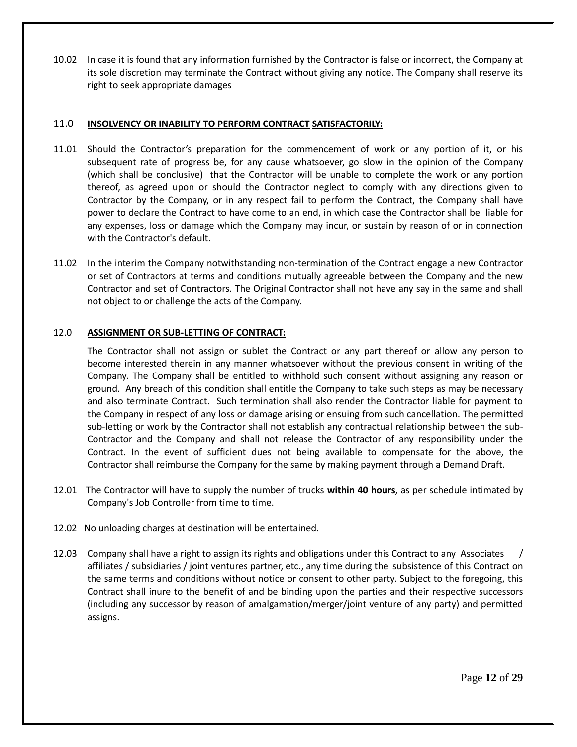10.02 In case it is found that any information furnished by the Contractor is false or incorrect, the Company at its sole discretion may terminate the Contract without giving any notice. The Company shall reserve its right to seek appropriate damages

## 11.0 **INSOLVENCY OR INABILITY TO PERFORM CONTRACT SATISFACTORILY:**

11.01 Should the Contractor's preparation for the commencement of work or any portion of it, or his subsequent rate of progress be, for any cause whatsoever, go slow in the opinion of the Company (which shall be conclusive) that the Contractor will be unable to complete the work or any portion thereof, as agreed upon or should the Contractor neglect to comply with any directions given to Contractor by the Company, or in any respect fail to perform the Contract, the Company shall have power to declare the Contract to have come to an end, in which case the Contractor shall be liable for any expenses, loss or damage which the Company may incur, or sustain by reason of or in connection with the Contractor's default.

11.02 In the interim the Company notwithstanding non-termination of the Contract engage a new Contractor or set of Contractors at terms and conditions mutually agreeable between the Company and the new Contractor and set of Contractors. The Original Contractor shall not have any say in the same and shall not object to or challenge the acts of the Company.

## 12.0 **ASSIGNMENT OR SUB-LETTING OF CONTRACT:**

The Contractor shall not assign or sublet the Contract or any part thereof or allow any person to become interested therein in any manner whatsoever without the previous consent in writing of the Company. The Company shall be entitled to withhold such consent without assigning any reason or ground. Any breach of this condition shall entitle the Company to take such steps as may be necessary and also terminate Contract. Such termination shall also render the Contractor liable for payment to the Company in respect of any loss or damage arising or ensuing from such cancellation. The permitted sub-letting or work by the Contractor shall not establish any contractual relationship between the sub-Contractor and the Company and shall not release the Contractor of any responsibility under the Contract. In the event of sufficient dues not being available to compensate for the above, the Contractor shall reimburse the Company for the same by making payment through a Demand Draft.

12.01 The Contractor will have to supply the number of trucks **within 40 hours**, as per schedule intimated by Company's Job Controller from time to time.

12.02 No unloading charges at destination will be entertained.

12.03 Company shall have a right to assign its rights and obligations under this Contract to any Associates / affiliates / subsidiaries / joint ventures partner, etc., any time during the subsistence of this Contract on the same terms and conditions without notice or consent to other party. Subject to the foregoing, this Contract shall inure to the benefit of and be binding upon the parties and their respective successors (including any successor by reason of amalgamation/merger/joint venture of any party) and permitted assigns.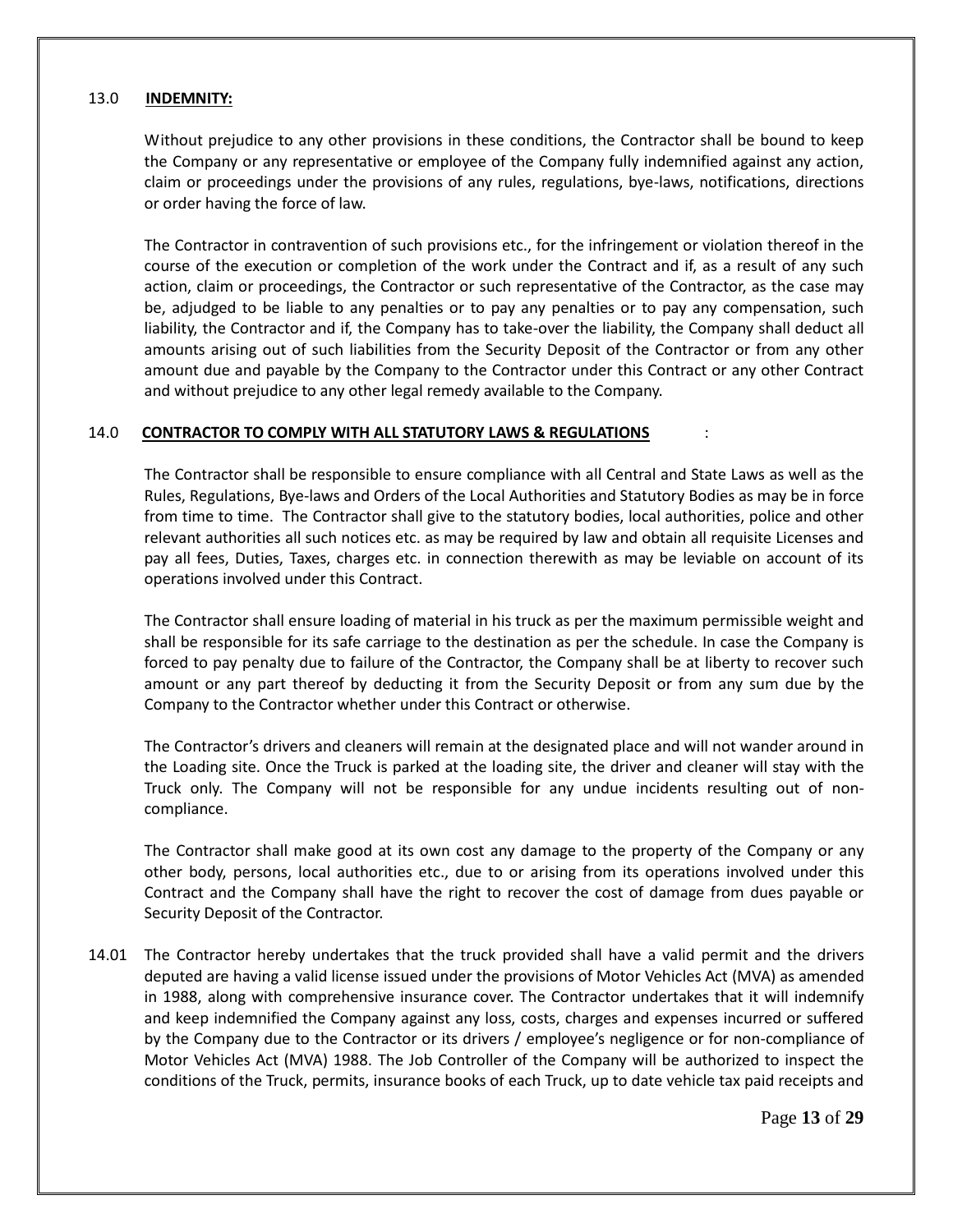### 13.0 **INDEMNITY:**

Without prejudice to any other provisions in these conditions, the Contractor shall be bound to keep the Company or any representative or employee of the Company fully indemnified against any action, claim or proceedings under the provisions of any rules, regulations, bye-laws, notifications, directions or order having the force of law.

The Contractor in contravention of such provisions etc., for the infringement or violation thereof in the course of the execution or completion of the work under the Contract and if, as a result of any such action, claim or proceedings, the Contractor or such representative of the Contractor, as the case may be, adjudged to be liable to any penalties or to pay any penalties or to pay any compensation, such liability, the Contractor and if, the Company has to take-over the liability, the Company shall deduct all amounts arising out of such liabilities from the Security Deposit of the Contractor or from any other amount due and payable by the Company to the Contractor under this Contract or any other Contract and without prejudice to any other legal remedy available to the Company.

### 14.0 **CONTRACTOR TO COMPLY WITH ALL STATUTORY LAWS & REGULATIONS** :

The Contractor shall be responsible to ensure compliance with all Central and State Laws as well as the Rules, Regulations, Bye-laws and Orders of the Local Authorities and Statutory Bodies as may be in force from time to time. The Contractor shall give to the statutory bodies, local authorities, police and other relevant authorities all such notices etc. as may be required by law and obtain all requisite Licenses and pay all fees, Duties, Taxes, charges etc. in connection therewith as may be leviable on account of its operations involved under this Contract.

The Contractor shall ensure loading of material in his truck as per the maximum permissible weight and shall be responsible for its safe carriage to the destination as per the schedule. In case the Company is forced to pay penalty due to failure of the Contractor, the Company shall be at liberty to recover such amount or any part thereof by deducting it from the Security Deposit or from any sum due by the Company to the Contractor whether under this Contract or otherwise.

The Contractor's drivers and cleaners will remain at the designated place and will not wander around in the Loading site. Once the Truck is parked at the loading site, the driver and cleaner will stay with the Truck only. The Company will not be responsible for any undue incidents resulting out of non-compliance.

The Contractor shall make good at its own cost any damage to the property of the Company or any other body, persons, local authorities etc., due to or arising from its operations involved under this Contract and the Company shall have the right to recover the cost of damage from dues payable or Security Deposit of the Contractor.

14.01 The Contractor hereby undertakes that the truck provided shall have a valid permit and the drivers deputed are having a valid license issued under the provisions of Motor Vehicles Act (MVA) as amended in 1988, along with comprehensive insurance cover. The Contractor undertakes that it will indemnify and keep indemnified the Company against any loss, costs, charges and expenses incurred or suffered by the Company due to the Contractor or its drivers / employee's negligence or for non-compliance of Motor Vehicles Act (MVA) 1988. The Job Controller of the Company will be authorized to inspect the conditions of the Truck, permits, insurance books of each Truck, up to date vehicle tax paid receipts and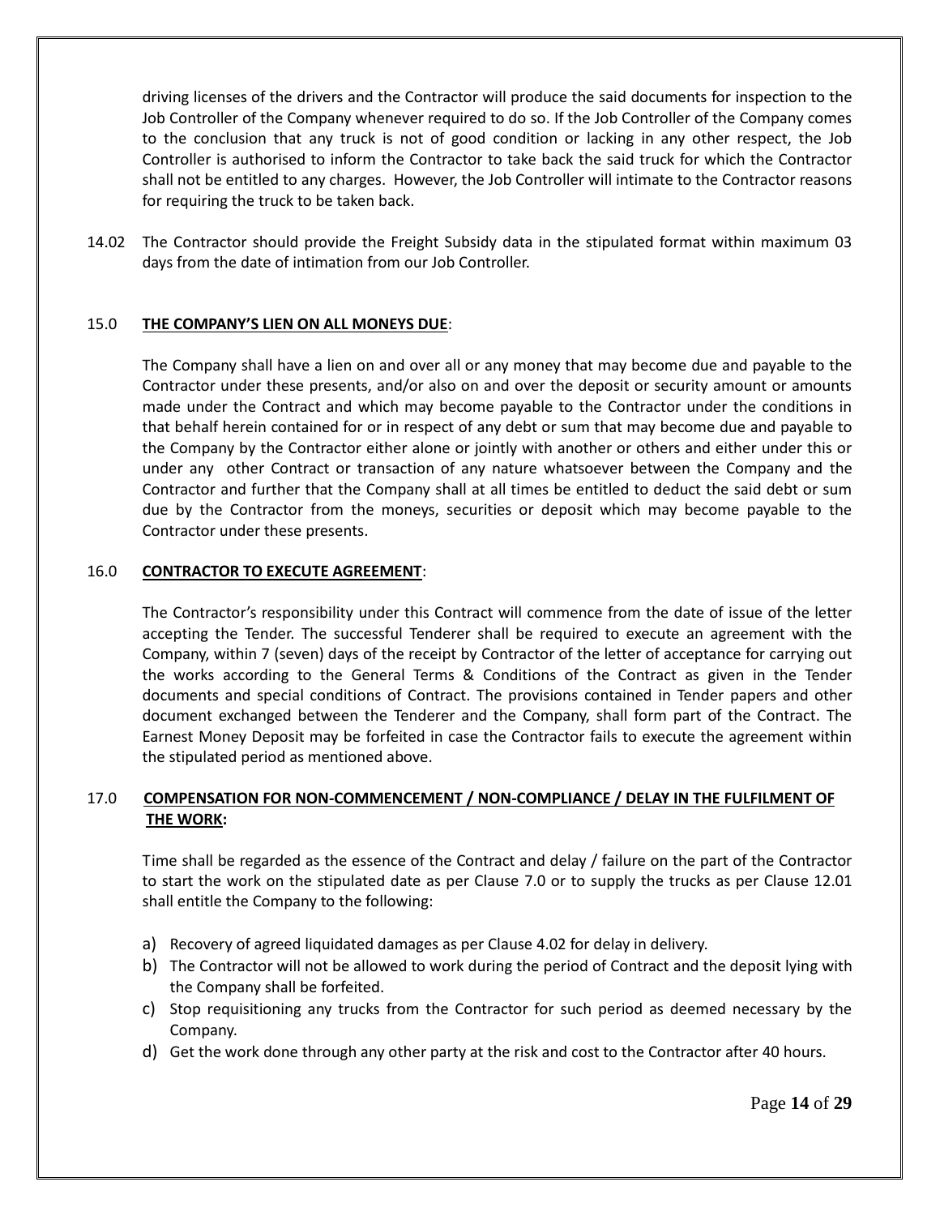driving licenses of the drivers and the Contractor will produce the said documents for inspection to the Job Controller of the Company whenever required to do so. If the Job Controller of the Company comes to the conclusion that any truck is not of good condition or lacking in any other respect, the Job Controller is authorised to inform the Contractor to take back the said truck for which the Contractor shall not be entitled to any charges. However, the Job Controller will intimate to the Contractor reasons for requiring the truck to be taken back.

14.02 The Contractor should provide the Freight Subsidy data in the stipulated format within maximum 03 days from the date of intimation from our Job Controller.

## 15.0 **THE COMPANY'S LIEN ON ALL MONEYS DUE**:

The Company shall have a lien on and over all or any money that may become due and payable to the Contractor under these presents, and/or also on and over the deposit or security amount or amounts made under the Contract and which may become payable to the Contractor under the conditions in that behalf herein contained for or in respect of any debt or sum that may become due and payable to the Company by the Contractor either alone or jointly with another or others and either under this or under any other Contract or transaction of any nature whatsoever between the Company and the Contractor and further that the Company shall at all times be entitled to deduct the said debt or sum due by the Contractor from the moneys, securities or deposit which may become payable to the Contractor under these presents.

## 16.0 **CONTRACTOR TO EXECUTE AGREEMENT**:

The Contractor's responsibility under this Contract will commence from the date of issue of the letter accepting the Tender. The successful Tenderer shall be required to execute an agreement with the Company, within 7 (seven) days of the receipt by Contractor of the letter of acceptance for carrying out the works according to the General Terms & Conditions of the Contract as given in the Tender documents and special conditions of Contract. The provisions contained in Tender papers and other document exchanged between the Tenderer and the Company, shall form part of the Contract. The Earnest Money Deposit may be forfeited in case the Contractor fails to execute the agreement within the stipulated period as mentioned above.

## 17.0 **COMPENSATION FOR NON-COMMENCEMENT / NON-COMPLIANCE / DELAY IN THE FULFILMENT OF THE WORK:**

Time shall be regarded as the essence of the Contract and delay / failure on the part of the Contractor to start the work on the stipulated date as per Clause 7.0 or to supply the trucks as per Clause 12.01 shall entitle the Company to the following:

a) Recovery of agreed liquidated damages as per Clause 4.02 for delay in delivery.
b) The Contractor will not be allowed to work during the period of Contract and the deposit lying with the Company shall be forfeited.
c) Stop requisitioning any trucks from the Contractor for such period as deemed necessary by the Company.
d) Get the work done through any other party at the risk and cost to the Contractor after 40 hours.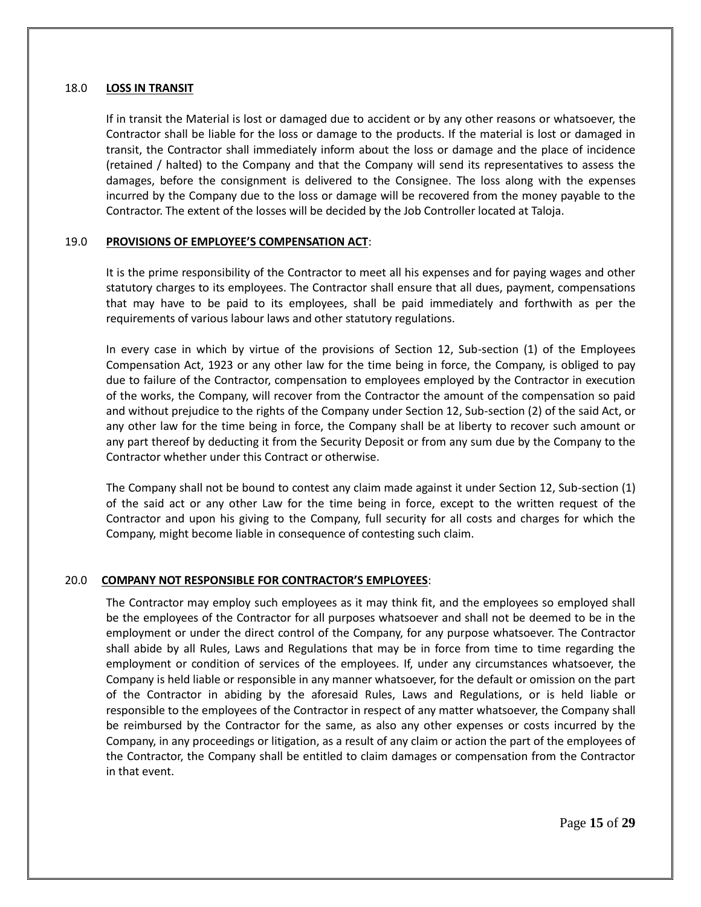## 18.0 LOSS IN TRANSIT

If in transit the Material is lost or damaged due to accident or by any other reasons or whatsoever, the Contractor shall be liable for the loss or damage to the products. If the material is lost or damaged in transit, the Contractor shall immediately inform about the loss or damage and the place of incidence (retained / halted) to the Company and that the Company will send its representatives to assess the damages, before the consignment is delivered to the Consignee. The loss along with the expenses incurred by the Company due to the loss or damage will be recovered from the money payable to the Contractor. The extent of the losses will be decided by the Job Controller located at Taloja.

## 19.0 PROVISIONS OF EMPLOYEE'S COMPENSATION ACT:

It is the prime responsibility of the Contractor to meet all his expenses and for paying wages and other statutory charges to its employees. The Contractor shall ensure that all dues, payment, compensations that may have to be paid to its employees, shall be paid immediately and forthwith as per the requirements of various labour laws and other statutory regulations.

In every case in which by virtue of the provisions of Section 12, Sub-section (1) of the Employees Compensation Act, 1923 or any other law for the time being in force, the Company, is obliged to pay due to failure of the Contractor, compensation to employees employed by the Contractor in execution of the works, the Company, will recover from the Contractor the amount of the compensation so paid and without prejudice to the rights of the Company under Section 12, Sub-section (2) of the said Act, or any other law for the time being in force, the Company shall be at liberty to recover such amount or any part thereof by deducting it from the Security Deposit or from any sum due by the Company to the Contractor whether under this Contract or otherwise.

The Company shall not be bound to contest any claim made against it under Section 12, Sub-section (1) of the said act or any other Law for the time being in force, except to the written request of the Contractor and upon his giving to the Company, full security for all costs and charges for which the Company, might become liable in consequence of contesting such claim.

## 20.0 COMPANY NOT RESPONSIBLE FOR CONTRACTOR'S EMPLOYEES:

The Contractor may employ such employees as it may think fit, and the employees so employed shall be the employees of the Contractor for all purposes whatsoever and shall not be deemed to be in the employment or under the direct control of the Company, for any purpose whatsoever. The Contractor shall abide by all Rules, Laws and Regulations that may be in force from time to time regarding the employment or condition of services of the employees. If, under any circumstances whatsoever, the Company is held liable or responsible in any manner whatsoever, for the default or omission on the part of the Contractor in abiding by the aforesaid Rules, Laws and Regulations, or is held liable or responsible to the employees of the Contractor in respect of any matter whatsoever, the Company shall be reimbursed by the Contractor for the same, as also any other expenses or costs incurred by the Company, in any proceedings or litigation, as a result of any claim or action the part of the employees of the Contractor, the Company shall be entitled to claim damages or compensation from the Contractor in that event.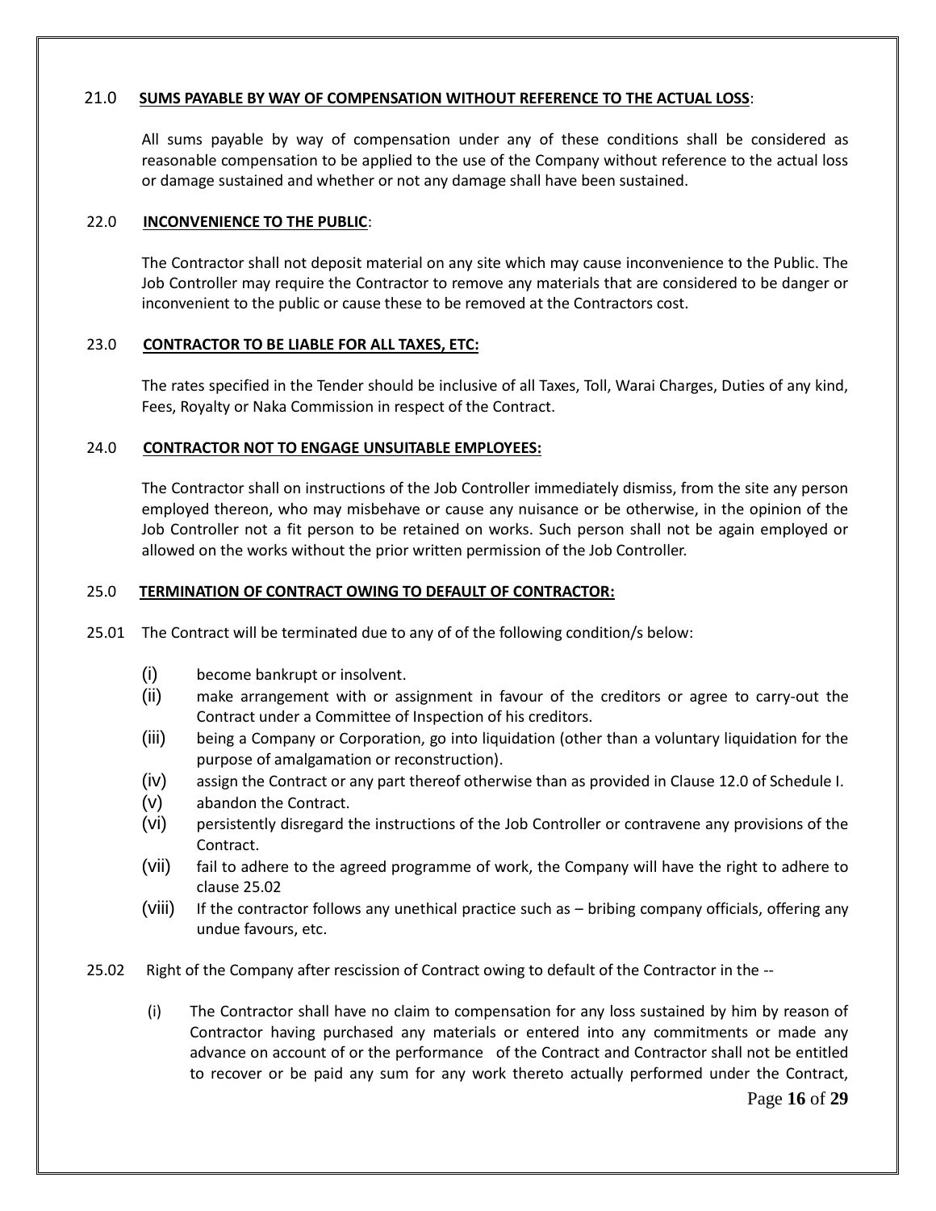## 21.0 SUMS PAYABLE BY WAY OF COMPENSATION WITHOUT REFERENCE TO THE ACTUAL LOSS:

All sums payable by way of compensation under any of these conditions shall be considered as reasonable compensation to be applied to the use of the Company without reference to the actual loss or damage sustained and whether or not any damage shall have been sustained.

## 22.0 INCONVENIENCE TO THE PUBLIC:

The Contractor shall not deposit material on any site which may cause inconvenience to the Public. The Job Controller may require the Contractor to remove any materials that are considered to be danger or inconvenient to the public or cause these to be removed at the Contractors cost.

## 23.0 CONTRACTOR TO BE LIABLE FOR ALL TAXES, ETC:

The rates specified in the Tender should be inclusive of all Taxes, Toll, Warai Charges, Duties of any kind, Fees, Royalty or Naka Commission in respect of the Contract.

## 24.0 CONTRACTOR NOT TO ENGAGE UNSUITABLE EMPLOYEES:

The Contractor shall on instructions of the Job Controller immediately dismiss, from the site any person employed thereon, who may misbehave or cause any nuisance or be otherwise, in the opinion of the Job Controller not a fit person to be retained on works. Such person shall not be again employed or allowed on the works without the prior written permission of the Job Controller.

## 25.0 TERMINATION OF CONTRACT OWING TO DEFAULT OF CONTRACTOR:

25.01 The Contract will be terminated due to any of of the following condition/s below:

- (i) become bankrupt or insolvent.
- (ii) make arrangement with or assignment in favour of the creditors or agree to carry-out the Contract under a Committee of Inspection of his creditors.
- (iii) being a Company or Corporation, go into liquidation (other than a voluntary liquidation for the purpose of amalgamation or reconstruction).
- (iv) assign the Contract or any part thereof otherwise than as provided in Clause 12.0 of Schedule I.
- (v) abandon the Contract.
- (vi) persistently disregard the instructions of the Job Controller or contravene any provisions of the Contract.
- (vii) fail to adhere to the agreed programme of work, the Company will have the right to adhere to clause 25.02
- (viii) If the contractor follows any unethical practice such as – bribing company officials, offering any undue favours, etc.

25.02 Right of the Company after rescission of Contract owing to default of the Contractor in the --

- (i) The Contractor shall have no claim to compensation for any loss sustained by him by reason of Contractor having purchased any materials or entered into any commitments or made any advance on account of or the performance of the Contract and Contractor shall not be entitled to recover or be paid any sum for any work thereto actually performed under the Contract,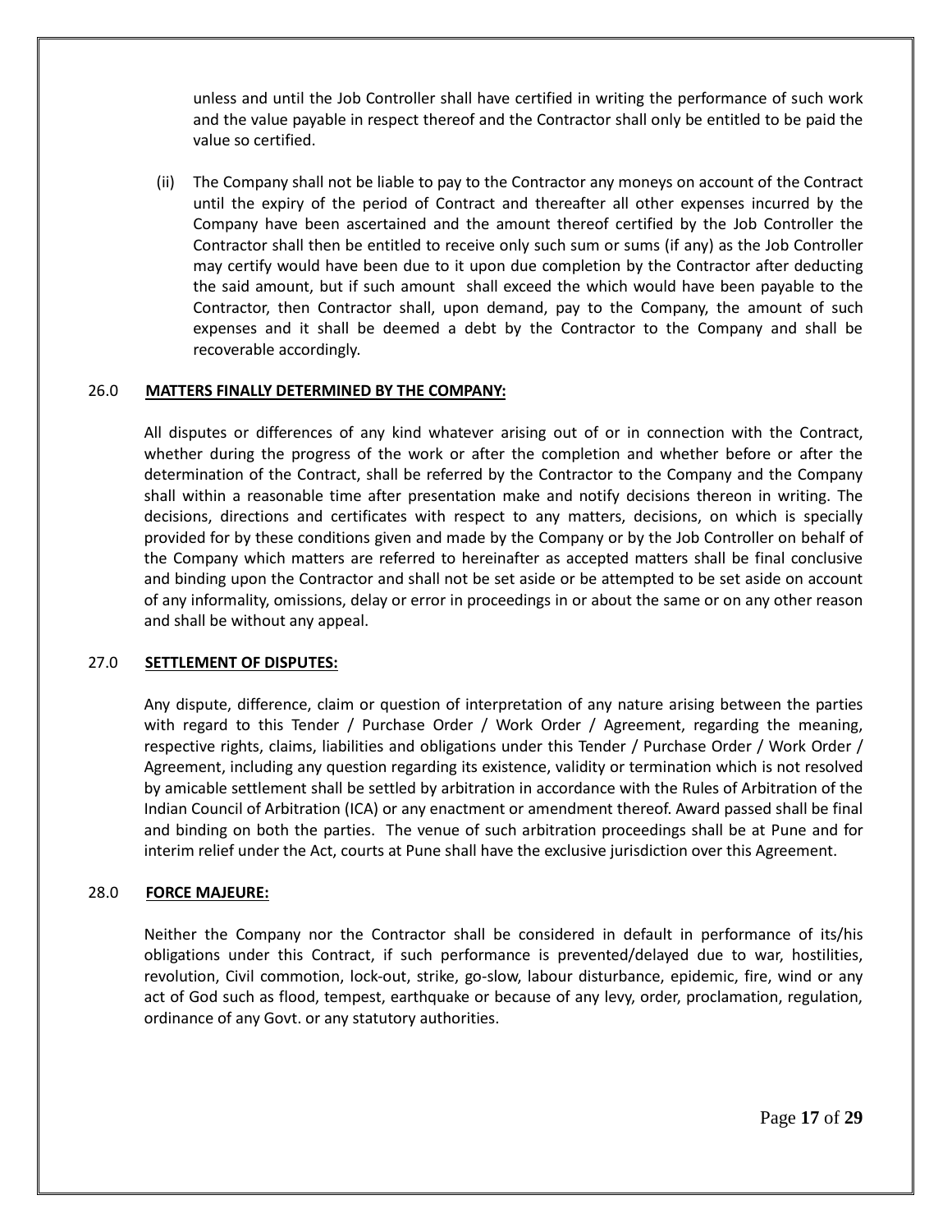unless and until the Job Controller shall have certified in writing the performance of such work and the value payable in respect thereof and the Contractor shall only be entitled to be paid the value so certified.

(ii) The Company shall not be liable to pay to the Contractor any moneys on account of the Contract until the expiry of the period of Contract and thereafter all other expenses incurred by the Company have been ascertained and the amount thereof certified by the Job Controller the Contractor shall then be entitled to receive only such sum or sums (if any) as the Job Controller may certify would have been due to it upon due completion by the Contractor after deducting the said amount, but if such amount shall exceed the which would have been payable to the Contractor, then Contractor shall, upon demand, pay to the Company, the amount of such expenses and it shall be deemed a debt by the Contractor to the Company and shall be recoverable accordingly.

## 26.0 MATTERS FINALLY DETERMINED BY THE COMPANY:

All disputes or differences of any kind whatever arising out of or in connection with the Contract, whether during the progress of the work or after the completion and whether before or after the determination of the Contract, shall be referred by the Contractor to the Company and the Company shall within a reasonable time after presentation make and notify decisions thereon in writing. The decisions, directions and certificates with respect to any matters, decisions, on which is specially provided for by these conditions given and made by the Company or by the Job Controller on behalf of the Company which matters are referred to hereinafter as accepted matters shall be final conclusive and binding upon the Contractor and shall not be set aside or be attempted to be set aside on account of any informality, omissions, delay or error in proceedings in or about the same or on any other reason and shall be without any appeal.

## 27.0 SETTLEMENT OF DISPUTES:

Any dispute, difference, claim or question of interpretation of any nature arising between the parties with regard to this Tender / Purchase Order / Work Order / Agreement, regarding the meaning, respective rights, claims, liabilities and obligations under this Tender / Purchase Order / Work Order / Agreement, including any question regarding its existence, validity or termination which is not resolved by amicable settlement shall be settled by arbitration in accordance with the Rules of Arbitration of the Indian Council of Arbitration (ICA) or any enactment or amendment thereof. Award passed shall be final and binding on both the parties. The venue of such arbitration proceedings shall be at Pune and for interim relief under the Act, courts at Pune shall have the exclusive jurisdiction over this Agreement.

## 28.0 FORCE MAJEURE:

Neither the Company nor the Contractor shall be considered in default in performance of its/his obligations under this Contract, if such performance is prevented/delayed due to war, hostilities, revolution, Civil commotion, lock-out, strike, go-slow, labour disturbance, epidemic, fire, wind or any act of God such as flood, tempest, earthquake or because of any levy, order, proclamation, regulation, ordinance of any Govt. or any statutory authorities.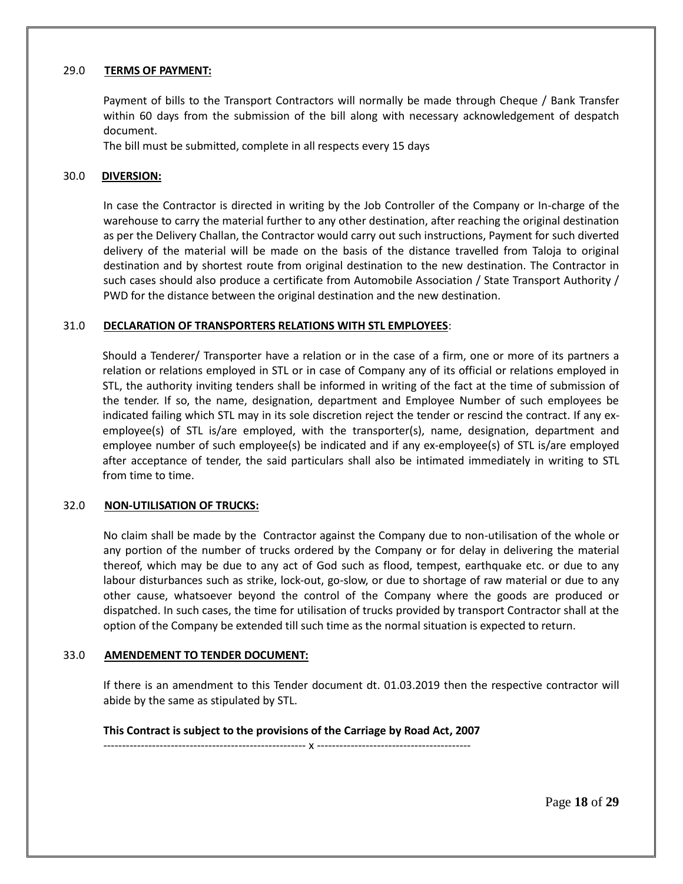## 29.0 TERMS OF PAYMENT:

Payment of bills to the Transport Contractors will normally be made through Cheque / Bank Transfer within 60 days from the submission of the bill along with necessary acknowledgement of despatch document.

The bill must be submitted, complete in all respects every 15 days

## 30.0 DIVERSION:

In case the Contractor is directed in writing by the Job Controller of the Company or In-charge of the warehouse to carry the material further to any other destination, after reaching the original destination as per the Delivery Challan, the Contractor would carry out such instructions, Payment for such diverted delivery of the material will be made on the basis of the distance travelled from Taloja to original destination and by shortest route from original destination to the new destination. The Contractor in such cases should also produce a certificate from Automobile Association / State Transport Authority / PWD for the distance between the original destination and the new destination.

## 31.0 DECLARATION OF TRANSPORTERS RELATIONS WITH STL EMPLOYEES:

Should a Tenderer/ Transporter have a relation or in the case of a firm, one or more of its partners a relation or relations employed in STL or in case of Company any of its official or relations employed in STL, the authority inviting tenders shall be informed in writing of the fact at the time of submission of the tender. If so, the name, designation, department and Employee Number of such employees be indicated failing which STL may in its sole discretion reject the tender or rescind the contract. If any ex-employee(s) of STL is/are employed, with the transporter(s), name, designation, department and employee number of such employee(s) be indicated and if any ex-employee(s) of STL is/are employed after acceptance of tender, the said particulars shall also be intimated immediately in writing to STL from time to time.

## 32.0 NON-UTILISATION OF TRUCKS:

No claim shall be made by the Contractor against the Company due to non-utilisation of the whole or any portion of the number of trucks ordered by the Company or for delay in delivering the material thereof, which may be due to any act of God such as flood, tempest, earthquake etc. or due to any labour disturbances such as strike, lock-out, go-slow, or due to shortage of raw material or due to any other cause, whatsoever beyond the control of the Company where the goods are produced or dispatched. In such cases, the time for utilisation of trucks provided by transport Contractor shall at the option of the Company be extended till such time as the normal situation is expected to return.

## 33.0 AMENDEMENT TO TENDER DOCUMENT:

If there is an amendment to this Tender document dt. 01.03.2019 then the respective contractor will abide by the same as stipulated by STL.

**This Contract is subject to the provisions of the Carriage by Road Act, 2007**

------------------------------------------------------- x -----------------------------------------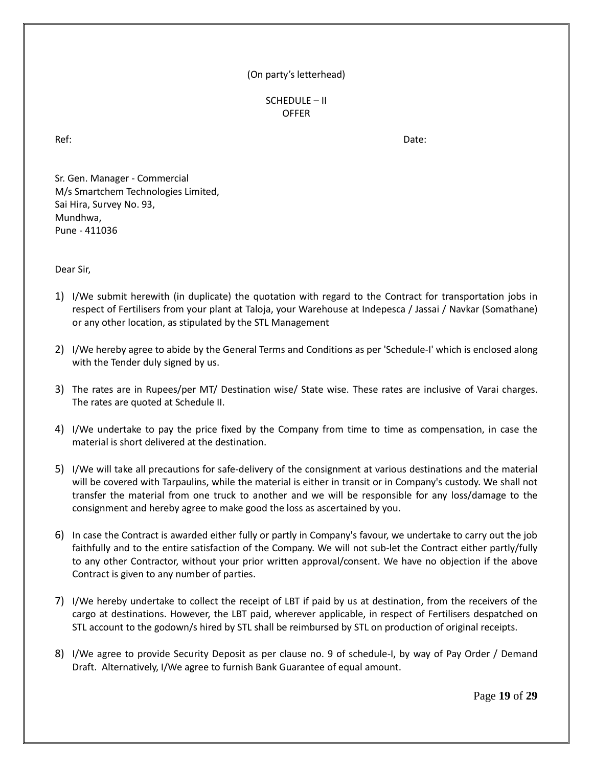(On party's letterhead)

SCHEDULE – II
OFFER

Ref: Date:

Sr. Gen. Manager - Commercial
M/s Smartchem Technologies Limited,
Sai Hira, Survey No. 93,
Mundhwa,
Pune - 411036

Dear Sir,

1) I/We submit herewith (in duplicate) the quotation with regard to the Contract for transportation jobs in respect of Fertilisers from your plant at Taloja, your Warehouse at Indepesca / Jassai / Navkar (Somathane) or any other location, as stipulated by the STL Management

2) I/We hereby agree to abide by the General Terms and Conditions as per 'Schedule-I' which is enclosed along with the Tender duly signed by us.

3) The rates are in Rupees/per MT/ Destination wise/ State wise. These rates are inclusive of Varai charges. The rates are quoted at Schedule II.

4) I/We undertake to pay the price fixed by the Company from time to time as compensation, in case the material is short delivered at the destination.

5) I/We will take all precautions for safe-delivery of the consignment at various destinations and the material will be covered with Tarpaulins, while the material is either in transit or in Company's custody. We shall not transfer the material from one truck to another and we will be responsible for any loss/damage to the consignment and hereby agree to make good the loss as ascertained by you.

6) In case the Contract is awarded either fully or partly in Company's favour, we undertake to carry out the job faithfully and to the entire satisfaction of the Company. We will not sub-let the Contract either partly/fully to any other Contractor, without your prior written approval/consent. We have no objection if the above Contract is given to any number of parties.

7) I/We hereby undertake to collect the receipt of LBT if paid by us at destination, from the receivers of the cargo at destinations. However, the LBT paid, wherever applicable, in respect of Fertilisers despatched on STL account to the godown/s hired by STL shall be reimbursed by STL on production of original receipts.

8) I/We agree to provide Security Deposit as per clause no. 9 of schedule-I, by way of Pay Order / Demand Draft. Alternatively, I/We agree to furnish Bank Guarantee of equal amount.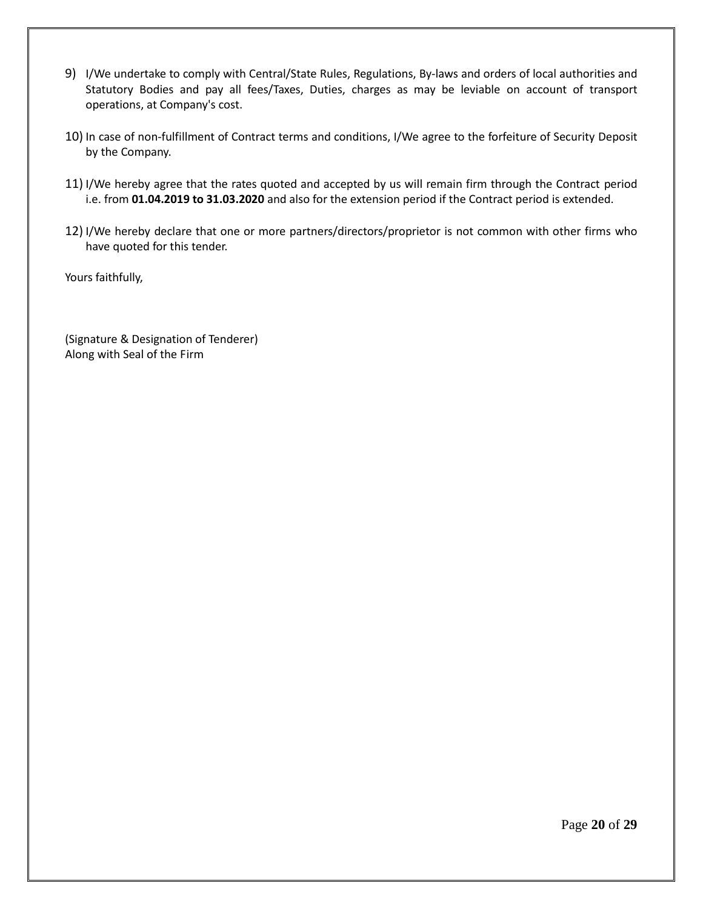9) I/We undertake to comply with Central/State Rules, Regulations, By-laws and orders of local authorities and Statutory Bodies and pay all fees/Taxes, Duties, charges as may be leviable on account of transport operations, at Company's cost.

10) In case of non-fulfillment of Contract terms and conditions, I/We agree to the forfeiture of Security Deposit by the Company.

11) I/We hereby agree that the rates quoted and accepted by us will remain firm through the Contract period i.e. from **01.04.2019 to 31.03.2020** and also for the extension period if the Contract period is extended.

12) I/We hereby declare that one or more partners/directors/proprietor is not common with other firms who have quoted for this tender.

Yours faithfully,

(Signature & Designation of Tenderer)
Along with Seal of the Firm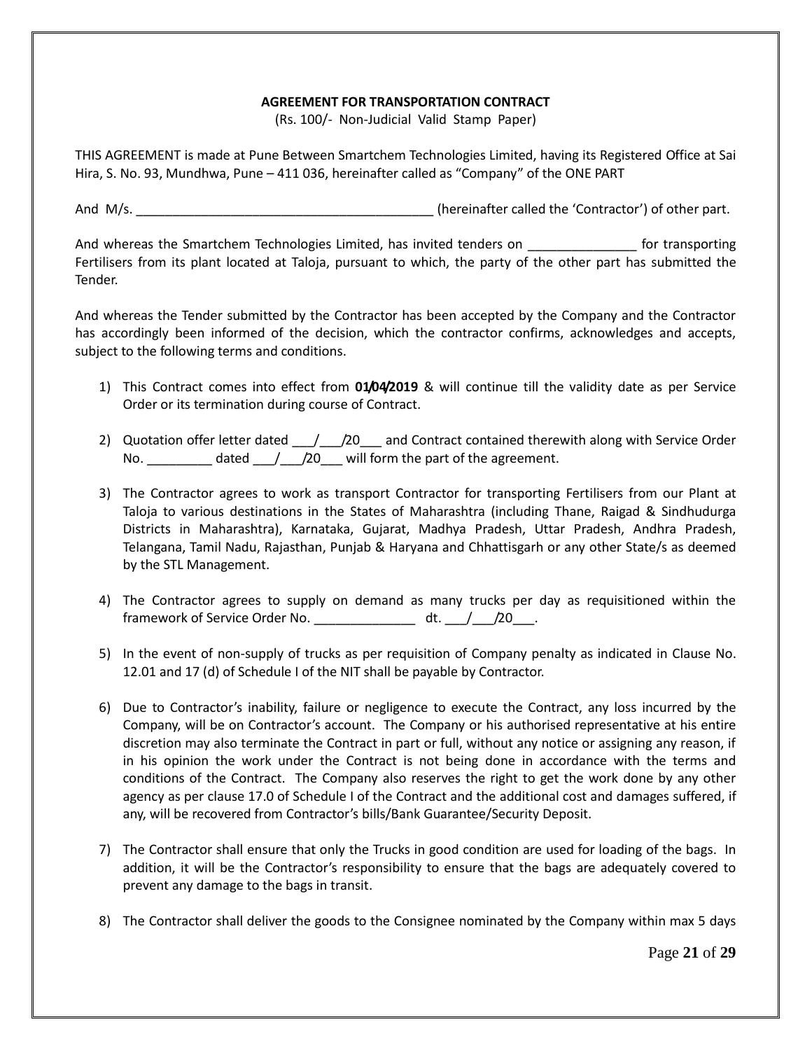**AGREEMENT FOR TRANSPORTATION CONTRACT**

(Rs. 100/- Non-Judicial Valid Stamp Paper)

THIS AGREEMENT is made at Pune Between Smartchem Technologies Limited, having its Registered Office at Sai Hira, S. No. 93, Mundhwa, Pune – 411 036, hereinafter called as "Company" of the ONE PART

And M/s. ________________________________________ (hereinafter called the 'Contractor') of other part.

And whereas the Smartchem Technologies Limited, has invited tenders on _______________ for transporting Fertilisers from its plant located at Taloja, pursuant to which, the party of the other part has submitted the Tender.

And whereas the Tender submitted by the Contractor has been accepted by the Company and the Contractor has accordingly been informed of the decision, which the contractor confirms, acknowledges and accepts, subject to the following terms and conditions.

1) This Contract comes into effect from **01/04/2019** & will continue till the validity date as per Service Order or its termination during course of Contract.

2) Quotation offer letter dated ___/___/20___ and Contract contained therewith along with Service Order No. _________ dated ___/___/20___ will form the part of the agreement.

3) The Contractor agrees to work as transport Contractor for transporting Fertilisers from our Plant at Taloja to various destinations in the States of Maharashtra (including Thane, Raigad & Sindhudurga Districts in Maharashtra), Karnataka, Gujarat, Madhya Pradesh, Uttar Pradesh, Andhra Pradesh, Telangana, Tamil Nadu, Rajasthan, Punjab & Haryana and Chhattisgarh or any other State/s as deemed by the STL Management.

4) The Contractor agrees to supply on demand as many trucks per day as requisitioned within the framework of Service Order No. ______________ dt. ___/___/20___.

5) In the event of non-supply of trucks as per requisition of Company penalty as indicated in Clause No. 12.01 and 17 (d) of Schedule I of the NIT shall be payable by Contractor.

6) Due to Contractor's inability, failure or negligence to execute the Contract, any loss incurred by the Company, will be on Contractor's account. The Company or his authorised representative at his entire discretion may also terminate the Contract in part or full, without any notice or assigning any reason, if in his opinion the work under the Contract is not being done in accordance with the terms and conditions of the Contract. The Company also reserves the right to get the work done by any other agency as per clause 17.0 of Schedule I of the Contract and the additional cost and damages suffered, if any, will be recovered from Contractor's bills/Bank Guarantee/Security Deposit.

7) The Contractor shall ensure that only the Trucks in good condition are used for loading of the bags. In addition, it will be the Contractor's responsibility to ensure that the bags are adequately covered to prevent any damage to the bags in transit.

8) The Contractor shall deliver the goods to the Consignee nominated by the Company within max 5 days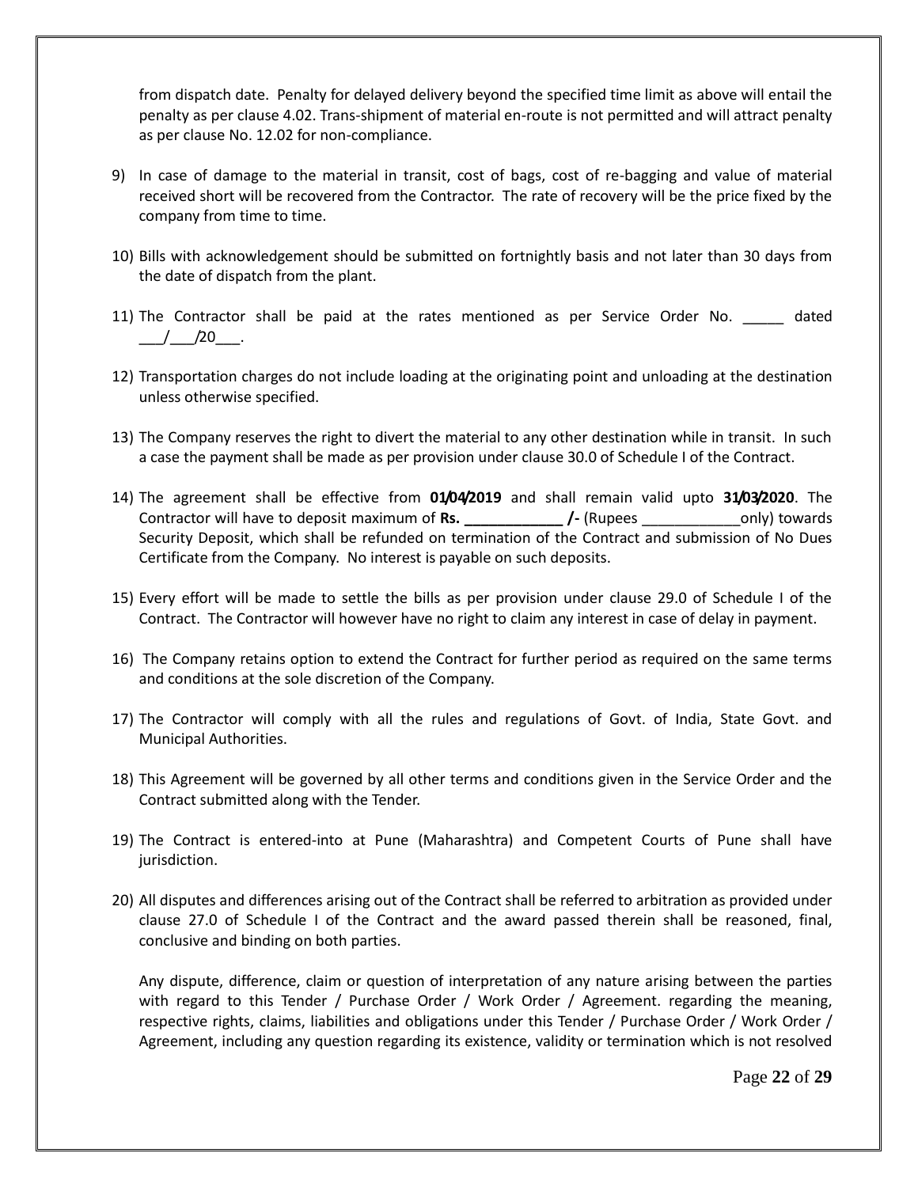from dispatch date. Penalty for delayed delivery beyond the specified time limit as above will entail the penalty as per clause 4.02. Trans-shipment of material en-route is not permitted and will attract penalty as per clause No. 12.02 for non-compliance.

9) In case of damage to the material in transit, cost of bags, cost of re-bagging and value of material received short will be recovered from the Contractor. The rate of recovery will be the price fixed by the company from time to time.

10) Bills with acknowledgement should be submitted on fortnightly basis and not later than 30 days from the date of dispatch from the plant.

11) The Contractor shall be paid at the rates mentioned as per Service Order No. _____ dated ___/___/20___.

12) Transportation charges do not include loading at the originating point and unloading at the destination unless otherwise specified.

13) The Company reserves the right to divert the material to any other destination while in transit. In such a case the payment shall be made as per provision under clause 30.0 of Schedule I of the Contract.

14) The agreement shall be effective from **01/04/2019** and shall remain valid upto **31/03/2020**. The Contractor will have to deposit maximum of **Rs. ____________ /-** (Rupees ____________only) towards Security Deposit, which shall be refunded on termination of the Contract and submission of No Dues Certificate from the Company. No interest is payable on such deposits.

15) Every effort will be made to settle the bills as per provision under clause 29.0 of Schedule I of the Contract. The Contractor will however have no right to claim any interest in case of delay in payment.

16) The Company retains option to extend the Contract for further period as required on the same terms and conditions at the sole discretion of the Company.

17) The Contractor will comply with all the rules and regulations of Govt. of India, State Govt. and Municipal Authorities.

18) This Agreement will be governed by all other terms and conditions given in the Service Order and the Contract submitted along with the Tender.

19) The Contract is entered-into at Pune (Maharashtra) and Competent Courts of Pune shall have jurisdiction.

20) All disputes and differences arising out of the Contract shall be referred to arbitration as provided under clause 27.0 of Schedule I of the Contract and the award passed therein shall be reasoned, final, conclusive and binding on both parties.

    Any dispute, difference, claim or question of interpretation of any nature arising between the parties with regard to this Tender / Purchase Order / Work Order / Agreement. regarding the meaning, respective rights, claims, liabilities and obligations under this Tender / Purchase Order / Work Order / Agreement, including any question regarding its existence, validity or termination which is not resolved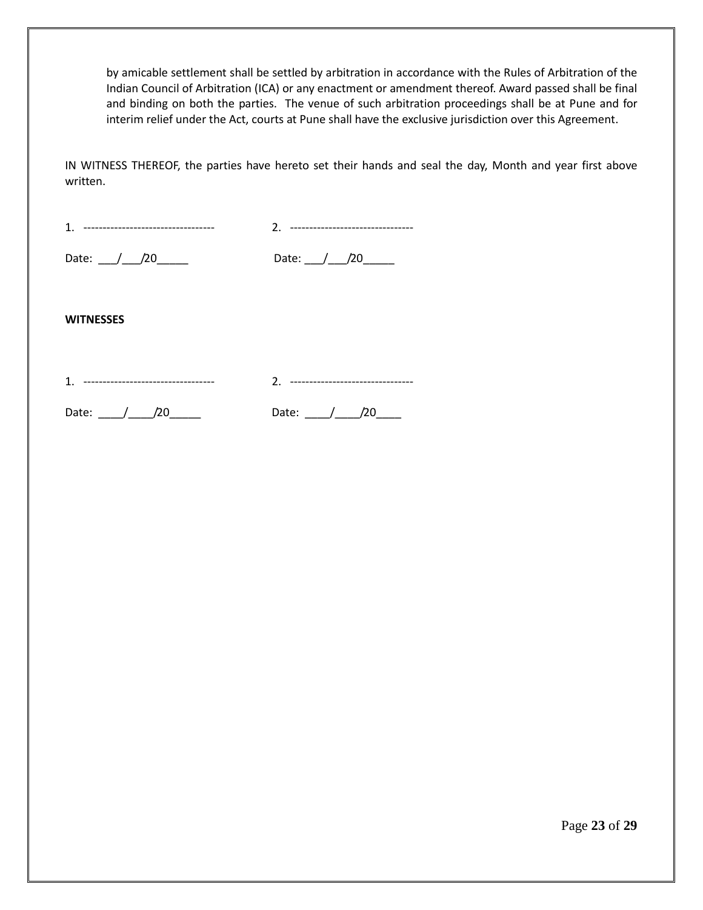by amicable settlement shall be settled by arbitration in accordance with the Rules of Arbitration of the Indian Council of Arbitration (ICA) or any enactment or amendment thereof. Award passed shall be final and binding on both the parties. The venue of such arbitration proceedings shall be at Pune and for interim relief under the Act, courts at Pune shall have the exclusive jurisdiction over this Agreement.

IN WITNESS THEREOF, the parties have hereto set their hands and seal the day, Month and year first above written.

1. ----------------------------------  2. --------------------------------

Date: ___/___/20_____  Date: ___/___/20_____

**WITNESSES**

1. ----------------------------------  2. --------------------------------

Date: ____/____/20_____  Date: ____/____/20____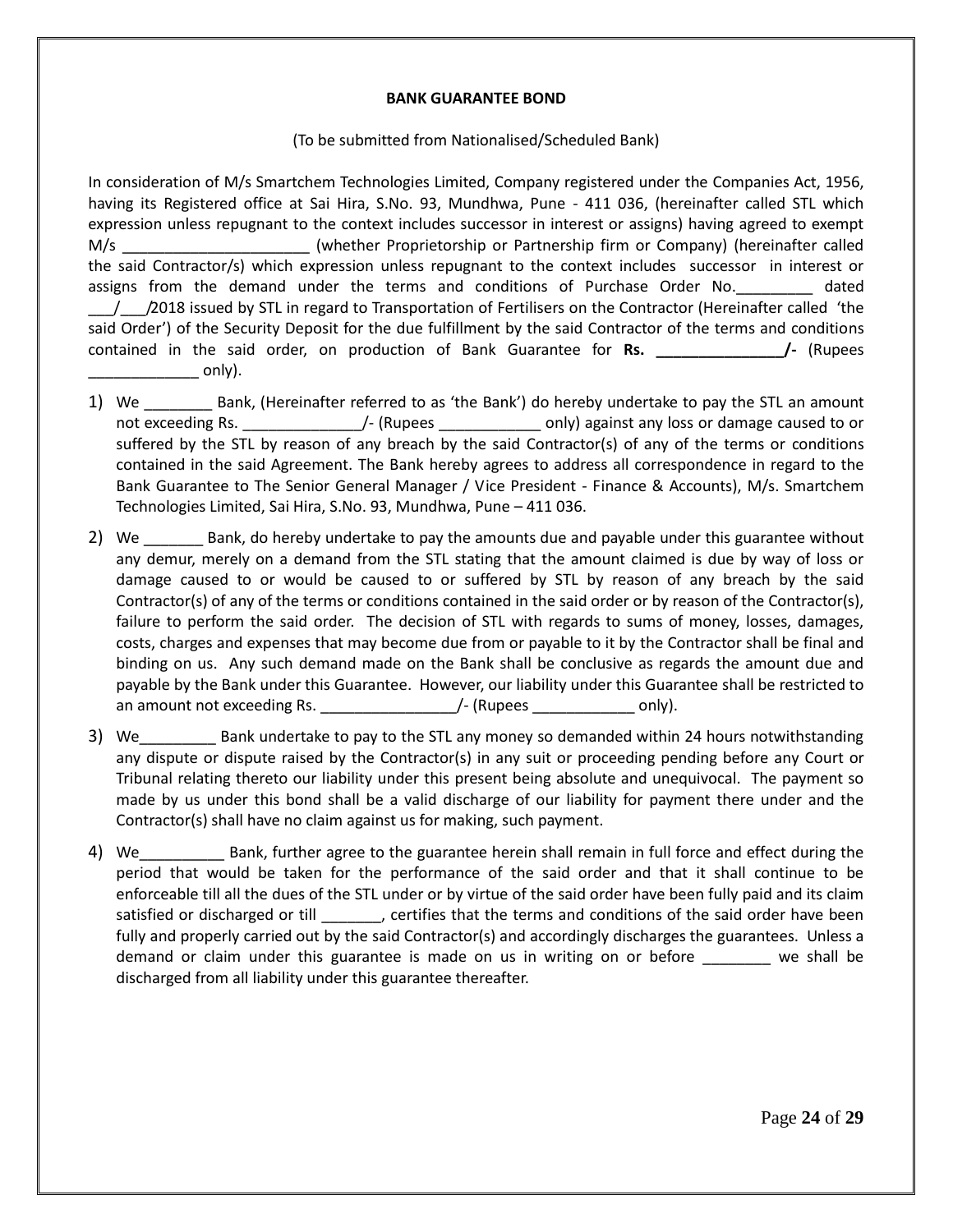**BANK GUARANTEE BOND**

(To be submitted from Nationalised/Scheduled Bank)

In consideration of M/s Smartchem Technologies Limited, Company registered under the Companies Act, 1956, having its Registered office at Sai Hira, S.No. 93, Mundhwa, Pune - 411 036, (hereinafter called STL which expression unless repugnant to the context includes successor in interest or assigns) having agreed to exempt M/s ______________________ (whether Proprietorship or Partnership firm or Company) (hereinafter called the said Contractor/s) which expression unless repugnant to the context includes successor in interest or assigns from the demand under the terms and conditions of Purchase Order No._________ dated ___/___/2018 issued by STL in regard to Transportation of Fertilisers on the Contractor (Hereinafter called 'the said Order') of the Security Deposit for the due fulfillment by the said Contractor of the terms and conditions contained in the said order, on production of Bank Guarantee for **Rs. _______________/-** (Rupees _____________ only).

1) We ________ Bank, (Hereinafter referred to as 'the Bank') do hereby undertake to pay the STL an amount not exceeding Rs. ______________/- (Rupees ____________ only) against any loss or damage caused to or suffered by the STL by reason of any breach by the said Contractor(s) of any of the terms or conditions contained in the said Agreement. The Bank hereby agrees to address all correspondence in regard to the Bank Guarantee to The Senior General Manager / Vice President - Finance & Accounts), M/s. Smartchem Technologies Limited, Sai Hira, S.No. 93, Mundhwa, Pune – 411 036.

2) We _______ Bank, do hereby undertake to pay the amounts due and payable under this guarantee without any demur, merely on a demand from the STL stating that the amount claimed is due by way of loss or damage caused to or would be caused to or suffered by STL by reason of any breach by the said Contractor(s) of any of the terms or conditions contained in the said order or by reason of the Contractor(s), failure to perform the said order. The decision of STL with regards to sums of money, losses, damages, costs, charges and expenses that may become due from or payable to it by the Contractor shall be final and binding on us. Any such demand made on the Bank shall be conclusive as regards the amount due and payable by the Bank under this Guarantee. However, our liability under this Guarantee shall be restricted to an amount not exceeding Rs. ________________/- (Rupees ____________ only).

3) We_________ Bank undertake to pay to the STL any money so demanded within 24 hours notwithstanding any dispute or dispute raised by the Contractor(s) in any suit or proceeding pending before any Court or Tribunal relating thereto our liability under this present being absolute and unequivocal. The payment so made by us under this bond shall be a valid discharge of our liability for payment there under and the Contractor(s) shall have no claim against us for making, such payment.

4) We__________ Bank, further agree to the guarantee herein shall remain in full force and effect during the period that would be taken for the performance of the said order and that it shall continue to be enforceable till all the dues of the STL under or by virtue of the said order have been fully paid and its claim satisfied or discharged or till _______, certifies that the terms and conditions of the said order have been fully and properly carried out by the said Contractor(s) and accordingly discharges the guarantees. Unless a demand or claim under this guarantee is made on us in writing on or before ________ we shall be discharged from all liability under this guarantee thereafter.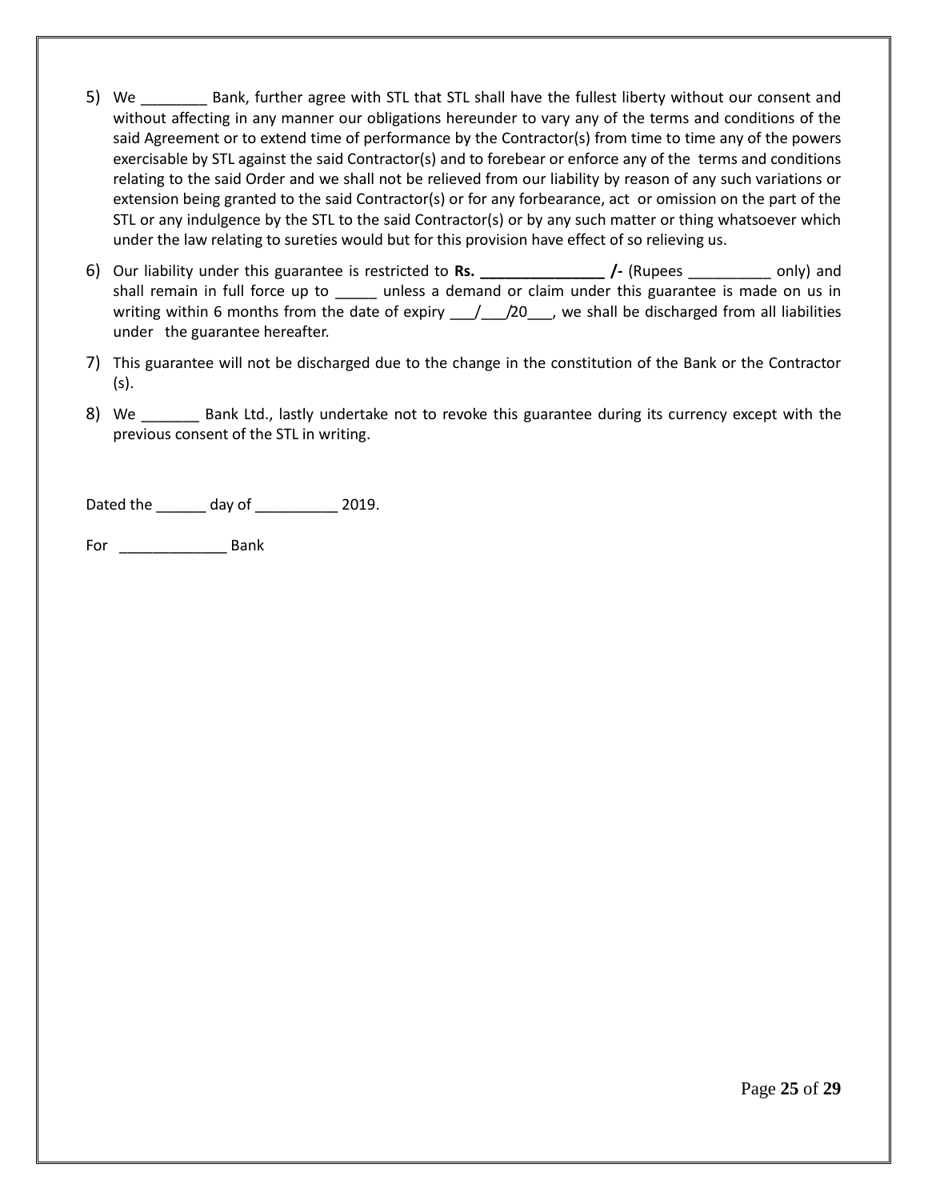5) We ________ Bank, further agree with STL that STL shall have the fullest liberty without our consent and without affecting in any manner our obligations hereunder to vary any of the terms and conditions of the said Agreement or to extend time of performance by the Contractor(s) from time to time any of the powers exercisable by STL against the said Contractor(s) and to forebear or enforce any of the terms and conditions relating to the said Order and we shall not be relieved from our liability by reason of any such variations or extension being granted to the said Contractor(s) or for any forbearance, act or omission on the part of the STL or any indulgence by the STL to the said Contractor(s) or by any such matter or thing whatsoever which under the law relating to sureties would but for this provision have effect of so relieving us.

6) Our liability under this guarantee is restricted to **Rs. _______________ /-** (Rupees __________ only) and shall remain in full force up to _____ unless a demand or claim under this guarantee is made on us in writing within 6 months from the date of expiry ___/___/20___, we shall be discharged from all liabilities under the guarantee hereafter.

7) This guarantee will not be discharged due to the change in the constitution of the Bank or the Contractor (s).

8) We _______ Bank Ltd., lastly undertake not to revoke this guarantee during its currency except with the previous consent of the STL in writing.

Dated the ______ day of __________ 2019.

For _____________ Bank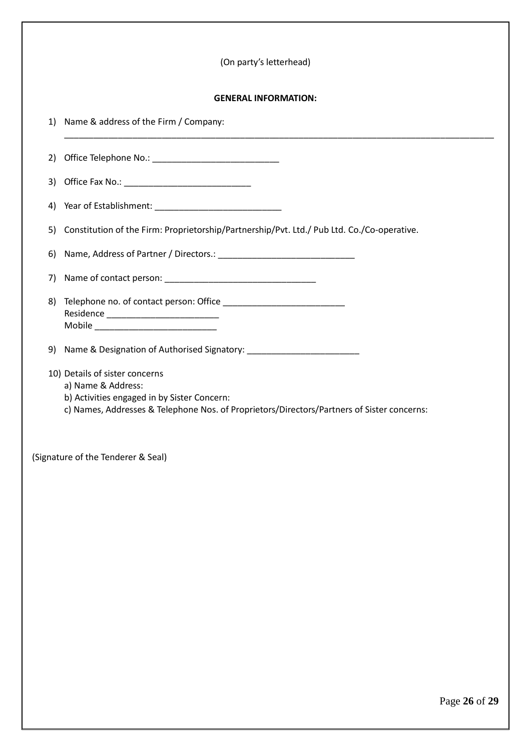(On party's letterhead)

**GENERAL INFORMATION:**

1) Name & address of the Firm / Company:
   ________________________________________________________________________________________

2) Office Telephone No.: __________________________

3) Office Fax No.: __________________________

4) Year of Establishment: __________________________

5) Constitution of the Firm: Proprietorship/Partnership/Pvt. Ltd./ Pub Ltd. Co./Co-operative.

6) Name, Address of Partner / Directors.: ____________________________

7) Name of contact person: _______________________________

8) Telephone no. of contact person: Office _________________________
   Residence _______________________
   Mobile _________________________

9) Name & Designation of Authorised Signatory: _______________________

10) Details of sister concerns
    a) Name & Address:
    b) Activities engaged in by Sister Concern:
    c) Names, Addresses & Telephone Nos. of Proprietors/Directors/Partners of Sister concerns:

(Signature of the Tenderer & Seal)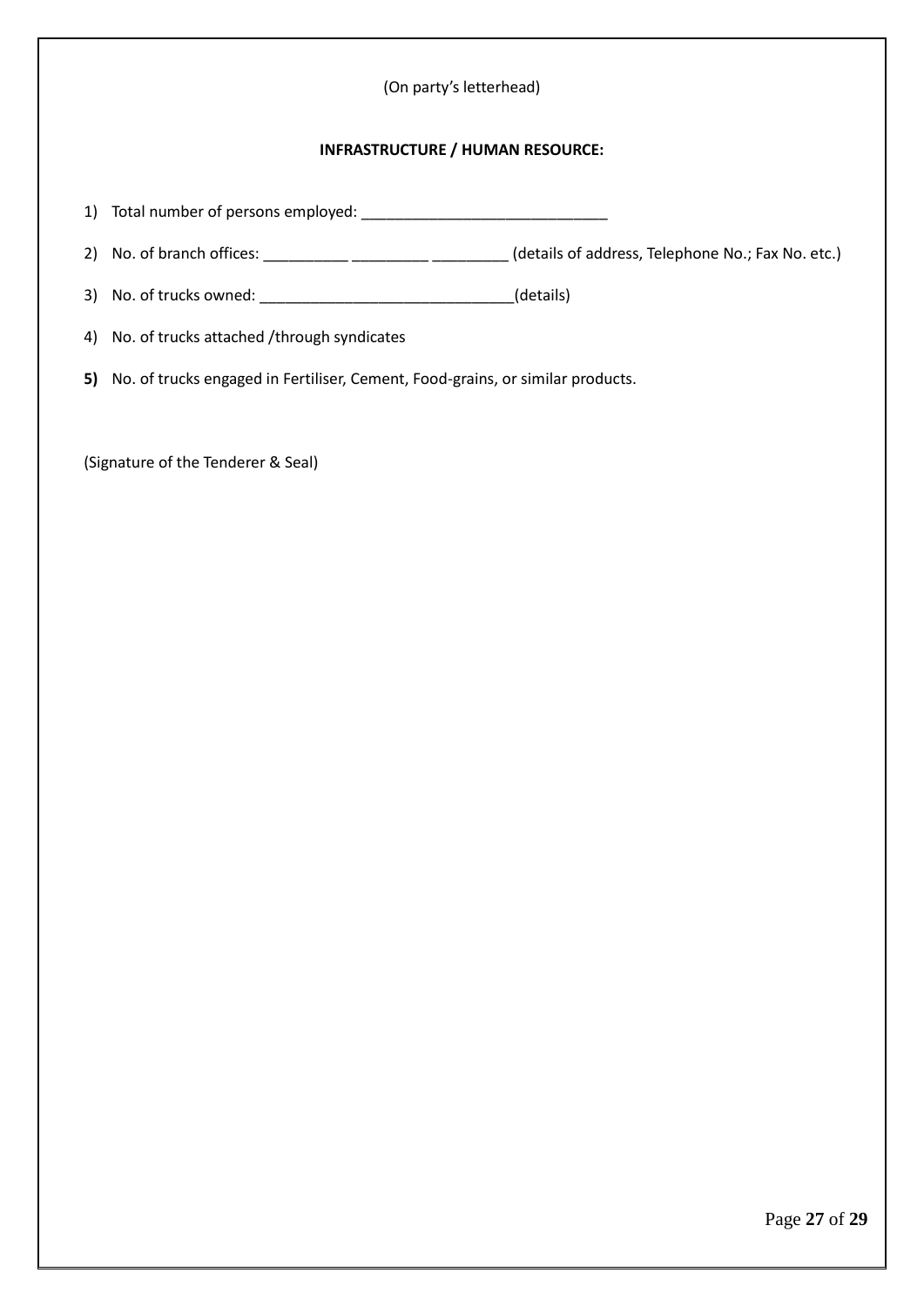(On party's letterhead)

**INFRASTRUCTURE / HUMAN RESOURCE:**

1) Total number of persons employed: ______________________________

2) No. of branch offices: __________ _________ _________ (details of address, Telephone No.; Fax No. etc.)

3) No. of trucks owned: ______________________________(details)

4) No. of trucks attached /through syndicates

**5)** No. of trucks engaged in Fertiliser, Cement, Food-grains, or similar products.

(Signature of the Tenderer & Seal)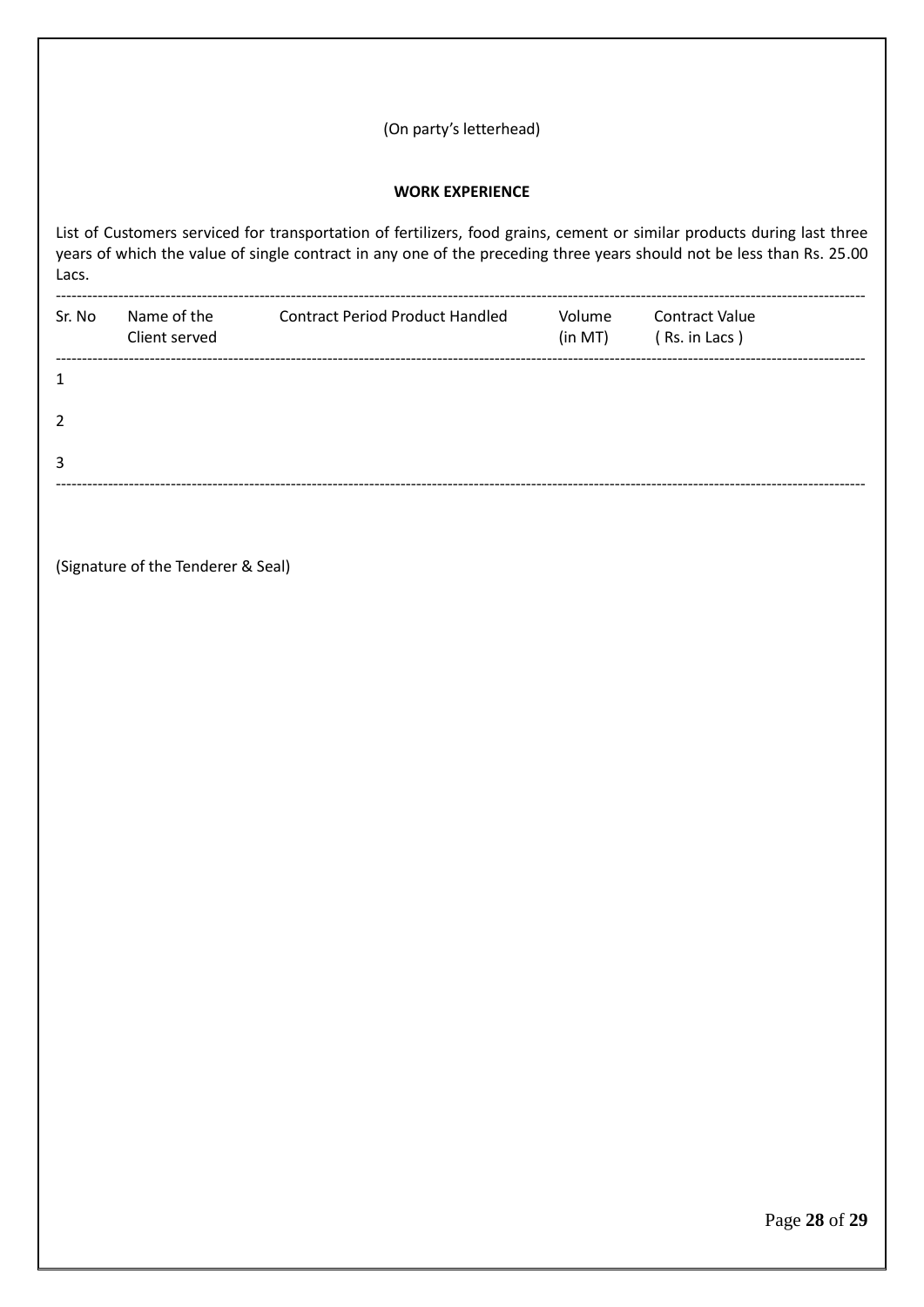(On party's letterhead)

**WORK EXPERIENCE**

List of Customers serviced for transportation of fertilizers, food grains, cement or similar products during last three years of which the value of single contract in any one of the preceding three years should not be less than Rs. 25.00 Lacs.

| Sr. No | Name of the Client served | Contract Period | Product Handled | Volume (in MT) | Contract Value ( Rs. in Lacs ) |
|---|---|---|---|---|---|
| 1 | | | | | |
| 2 | | | | | |
| 3 | | | | | |

(Signature of the Tenderer & Seal)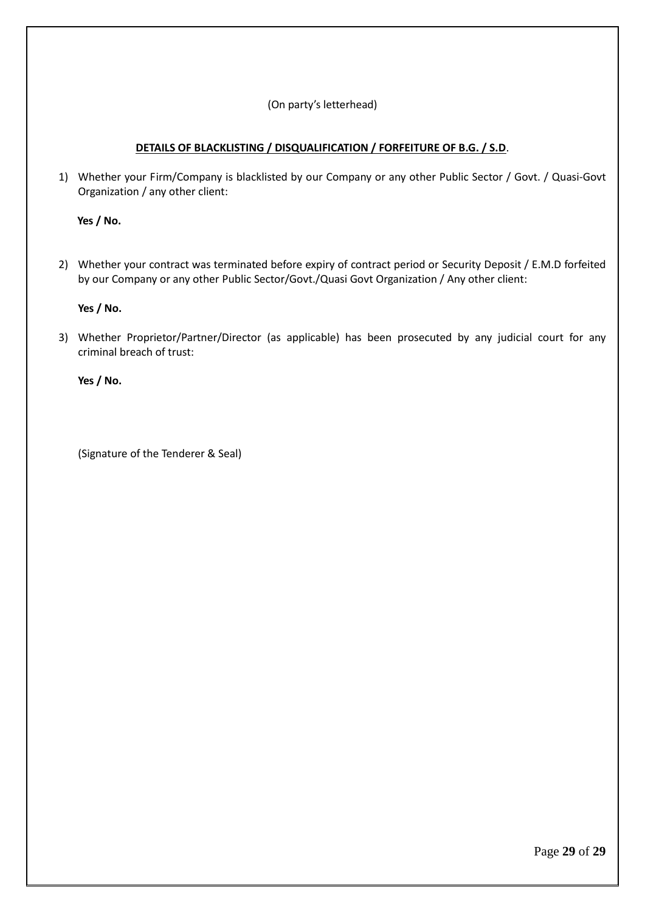(On party's letterhead)

**<u>DETAILS OF BLACKLISTING / DISQUALIFICATION / FORFEITURE OF B.G. / S.D</u>**.

1) Whether your Firm/Company is blacklisted by our Company or any other Public Sector / Govt. / Quasi-Govt Organization / any other client:

   **Yes / No.**

2) Whether your contract was terminated before expiry of contract period or Security Deposit / E.M.D forfeited by our Company or any other Public Sector/Govt./Quasi Govt Organization / Any other client:

   **Yes / No.**

3) Whether Proprietor/Partner/Director (as applicable) has been prosecuted by any judicial court for any criminal breach of trust:

   **Yes / No.**

(Signature of the Tenderer & Seal)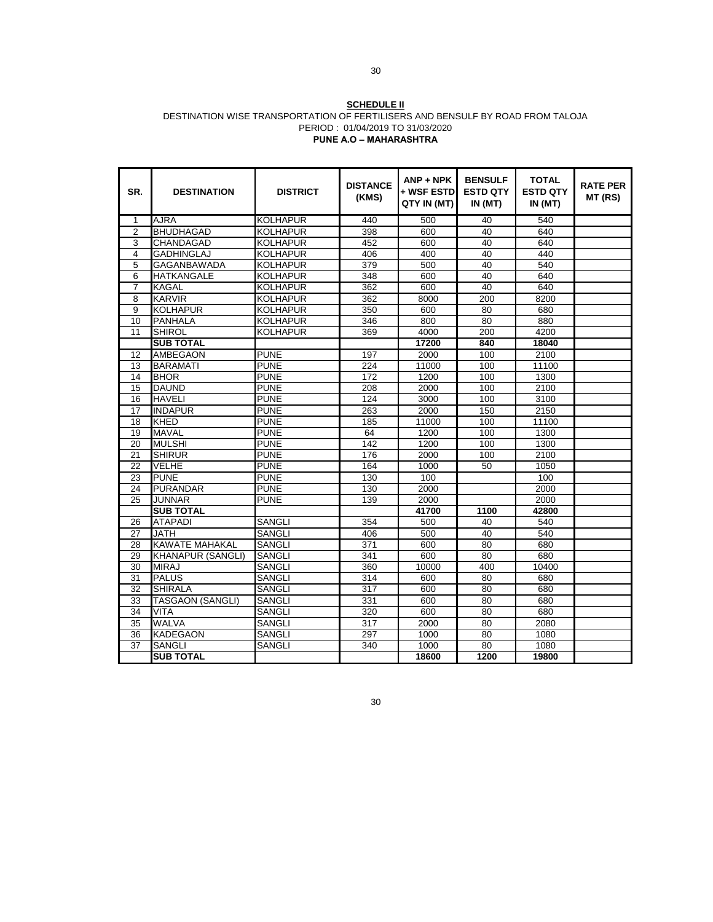**SCHEDULE II**

DESTINATION WISE TRANSPORTATION OF FERTILISERS AND BENSULF BY ROAD FROM TALOJA

PERIOD : 01/04/2019 TO 31/03/2020

**PUNE A.O – MAHARASHTRA**

| SR. | DESTINATION | DISTRICT | DISTANCE (KMS) | ANP + NPK + WSF ESTD QTY IN (MT) | BENSULF ESTD QTY IN (MT) | TOTAL ESTD QTY IN (MT) | RATE PER MT (RS) |
|---|---|---|---|---|---|---|---|
| 1 | AJRA | KOLHAPUR | 440 | 500 | 40 | 540 | |
| 2 | BHUDHAGAD | KOLHAPUR | 398 | 600 | 40 | 640 | |
| 3 | CHANDAGAD | KOLHAPUR | 452 | 600 | 40 | 640 | |
| 4 | GADHINGLAJ | KOLHAPUR | 406 | 400 | 40 | 440 | |
| 5 | GAGANBAWADA | KOLHAPUR | 379 | 500 | 40 | 540 | |
| 6 | HATKANGALE | KOLHAPUR | 348 | 600 | 40 | 640 | |
| 7 | KAGAL | KOLHAPUR | 362 | 600 | 40 | 640 | |
| 8 | KARVIR | KOLHAPUR | 362 | 8000 | 200 | 8200 | |
| 9 | KOLHAPUR | KOLHAPUR | 350 | 600 | 80 | 680 | |
| 10 | PANHALA | KOLHAPUR | 346 | 800 | 80 | 880 | |
| 11 | SHIROL | KOLHAPUR | 369 | 4000 | 200 | 4200 | |
| | **SUB TOTAL** | | | **17200** | **840** | **18040** | |
| 12 | AMBEGAON | PUNE | 197 | 2000 | 100 | 2100 | |
| 13 | BARAMATI | PUNE | 224 | 11000 | 100 | 11100 | |
| 14 | BHOR | PUNE | 172 | 1200 | 100 | 1300 | |
| 15 | DAUND | PUNE | 208 | 2000 | 100 | 2100 | |
| 16 | HAVELI | PUNE | 124 | 3000 | 100 | 3100 | |
| 17 | INDAPUR | PUNE | 263 | 2000 | 150 | 2150 | |
| 18 | KHED | PUNE | 185 | 11000 | 100 | 11100 | |
| 19 | MAVAL | PUNE | 64 | 1200 | 100 | 1300 | |
| 20 | MULSHI | PUNE | 142 | 1200 | 100 | 1300 | |
| 21 | SHIRUR | PUNE | 176 | 2000 | 100 | 2100 | |
| 22 | VELHE | PUNE | 164 | 1000 | 50 | 1050 | |
| 23 | PUNE | PUNE | 130 | 100 | | 100 | |
| 24 | PURANDAR | PUNE | 130 | 2000 | | 2000 | |
| 25 | JUNNAR | PUNE | 139 | 2000 | | 2000 | |
| | **SUB TOTAL** | | | **41700** | **1100** | **42800** | |
| 26 | ATAPADI | SANGLI | 354 | 500 | 40 | 540 | |
| 27 | JATH | SANGLI | 406 | 500 | 40 | 540 | |
| 28 | KAWATE MAHAKAL | SANGLI | 371 | 600 | 80 | 680 | |
| 29 | KHANAPUR (SANGLI) | SANGLI | 341 | 600 | 80 | 680 | |
| 30 | MIRAJ | SANGLI | 360 | 10000 | 400 | 10400 | |
| 31 | PALUS | SANGLI | 314 | 600 | 80 | 680 | |
| 32 | SHIRALA | SANGLI | 317 | 600 | 80 | 680 | |
| 33 | TASGAON (SANGLI) | SANGLI | 331 | 600 | 80 | 680 | |
| 34 | VITA | SANGLI | 320 | 600 | 80 | 680 | |
| 35 | WALVA | SANGLI | 317 | 2000 | 80 | 2080 | |
| 36 | KADEGAON | SANGLI | 297 | 1000 | 80 | 1080 | |
| 37 | SANGLI | SANGLI | 340 | 1000 | 80 | 1080 | |
| | **SUB TOTAL** | | | **18600** | **1200** | **19800** | |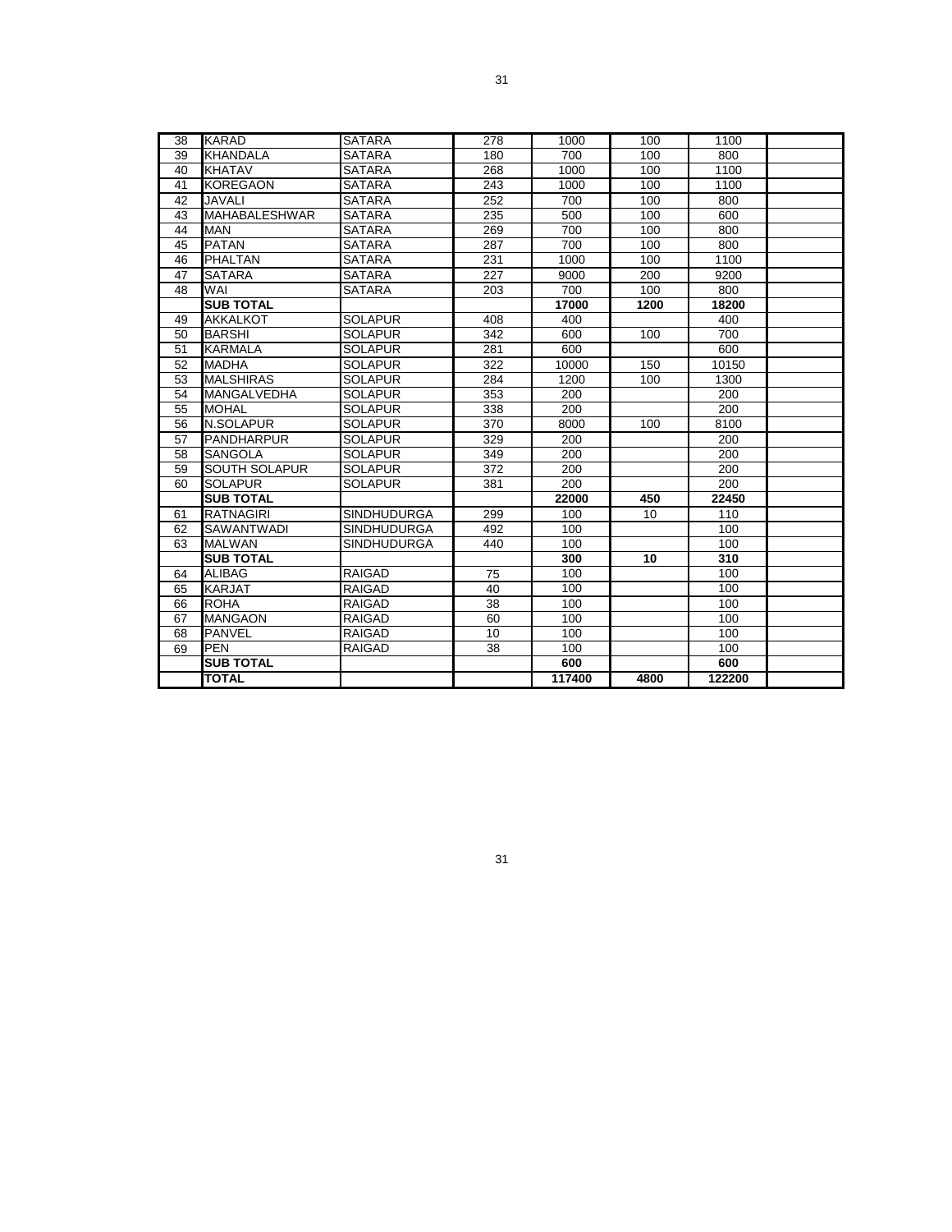| 38 | KARAD | SATARA | 278 | 1000 | 100 | 1100 | |
|---|---|---|---|---|---|---|---|
| 39 | KHANDALA | SATARA | 180 | 700 | 100 | 800 | |
| 40 | KHATAV | SATARA | 268 | 1000 | 100 | 1100 | |
| 41 | KOREGAON | SATARA | 243 | 1000 | 100 | 1100 | |
| 42 | JAVALI | SATARA | 252 | 700 | 100 | 800 | |
| 43 | MAHABALESHWAR | SATARA | 235 | 500 | 100 | 600 | |
| 44 | MAN | SATARA | 269 | 700 | 100 | 800 | |
| 45 | PATAN | SATARA | 287 | 700 | 100 | 800 | |
| 46 | PHALTAN | SATARA | 231 | 1000 | 100 | 1100 | |
| 47 | SATARA | SATARA | 227 | 9000 | 200 | 9200 | |
| 48 | WAI | SATARA | 203 | 700 | 100 | 800 | |
| | **SUB TOTAL** | | | **17000** | **1200** | **18200** | |
| 49 | AKKALKOT | SOLAPUR | 408 | 400 | | 400 | |
| 50 | BARSHI | SOLAPUR | 342 | 600 | 100 | 700 | |
| 51 | KARMALA | SOLAPUR | 281 | 600 | | 600 | |
| 52 | MADHA | SOLAPUR | 322 | 10000 | 150 | 10150 | |
| 53 | MALSHIRAS | SOLAPUR | 284 | 1200 | 100 | 1300 | |
| 54 | MANGALVEDHA | SOLAPUR | 353 | 200 | | 200 | |
| 55 | MOHAL | SOLAPUR | 338 | 200 | | 200 | |
| 56 | N.SOLAPUR | SOLAPUR | 370 | 8000 | 100 | 8100 | |
| 57 | PANDHARPUR | SOLAPUR | 329 | 200 | | 200 | |
| 58 | SANGOLA | SOLAPUR | 349 | 200 | | 200 | |
| 59 | SOUTH SOLAPUR | SOLAPUR | 372 | 200 | | 200 | |
| 60 | SOLAPUR | SOLAPUR | 381 | 200 | | 200 | |
| | **SUB TOTAL** | | | **22000** | **450** | **22450** | |
| 61 | RATNAGIRI | SINDHUDURGA | 299 | 100 | 10 | 110 | |
| 62 | SAWANTWADI | SINDHUDURGA | 492 | 100 | | 100 | |
| 63 | MALWAN | SINDHUDURGA | 440 | 100 | | 100 | |
| | **SUB TOTAL** | | | **300** | **10** | **310** | |
| 64 | ALIBAG | RAIGAD | 75 | 100 | | 100 | |
| 65 | KARJAT | RAIGAD | 40 | 100 | | 100 | |
| 66 | ROHA | RAIGAD | 38 | 100 | | 100 | |
| 67 | MANGAON | RAIGAD | 60 | 100 | | 100 | |
| 68 | PANVEL | RAIGAD | 10 | 100 | | 100 | |
| 69 | PEN | RAIGAD | 38 | 100 | | 100 | |
| | **SUB TOTAL** | | | **600** | | **600** | |
| | **TOTAL** | | | **117400** | **4800** | **122200** | |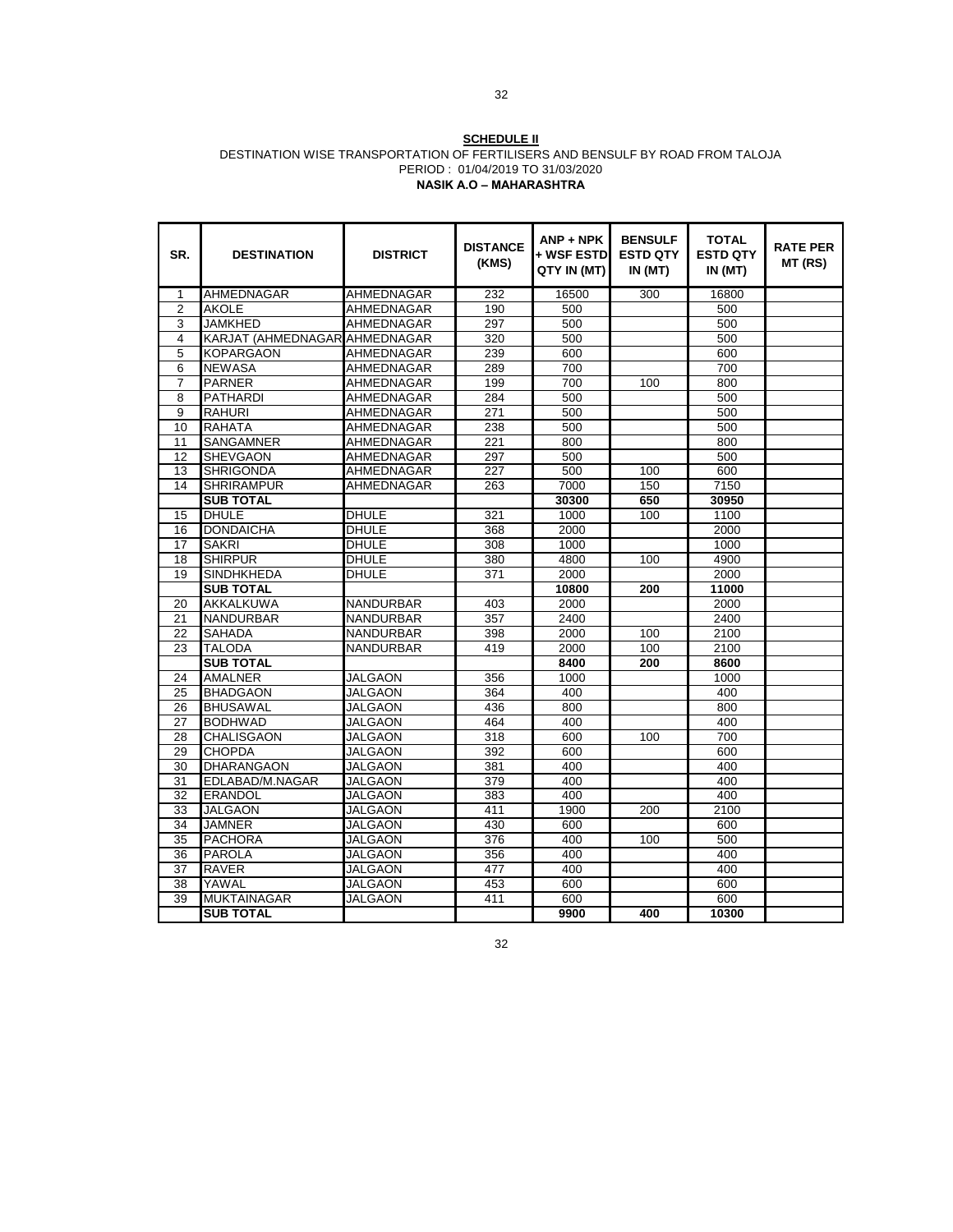**SCHEDULE II**

DESTINATION WISE TRANSPORTATION OF FERTILISERS AND BENSULF BY ROAD FROM TALOJA

PERIOD : 01/04/2019 TO 31/03/2020

**NASIK A.O – MAHARASHTRA**

| SR. | DESTINATION | DISTRICT | DISTANCE (KMS) | ANP + NPK + WSF ESTD QTY IN (MT) | BENSULF ESTD QTY IN (MT) | TOTAL ESTD QTY IN (MT) | RATE PER MT (RS) |
|---|---|---|---|---|---|---|---|
| 1 | AHMEDNAGAR | AHMEDNAGAR | 232 | 16500 | 300 | 16800 | |
| 2 | AKOLE | AHMEDNAGAR | 190 | 500 | | 500 | |
| 3 | JAMKHED | AHMEDNAGAR | 297 | 500 | | 500 | |
| 4 | KARJAT (AHMEDNAGAR | AHMEDNAGAR | 320 | 500 | | 500 | |
| 5 | KOPARGAON | AHMEDNAGAR | 239 | 600 | | 600 | |
| 6 | NEWASA | AHMEDNAGAR | 289 | 700 | | 700 | |
| 7 | PARNER | AHMEDNAGAR | 199 | 700 | 100 | 800 | |
| 8 | PATHARDI | AHMEDNAGAR | 284 | 500 | | 500 | |
| 9 | RAHURI | AHMEDNAGAR | 271 | 500 | | 500 | |
| 10 | RAHATA | AHMEDNAGAR | 238 | 500 | | 500 | |
| 11 | SANGAMNER | AHMEDNAGAR | 221 | 800 | | 800 | |
| 12 | SHEVGAON | AHMEDNAGAR | 297 | 500 | | 500 | |
| 13 | SHRIGONDA | AHMEDNAGAR | 227 | 500 | 100 | 600 | |
| 14 | SHRIRAMPUR | AHMEDNAGAR | 263 | 7000 | 150 | 7150 | |
| | **SUB TOTAL** | | | **30300** | **650** | **30950** | |
| 15 | DHULE | DHULE | 321 | 1000 | 100 | 1100 | |
| 16 | DONDAICHA | DHULE | 368 | 2000 | | 2000 | |
| 17 | SAKRI | DHULE | 308 | 1000 | | 1000 | |
| 18 | SHIRPUR | DHULE | 380 | 4800 | 100 | 4900 | |
| 19 | SINDHKHEDA | DHULE | 371 | 2000 | | 2000 | |
| | **SUB TOTAL** | | | **10800** | **200** | **11000** | |
| 20 | AKKALKUWA | NANDURBAR | 403 | 2000 | | 2000 | |
| 21 | NANDURBAR | NANDURBAR | 357 | 2400 | | 2400 | |
| 22 | SAHADA | NANDURBAR | 398 | 2000 | 100 | 2100 | |
| 23 | TALODA | NANDURBAR | 419 | 2000 | 100 | 2100 | |
| | **SUB TOTAL** | | | **8400** | **200** | **8600** | |
| 24 | AMALNER | JALGAON | 356 | 1000 | | 1000 | |
| 25 | BHADGAON | JALGAON | 364 | 400 | | 400 | |
| 26 | BHUSAWAL | JALGAON | 436 | 800 | | 800 | |
| 27 | BODHWAD | JALGAON | 464 | 400 | | 400 | |
| 28 | CHALISGAON | JALGAON | 318 | 600 | 100 | 700 | |
| 29 | CHOPDA | JALGAON | 392 | 600 | | 600 | |
| 30 | DHARANGAON | JALGAON | 381 | 400 | | 400 | |
| 31 | EDLABAD/M.NAGAR | JALGAON | 379 | 400 | | 400 | |
| 32 | ERANDOL | JALGAON | 383 | 400 | | 400 | |
| 33 | JALGAON | JALGAON | 411 | 1900 | 200 | 2100 | |
| 34 | JAMNER | JALGAON | 430 | 600 | | 600 | |
| 35 | PACHORA | JALGAON | 376 | 400 | 100 | 500 | |
| 36 | PAROLA | JALGAON | 356 | 400 | | 400 | |
| 37 | RAVER | JALGAON | 477 | 400 | | 400 | |
| 38 | YAWAL | JALGAON | 453 | 600 | | 600 | |
| 39 | MUKTAINAGAR | JALGAON | 411 | 600 | | 600 | |
| | **SUB TOTAL** | | | **9900** | **400** | **10300** | |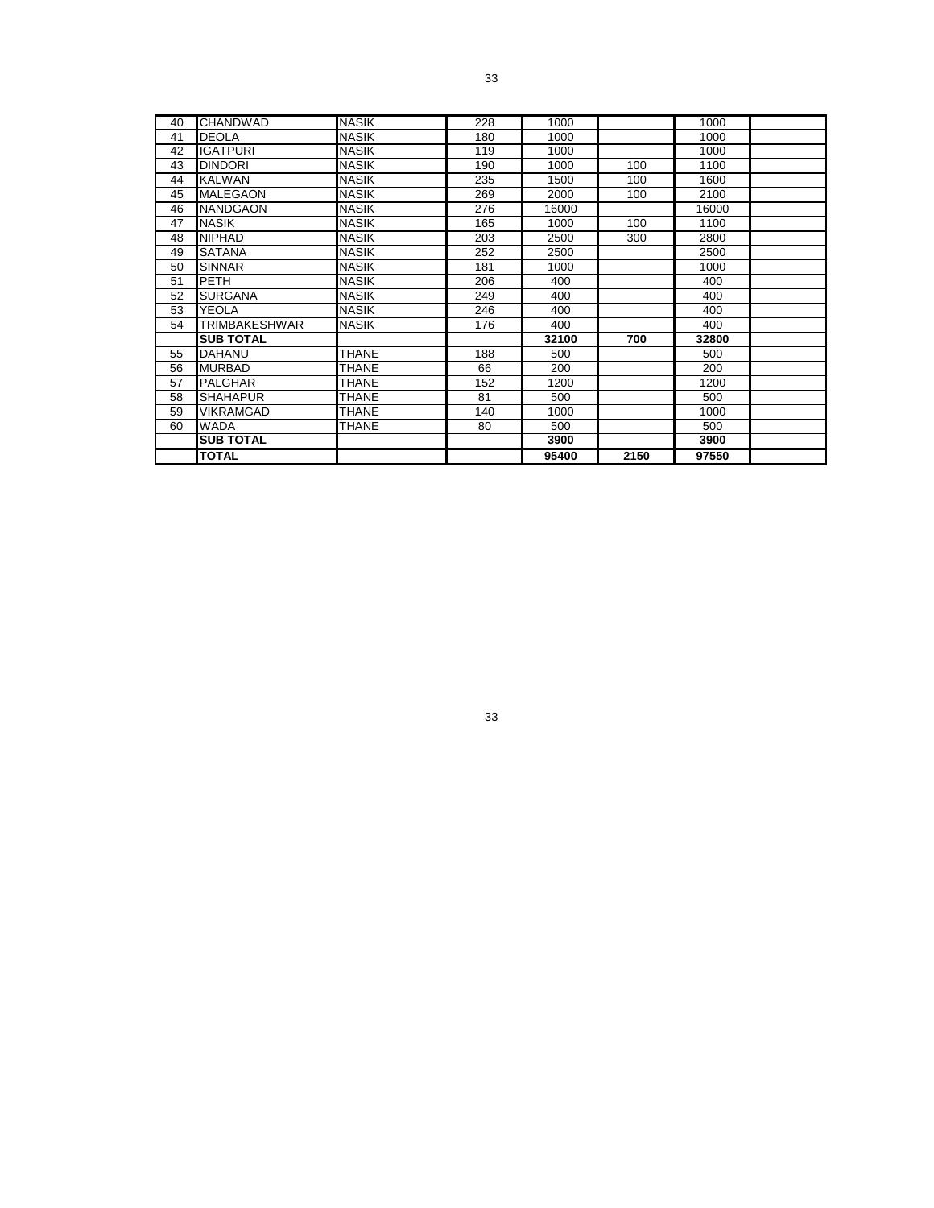| | | | | | | | |
|---|---|---|---|---|---|---|---|
| 40 | CHANDWAD | NASIK | 228 | 1000 | | 1000 | |
| 41 | DEOLA | NASIK | 180 | 1000 | | 1000 | |
| 42 | IGATPURI | NASIK | 119 | 1000 | | 1000 | |
| 43 | DINDORI | NASIK | 190 | 1000 | 100 | 1100 | |
| 44 | KALWAN | NASIK | 235 | 1500 | 100 | 1600 | |
| 45 | MALEGAON | NASIK | 269 | 2000 | 100 | 2100 | |
| 46 | NANDGAON | NASIK | 276 | 16000 | | 16000 | |
| 47 | NASIK | NASIK | 165 | 1000 | 100 | 1100 | |
| 48 | NIPHAD | NASIK | 203 | 2500 | 300 | 2800 | |
| 49 | SATANA | NASIK | 252 | 2500 | | 2500 | |
| 50 | SINNAR | NASIK | 181 | 1000 | | 1000 | |
| 51 | PETH | NASIK | 206 | 400 | | 400 | |
| 52 | SURGANA | NASIK | 249 | 400 | | 400 | |
| 53 | YEOLA | NASIK | 246 | 400 | | 400 | |
| 54 | TRIMBAKESHWAR | NASIK | 176 | 400 | | 400 | |
| | **SUB TOTAL** | | | **32100** | **700** | **32800** | |
| 55 | DAHANU | THANE | 188 | 500 | | 500 | |
| 56 | MURBAD | THANE | 66 | 200 | | 200 | |
| 57 | PALGHAR | THANE | 152 | 1200 | | 1200 | |
| 58 | SHAHAPUR | THANE | 81 | 500 | | 500 | |
| 59 | VIKRAMGAD | THANE | 140 | 1000 | | 1000 | |
| 60 | WADA | THANE | 80 | 500 | | 500 | |
| | **SUB TOTAL** | | | **3900** | | **3900** | |
| | **TOTAL** | | | **95400** | **2150** | **97550** | |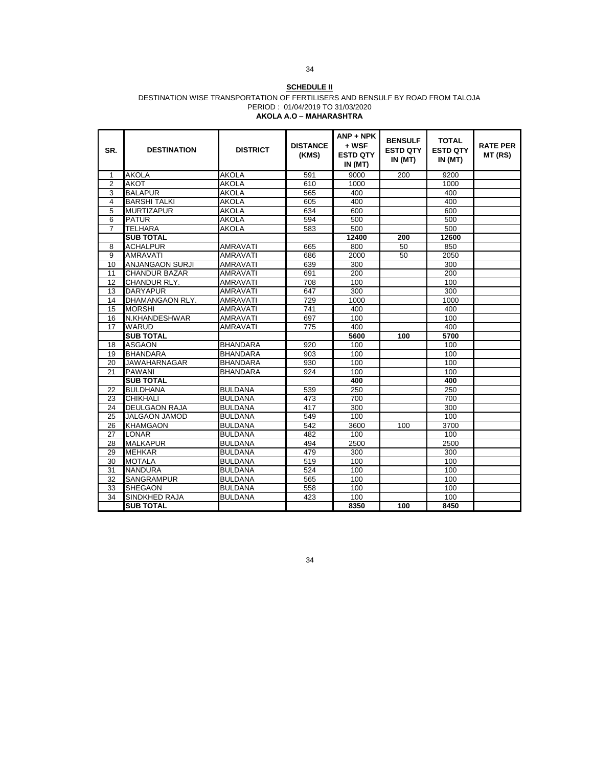**SCHEDULE II**

DESTINATION WISE TRANSPORTATION OF FERTILISERS AND BENSULF BY ROAD FROM TALOJA

PERIOD : 01/04/2019 TO 31/03/2020

**AKOLA A.O – MAHARASHTRA**

| SR. | DESTINATION | DISTRICT | DISTANCE (KMS) | ANP + NPK + WSF ESTD QTY IN (MT) | BENSULF ESTD QTY IN (MT) | TOTAL ESTD QTY IN (MT) | RATE PER MT (RS) |
|---|---|---|---|---|---|---|---|
| 1 | AKOLA | AKOLA | 591 | 9000 | 200 | 9200 | |
| 2 | AKOT | AKOLA | 610 | 1000 | | 1000 | |
| 3 | BALAPUR | AKOLA | 565 | 400 | | 400 | |
| 4 | BARSHI TALKI | AKOLA | 605 | 400 | | 400 | |
| 5 | MURTIZAPUR | AKOLA | 634 | 600 | | 600 | |
| 6 | PATUR | AKOLA | 594 | 500 | | 500 | |
| 7 | TELHARA | AKOLA | 583 | 500 | | 500 | |
| | **SUB TOTAL** | | | **12400** | **200** | **12600** | |
| 8 | ACHALPUR | AMRAVATI | 665 | 800 | 50 | 850 | |
| 9 | AMRAVATI | AMRAVATI | 686 | 2000 | 50 | 2050 | |
| 10 | ANJANGAON SURJI | AMRAVATI | 639 | 300 | | 300 | |
| 11 | CHANDUR BAZAR | AMRAVATI | 691 | 200 | | 200 | |
| 12 | CHANDUR RLY. | AMRAVATI | 708 | 100 | | 100 | |
| 13 | DARYAPUR | AMRAVATI | 647 | 300 | | 300 | |
| 14 | DHAMANGAON RLY. | AMRAVATI | 729 | 1000 | | 1000 | |
| 15 | MORSHI | AMRAVATI | 741 | 400 | | 400 | |
| 16 | N.KHANDESHWAR | AMRAVATI | 697 | 100 | | 100 | |
| 17 | WARUD | AMRAVATI | 775 | 400 | | 400 | |
| | **SUB TOTAL** | | | **5600** | **100** | **5700** | |
| 18 | ASGAON | BHANDARA | 920 | 100 | | 100 | |
| 19 | BHANDARA | BHANDARA | 903 | 100 | | 100 | |
| 20 | JAWAHARNAGAR | BHANDARA | 930 | 100 | | 100 | |
| 21 | PAWANI | BHANDARA | 924 | 100 | | 100 | |
| | **SUB TOTAL** | | | **400** | | **400** | |
| 22 | BULDHANA | BULDANA | 539 | 250 | | 250 | |
| 23 | CHIKHALI | BULDANA | 473 | 700 | | 700 | |
| 24 | DEULGAON RAJA | BULDANA | 417 | 300 | | 300 | |
| 25 | JALGAON JAMOD | BULDANA | 549 | 100 | | 100 | |
| 26 | KHAMGAON | BULDANA | 542 | 3600 | 100 | 3700 | |
| 27 | LONAR | BULDANA | 482 | 100 | | 100 | |
| 28 | MALKAPUR | BULDANA | 494 | 2500 | | 2500 | |
| 29 | MEHKAR | BULDANA | 479 | 300 | | 300 | |
| 30 | MOTALA | BULDANA | 519 | 100 | | 100 | |
| 31 | NANDURA | BULDANA | 524 | 100 | | 100 | |
| 32 | SANGRAMPUR | BULDANA | 565 | 100 | | 100 | |
| 33 | SHEGAON | BULDANA | 558 | 100 | | 100 | |
| 34 | SINDKHED RAJA | BULDANA | 423 | 100 | | 100 | |
| | **SUB TOTAL** | | | **8350** | **100** | **8450** | |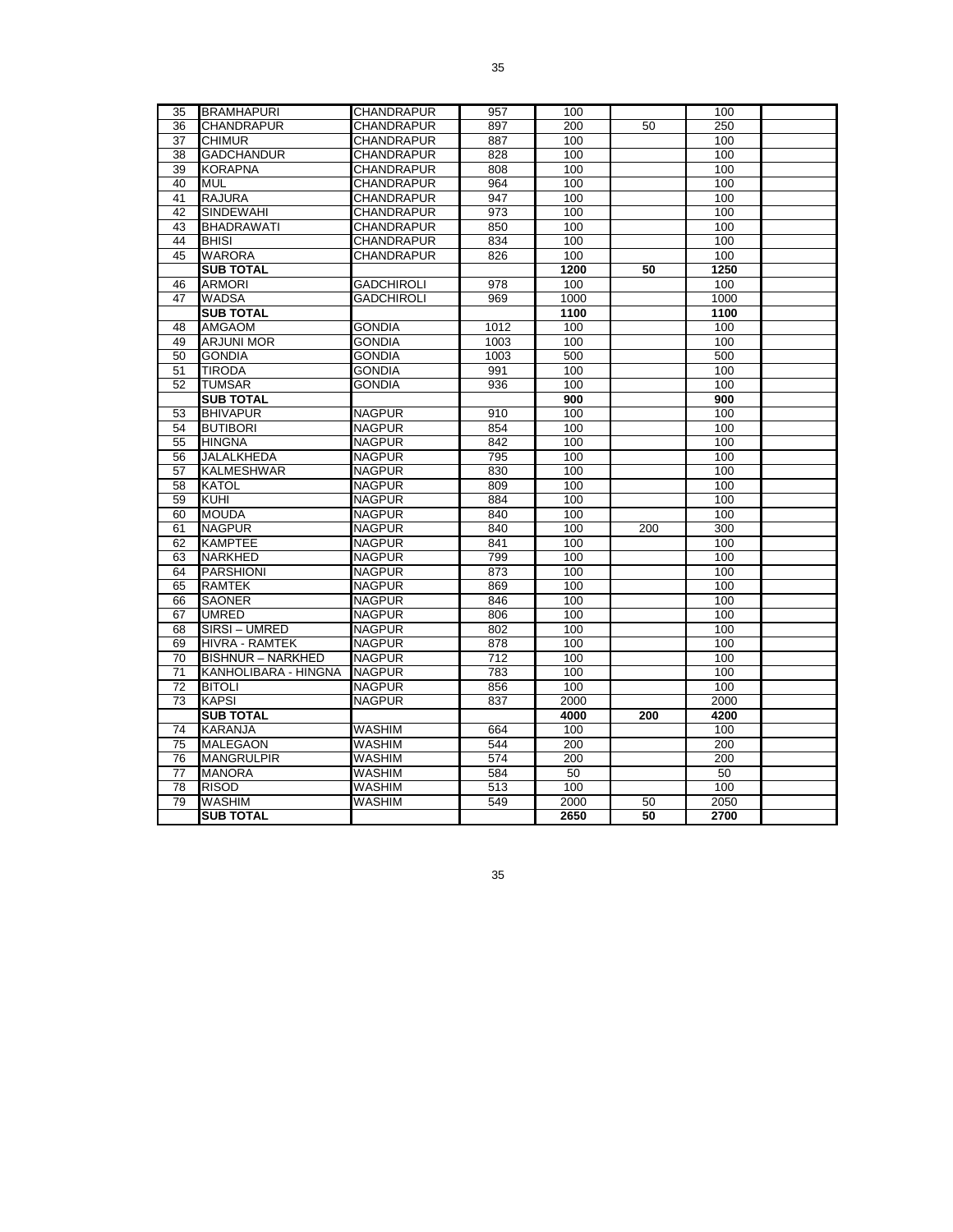| | | | | | | | |
|---|---|---|---|---|---|---|---|
| 35 | BRAMHAPURI | CHANDRAPUR | 957 | 100 | | 100 | |
| 36 | CHANDRAPUR | CHANDRAPUR | 897 | 200 | 50 | 250 | |
| 37 | CHIMUR | CHANDRAPUR | 887 | 100 | | 100 | |
| 38 | GADCHANDUR | CHANDRAPUR | 828 | 100 | | 100 | |
| 39 | KORAPNA | CHANDRAPUR | 808 | 100 | | 100 | |
| 40 | MUL | CHANDRAPUR | 964 | 100 | | 100 | |
| 41 | RAJURA | CHANDRAPUR | 947 | 100 | | 100 | |
| 42 | SINDEWAHI | CHANDRAPUR | 973 | 100 | | 100 | |
| 43 | BHADRAWATI | CHANDRAPUR | 850 | 100 | | 100 | |
| 44 | BHISI | CHANDRAPUR | 834 | 100 | | 100 | |
| 45 | WARORA | CHANDRAPUR | 826 | 100 | | 100 | |
| | **SUB TOTAL** | | | **1200** | **50** | **1250** | |
| 46 | ARMORI | GADCHIROLI | 978 | 100 | | 100 | |
| 47 | WADSA | GADCHIROLI | 969 | 1000 | | 1000 | |
| | **SUB TOTAL** | | | **1100** | | **1100** | |
| 48 | AMGAOM | GONDIA | 1012 | 100 | | 100 | |
| 49 | ARJUNI MOR | GONDIA | 1003 | 100 | | 100 | |
| 50 | GONDIA | GONDIA | 1003 | 500 | | 500 | |
| 51 | TIRODA | GONDIA | 991 | 100 | | 100 | |
| 52 | TUMSAR | GONDIA | 936 | 100 | | 100 | |
| | **SUB TOTAL** | | | **900** | | **900** | |
| 53 | BHIVAPUR | NAGPUR | 910 | 100 | | 100 | |
| 54 | BUTIBORI | NAGPUR | 854 | 100 | | 100 | |
| 55 | HINGNA | NAGPUR | 842 | 100 | | 100 | |
| 56 | JALALKHEDA | NAGPUR | 795 | 100 | | 100 | |
| 57 | KALMESHWAR | NAGPUR | 830 | 100 | | 100 | |
| 58 | KATOL | NAGPUR | 809 | 100 | | 100 | |
| 59 | KUHI | NAGPUR | 884 | 100 | | 100 | |
| 60 | MOUDA | NAGPUR | 840 | 100 | | 100 | |
| 61 | NAGPUR | NAGPUR | 840 | 100 | 200 | 300 | |
| 62 | KAMPTEE | NAGPUR | 841 | 100 | | 100 | |
| 63 | NARKHED | NAGPUR | 799 | 100 | | 100 | |
| 64 | PARSHIONI | NAGPUR | 873 | 100 | | 100 | |
| 65 | RAMTEK | NAGPUR | 869 | 100 | | 100 | |
| 66 | SAONER | NAGPUR | 846 | 100 | | 100 | |
| 67 | UMRED | NAGPUR | 806 | 100 | | 100 | |
| 68 | SIRSI – UMRED | NAGPUR | 802 | 100 | | 100 | |
| 69 | HIVRA - RAMTEK | NAGPUR | 878 | 100 | | 100 | |
| 70 | BISHNUR – NARKHED | NAGPUR | 712 | 100 | | 100 | |
| 71 | KANHOLIBARA - HINGNA | NAGPUR | 783 | 100 | | 100 | |
| 72 | BITOLI | NAGPUR | 856 | 100 | | 100 | |
| 73 | KAPSI | NAGPUR | 837 | 2000 | | 2000 | |
| | **SUB TOTAL** | | | **4000** | **200** | **4200** | |
| 74 | KARANJA | WASHIM | 664 | 100 | | 100 | |
| 75 | MALEGAON | WASHIM | 544 | 200 | | 200 | |
| 76 | MANGRULPIR | WASHIM | 574 | 200 | | 200 | |
| 77 | MANORA | WASHIM | 584 | 50 | | 50 | |
| 78 | RISOD | WASHIM | 513 | 100 | | 100 | |
| 79 | WASHIM | WASHIM | 549 | 2000 | 50 | 2050 | |
| | **SUB TOTAL** | | | **2650** | **50** | **2700** | |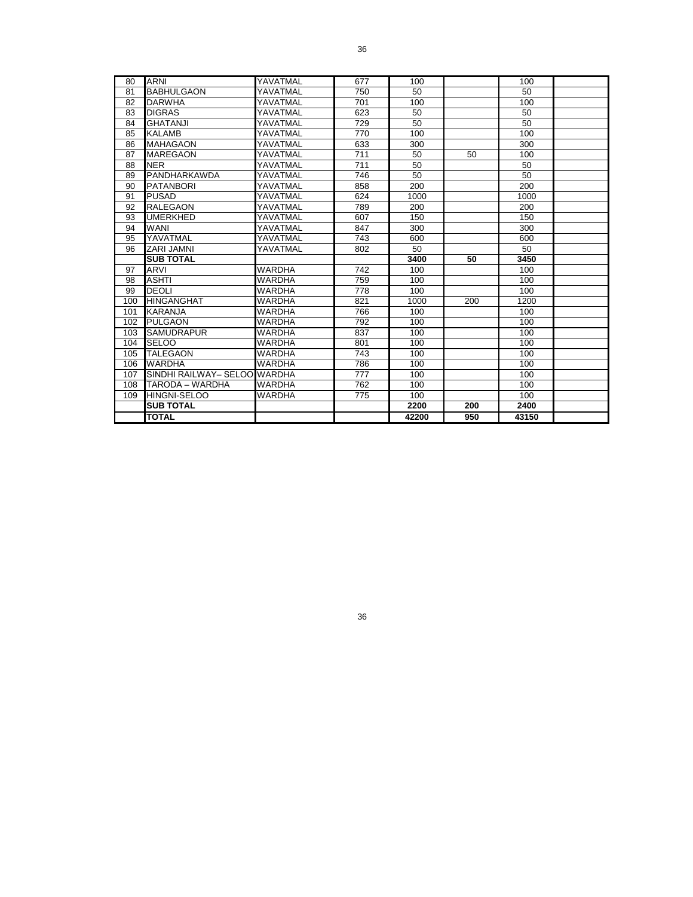| | | | | | | | |
|---|---|---|---|---|---|---|---|
| 80 | ARNI | YAVATMAL | 677 | 100 | | 100 | |
| 81 | BABHULGAON | YAVATMAL | 750 | 50 | | 50 | |
| 82 | DARWHA | YAVATMAL | 701 | 100 | | 100 | |
| 83 | DIGRAS | YAVATMAL | 623 | 50 | | 50 | |
| 84 | GHATANJI | YAVATMAL | 729 | 50 | | 50 | |
| 85 | KALAMB | YAVATMAL | 770 | 100 | | 100 | |
| 86 | MAHAGAON | YAVATMAL | 633 | 300 | | 300 | |
| 87 | MAREGAON | YAVATMAL | 711 | 50 | 50 | 100 | |
| 88 | NER | YAVATMAL | 711 | 50 | | 50 | |
| 89 | PANDHARKAWDA | YAVATMAL | 746 | 50 | | 50 | |
| 90 | PATANBORI | YAVATMAL | 858 | 200 | | 200 | |
| 91 | PUSAD | YAVATMAL | 624 | 1000 | | 1000 | |
| 92 | RALEGAON | YAVATMAL | 789 | 200 | | 200 | |
| 93 | UMERKHED | YAVATMAL | 607 | 150 | | 150 | |
| 94 | WANI | YAVATMAL | 847 | 300 | | 300 | |
| 95 | YAVATMAL | YAVATMAL | 743 | 600 | | 600 | |
| 96 | ZARI JAMNI | YAVATMAL | 802 | 50 | | 50 | |
| | **SUB TOTAL** | | | **3400** | **50** | **3450** | |
| 97 | ARVI | WARDHA | 742 | 100 | | 100 | |
| 98 | ASHTI | WARDHA | 759 | 100 | | 100 | |
| 99 | DEOLI | WARDHA | 778 | 100 | | 100 | |
| 100 | HINGANGHAT | WARDHA | 821 | 1000 | 200 | 1200 | |
| 101 | KARANJA | WARDHA | 766 | 100 | | 100 | |
| 102 | PULGAON | WARDHA | 792 | 100 | | 100 | |
| 103 | SAMUDRAPUR | WARDHA | 837 | 100 | | 100 | |
| 104 | SELOO | WARDHA | 801 | 100 | | 100 | |
| 105 | TALEGAON | WARDHA | 743 | 100 | | 100 | |
| 106 | WARDHA | WARDHA | 786 | 100 | | 100 | |
| 107 | SINDHI RAILWAY– SELOO | WARDHA | 777 | 100 | | 100 | |
| 108 | TARODA – WARDHA | WARDHA | 762 | 100 | | 100 | |
| 109 | HINGNI-SELOO | WARDHA | 775 | 100 | | 100 | |
| | **SUB TOTAL** | | | **2200** | **200** | **2400** | |
| | **TOTAL** | | | **42200** | **950** | **43150** | |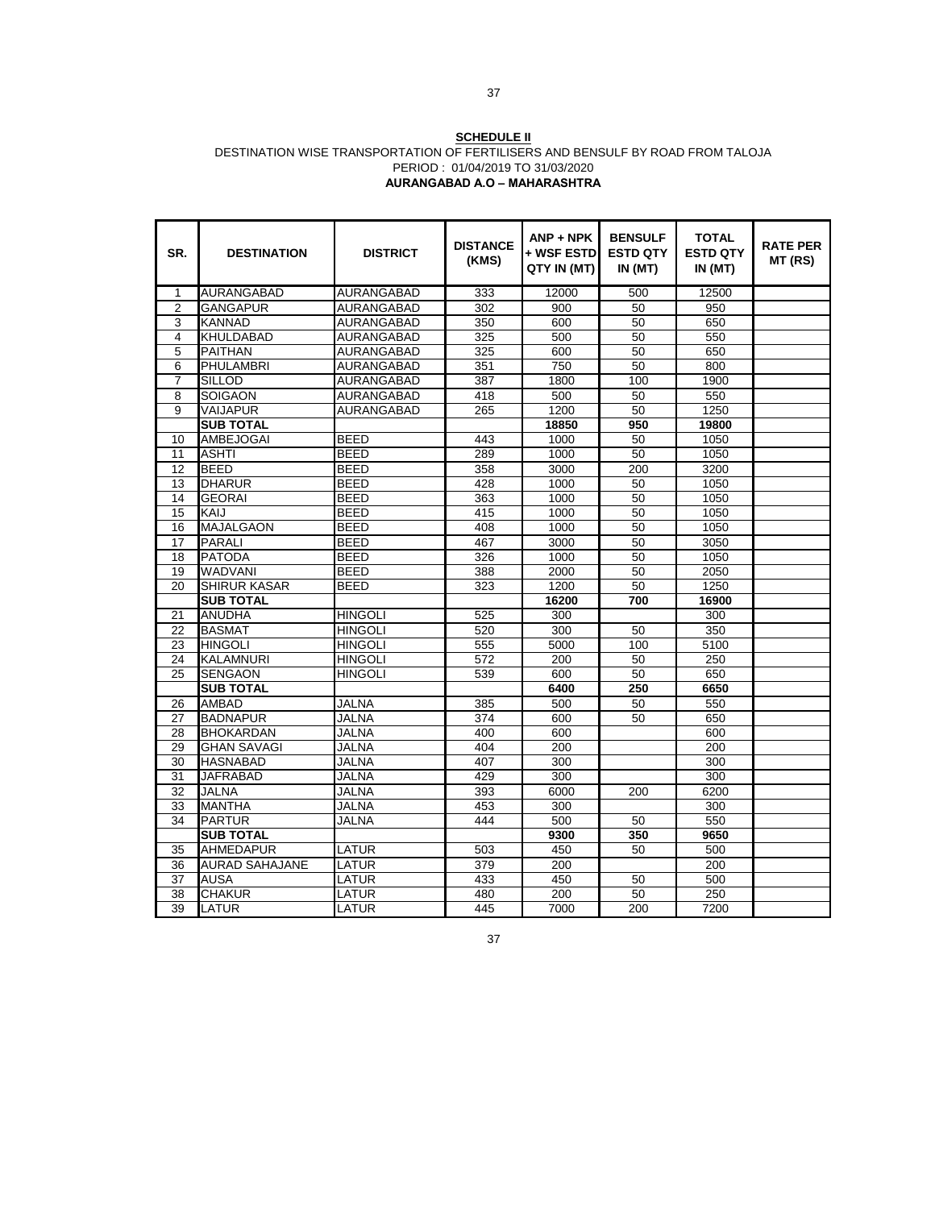**SCHEDULE II**

DESTINATION WISE TRANSPORTATION OF FERTILISERS AND BENSULF BY ROAD FROM TALOJA

PERIOD : 01/04/2019 TO 31/03/2020

**AURANGABAD A.O – MAHARASHTRA**

| SR. | DESTINATION | DISTRICT | DISTANCE (KMS) | ANP + NPK + WSF ESTD QTY IN (MT) | BENSULF ESTD QTY IN (MT) | TOTAL ESTD QTY IN (MT) | RATE PER MT (RS) |
|---|---|---|---|---|---|---|---|
| 1 | AURANGABAD | AURANGABAD | 333 | 12000 | 500 | 12500 | |
| 2 | GANGAPUR | AURANGABAD | 302 | 900 | 50 | 950 | |
| 3 | KANNAD | AURANGABAD | 350 | 600 | 50 | 650 | |
| 4 | KHULDABAD | AURANGABAD | 325 | 500 | 50 | 550 | |
| 5 | PAITHAN | AURANGABAD | 325 | 600 | 50 | 650 | |
| 6 | PHULAMBRI | AURANGABAD | 351 | 750 | 50 | 800 | |
| 7 | SILLOD | AURANGABAD | 387 | 1800 | 100 | 1900 | |
| 8 | SOIGAON | AURANGABAD | 418 | 500 | 50 | 550 | |
| 9 | VAIJAPUR | AURANGABAD | 265 | 1200 | 50 | 1250 | |
| | **SUB TOTAL** | | | **18850** | **950** | **19800** | |
| 10 | AMBEJOGAI | BEED | 443 | 1000 | 50 | 1050 | |
| 11 | ASHTI | BEED | 289 | 1000 | 50 | 1050 | |
| 12 | BEED | BEED | 358 | 3000 | 200 | 3200 | |
| 13 | DHARUR | BEED | 428 | 1000 | 50 | 1050 | |
| 14 | GEORAI | BEED | 363 | 1000 | 50 | 1050 | |
| 15 | KAIJ | BEED | 415 | 1000 | 50 | 1050 | |
| 16 | MAJALGAON | BEED | 408 | 1000 | 50 | 1050 | |
| 17 | PARALI | BEED | 467 | 3000 | 50 | 3050 | |
| 18 | PATODA | BEED | 326 | 1000 | 50 | 1050 | |
| 19 | WADVANI | BEED | 388 | 2000 | 50 | 2050 | |
| 20 | SHIRUR KASAR | BEED | 323 | 1200 | 50 | 1250 | |
| | **SUB TOTAL** | | | **16200** | **700** | **16900** | |
| 21 | ANUDHA | HINGOLI | 525 | 300 | | 300 | |
| 22 | BASMAT | HINGOLI | 520 | 300 | 50 | 350 | |
| 23 | HINGOLI | HINGOLI | 555 | 5000 | 100 | 5100 | |
| 24 | KALAMNURI | HINGOLI | 572 | 200 | 50 | 250 | |
| 25 | SENGAON | HINGOLI | 539 | 600 | 50 | 650 | |
| | **SUB TOTAL** | | | **6400** | **250** | **6650** | |
| 26 | AMBAD | JALNA | 385 | 500 | 50 | 550 | |
| 27 | BADNAPUR | JALNA | 374 | 600 | 50 | 650 | |
| 28 | BHOKARDAN | JALNA | 400 | 600 | | 600 | |
| 29 | GHAN SAVAGI | JALNA | 404 | 200 | | 200 | |
| 30 | HASNABAD | JALNA | 407 | 300 | | 300 | |
| 31 | JAFRABAD | JALNA | 429 | 300 | | 300 | |
| 32 | JALNA | JALNA | 393 | 6000 | 200 | 6200 | |
| 33 | MANTHA | JALNA | 453 | 300 | | 300 | |
| 34 | PARTUR | JALNA | 444 | 500 | 50 | 550 | |
| | **SUB TOTAL** | | | **9300** | **350** | **9650** | |
| 35 | AHMEDAPUR | LATUR | 503 | 450 | 50 | 500 | |
| 36 | AURAD SAHAJANE | LATUR | 379 | 200 | | 200 | |
| 37 | AUSA | LATUR | 433 | 450 | 50 | 500 | |
| 38 | CHAKUR | LATUR | 480 | 200 | 50 | 250 | |
| 39 | LATUR | LATUR | 445 | 7000 | 200 | 7200 | |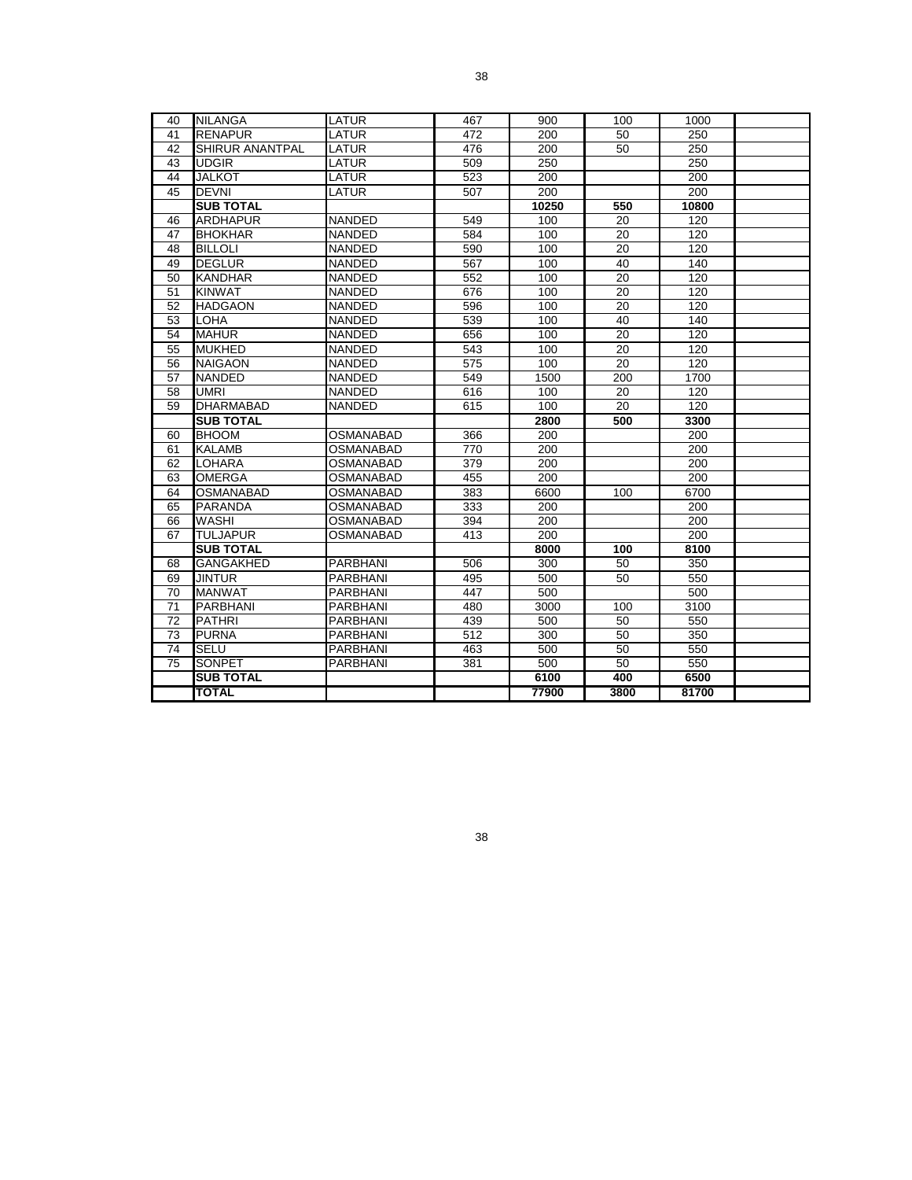| | | | | | | | |
|---|---|---|---|---|---|---|---|
| 40 | NILANGA | LATUR | 467 | 900 | 100 | 1000 | |
| 41 | RENAPUR | LATUR | 472 | 200 | 50 | 250 | |
| 42 | SHIRUR ANANTPAL | LATUR | 476 | 200 | 50 | 250 | |
| 43 | UDGIR | LATUR | 509 | 250 | | 250 | |
| 44 | JALKOT | LATUR | 523 | 200 | | 200 | |
| 45 | DEVNI | LATUR | 507 | 200 | | 200 | |
| | **SUB TOTAL** | | | **10250** | **550** | **10800** | |
| 46 | ARDHAPUR | NANDED | 549 | 100 | 20 | 120 | |
| 47 | BHOKHAR | NANDED | 584 | 100 | 20 | 120 | |
| 48 | BILLOLI | NANDED | 590 | 100 | 20 | 120 | |
| 49 | DEGLUR | NANDED | 567 | 100 | 40 | 140 | |
| 50 | KANDHAR | NANDED | 552 | 100 | 20 | 120 | |
| 51 | KINWAT | NANDED | 676 | 100 | 20 | 120 | |
| 52 | HADGAON | NANDED | 596 | 100 | 20 | 120 | |
| 53 | LOHA | NANDED | 539 | 100 | 40 | 140 | |
| 54 | MAHUR | NANDED | 656 | 100 | 20 | 120 | |
| 55 | MUKHED | NANDED | 543 | 100 | 20 | 120 | |
| 56 | NAIGAON | NANDED | 575 | 100 | 20 | 120 | |
| 57 | NANDED | NANDED | 549 | 1500 | 200 | 1700 | |
| 58 | UMRI | NANDED | 616 | 100 | 20 | 120 | |
| 59 | DHARMABAD | NANDED | 615 | 100 | 20 | 120 | |
| | **SUB TOTAL** | | | **2800** | **500** | **3300** | |
| 60 | BHOOM | OSMANABAD | 366 | 200 | | 200 | |
| 61 | KALAMB | OSMANABAD | 770 | 200 | | 200 | |
| 62 | LOHARA | OSMANABAD | 379 | 200 | | 200 | |
| 63 | OMERGA | OSMANABAD | 455 | 200 | | 200 | |
| 64 | OSMANABAD | OSMANABAD | 383 | 6600 | 100 | 6700 | |
| 65 | PARANDA | OSMANABAD | 333 | 200 | | 200 | |
| 66 | WASHI | OSMANABAD | 394 | 200 | | 200 | |
| 67 | TULJAPUR | OSMANABAD | 413 | 200 | | 200 | |
| | **SUB TOTAL** | | | **8000** | **100** | **8100** | |
| 68 | GANGAKHED | PARBHANI | 506 | 300 | 50 | 350 | |
| 69 | JINTUR | PARBHANI | 495 | 500 | 50 | 550 | |
| 70 | MANWAT | PARBHANI | 447 | 500 | | 500 | |
| 71 | PARBHANI | PARBHANI | 480 | 3000 | 100 | 3100 | |
| 72 | PATHRI | PARBHANI | 439 | 500 | 50 | 550 | |
| 73 | PURNA | PARBHANI | 512 | 300 | 50 | 350 | |
| 74 | SELU | PARBHANI | 463 | 500 | 50 | 550 | |
| 75 | SONPET | PARBHANI | 381 | 500 | 50 | 550 | |
| | **SUB TOTAL** | | | **6100** | **400** | **6500** | |
| | **TOTAL** | | | **77900** | **3800** | **81700** | |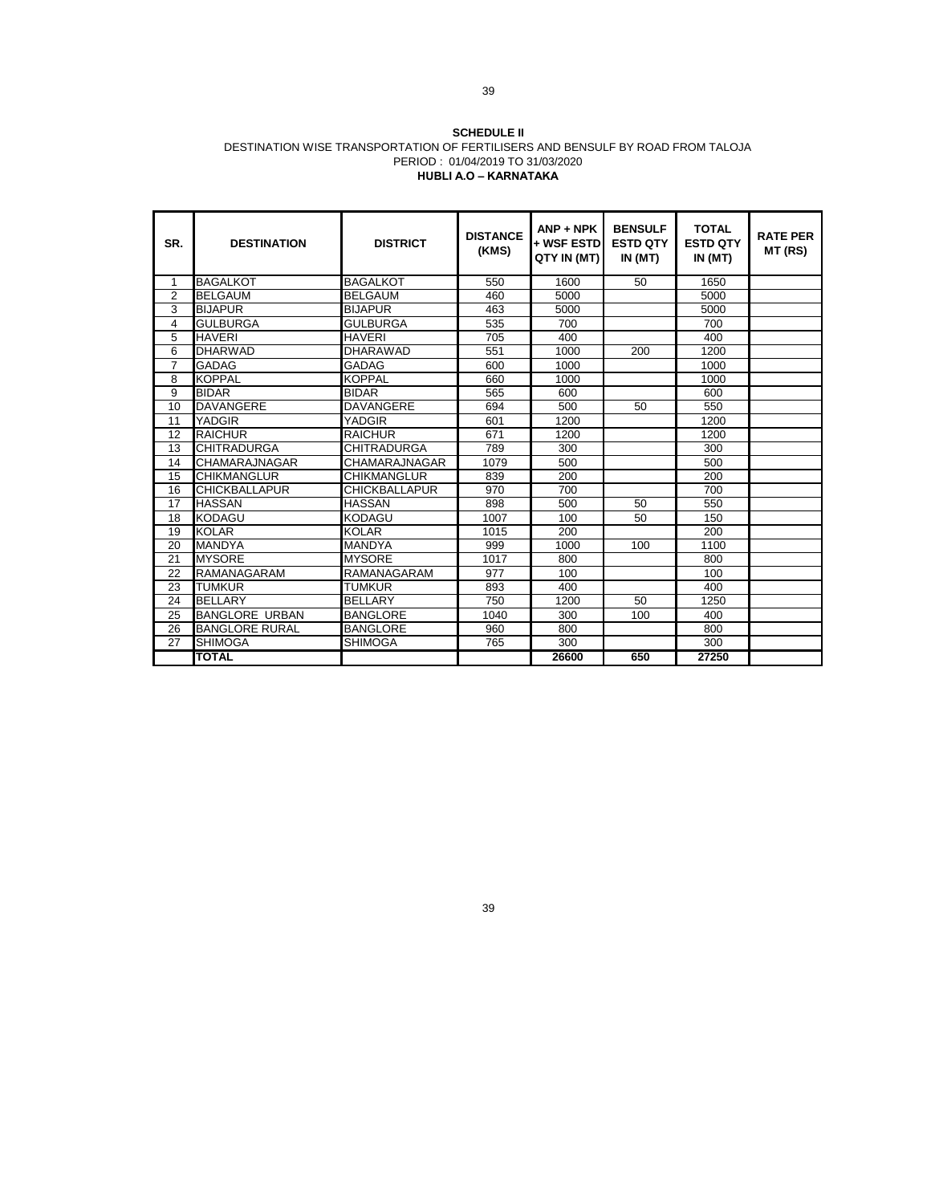**SCHEDULE II**

DESTINATION WISE TRANSPORTATION OF FERTILISERS AND BENSULF BY ROAD FROM TALOJA

PERIOD : 01/04/2019 TO 31/03/2020

**HUBLI A.O – KARNATAKA**

| SR. | DESTINATION | DISTRICT | DISTANCE (KMS) | ANP + NPK + WSF ESTD QTY IN (MT) | BENSULF ESTD QTY IN (MT) | TOTAL ESTD QTY IN (MT) | RATE PER MT (RS) |
|---|---|---|---|---|---|---|---|
| 1 | BAGALKOT | BAGALKOT | 550 | 1600 | 50 | 1650 | |
| 2 | BELGAUM | BELGAUM | 460 | 5000 | | 5000 | |
| 3 | BIJAPUR | BIJAPUR | 463 | 5000 | | 5000 | |
| 4 | GULBURGA | GULBURGA | 535 | 700 | | 700 | |
| 5 | HAVERI | HAVERI | 705 | 400 | | 400 | |
| 6 | DHARWAD | DHARAWAD | 551 | 1000 | 200 | 1200 | |
| 7 | GADAG | GADAG | 600 | 1000 | | 1000 | |
| 8 | KOPPAL | KOPPAL | 660 | 1000 | | 1000 | |
| 9 | BIDAR | BIDAR | 565 | 600 | | 600 | |
| 10 | DAVANGERE | DAVANGERE | 694 | 500 | 50 | 550 | |
| 11 | YADGIR | YADGIR | 601 | 1200 | | 1200 | |
| 12 | RAICHUR | RAICHUR | 671 | 1200 | | 1200 | |
| 13 | CHITRADURGA | CHITRADURGA | 789 | 300 | | 300 | |
| 14 | CHAMARAJNAGAR | CHAMARAJNAGAR | 1079 | 500 | | 500 | |
| 15 | CHIKMANGLUR | CHIKMANGLUR | 839 | 200 | | 200 | |
| 16 | CHICKBALLAPUR | CHICKBALLAPUR | 970 | 700 | | 700 | |
| 17 | HASSAN | HASSAN | 898 | 500 | 50 | 550 | |
| 18 | KODAGU | KODAGU | 1007 | 100 | 50 | 150 | |
| 19 | KOLAR | KOLAR | 1015 | 200 | | 200 | |
| 20 | MANDYA | MANDYA | 999 | 1000 | 100 | 1100 | |
| 21 | MYSORE | MYSORE | 1017 | 800 | | 800 | |
| 22 | RAMANAGARAM | RAMANAGARAM | 977 | 100 | | 100 | |
| 23 | TUMKUR | TUMKUR | 893 | 400 | | 400 | |
| 24 | BELLARY | BELLARY | 750 | 1200 | 50 | 1250 | |
| 25 | BANGLORE URBAN | BANGLORE | 1040 | 300 | 100 | 400 | |
| 26 | BANGLORE RURAL | BANGLORE | 960 | 800 | | 800 | |
| 27 | SHIMOGA | SHIMOGA | 765 | 300 | | 300 | |
| | **TOTAL** | | | **26600** | **650** | **27250** | |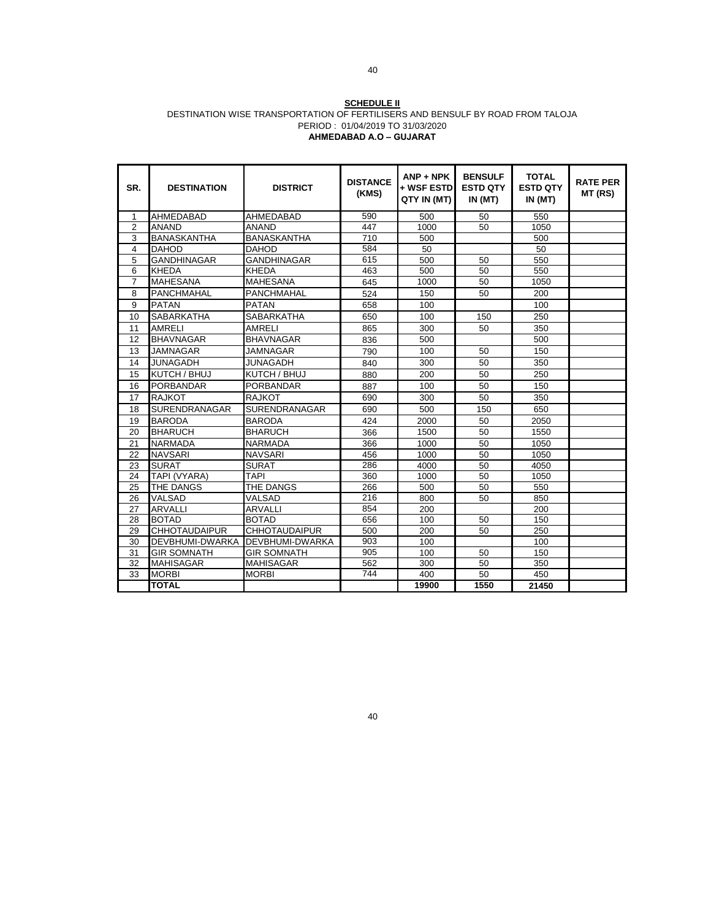**SCHEDULE II**

DESTINATION WISE TRANSPORTATION OF FERTILISERS AND BENSULF BY ROAD FROM TALOJA

PERIOD : 01/04/2019 TO 31/03/2020

**AHMEDABAD A.O – GUJARAT**

| SR. | DESTINATION | DISTRICT | DISTANCE (KMS) | ANP + NPK + WSF ESTD QTY IN (MT) | BENSULF ESTD QTY IN (MT) | TOTAL ESTD QTY IN (MT) | RATE PER MT (RS) |
|---|---|---|---|---|---|---|---|
| 1 | AHMEDABAD | AHMEDABAD | 590 | 500 | 50 | 550 | |
| 2 | ANAND | ANAND | 447 | 1000 | 50 | 1050 | |
| 3 | BANASKANTHA | BANASKANTHA | 710 | 500 | | 500 | |
| 4 | DAHOD | DAHOD | 584 | 50 | | 50 | |
| 5 | GANDHINAGAR | GANDHINAGAR | 615 | 500 | 50 | 550 | |
| 6 | KHEDA | KHEDA | 463 | 500 | 50 | 550 | |
| 7 | MAHESANA | MAHESANA | 645 | 1000 | 50 | 1050 | |
| 8 | PANCHMAHAL | PANCHMAHAL | 524 | 150 | 50 | 200 | |
| 9 | PATAN | PATAN | 658 | 100 | | 100 | |
| 10 | SABARKATHA | SABARKATHA | 650 | 100 | 150 | 250 | |
| 11 | AMRELI | AMRELI | 865 | 300 | 50 | 350 | |
| 12 | BHAVNAGAR | BHAVNAGAR | 836 | 500 | | 500 | |
| 13 | JAMNAGAR | JAMNAGAR | 790 | 100 | 50 | 150 | |
| 14 | JUNAGADH | JUNAGADH | 840 | 300 | 50 | 350 | |
| 15 | KUTCH / BHUJ | KUTCH / BHUJ | 880 | 200 | 50 | 250 | |
| 16 | PORBANDAR | PORBANDAR | 887 | 100 | 50 | 150 | |
| 17 | RAJKOT | RAJKOT | 690 | 300 | 50 | 350 | |
| 18 | SURENDRANAGAR | SURENDRANAGAR | 690 | 500 | 150 | 650 | |
| 19 | BARODA | BARODA | 424 | 2000 | 50 | 2050 | |
| 20 | BHARUCH | BHARUCH | 366 | 1500 | 50 | 1550 | |
| 21 | NARMADA | NARMADA | 366 | 1000 | 50 | 1050 | |
| 22 | NAVSARI | NAVSARI | 456 | 1000 | 50 | 1050 | |
| 23 | SURAT | SURAT | 286 | 4000 | 50 | 4050 | |
| 24 | TAPI (VYARA) | TAPI | 360 | 1000 | 50 | 1050 | |
| 25 | THE DANGS | THE DANGS | 266 | 500 | 50 | 550 | |
| 26 | VALSAD | VALSAD | 216 | 800 | 50 | 850 | |
| 27 | ARVALLI | ARVALLI | 854 | 200 | | 200 | |
| 28 | BOTAD | BOTAD | 656 | 100 | 50 | 150 | |
| 29 | CHHOTAUDAIPUR | CHHOTAUDAIPUR | 500 | 200 | 50 | 250 | |
| 30 | DEVBHUMI-DWARKA | DEVBHUMI-DWARKA | 903 | 100 | | 100 | |
| 31 | GIR SOMNATH | GIR SOMNATH | 905 | 100 | 50 | 150 | |
| 32 | MAHISAGAR | MAHISAGAR | 562 | 300 | 50 | 350 | |
| 33 | MORBI | MORBI | 744 | 400 | 50 | 450 | |
| | **TOTAL** | | | **19900** | **1550** | **21450** | |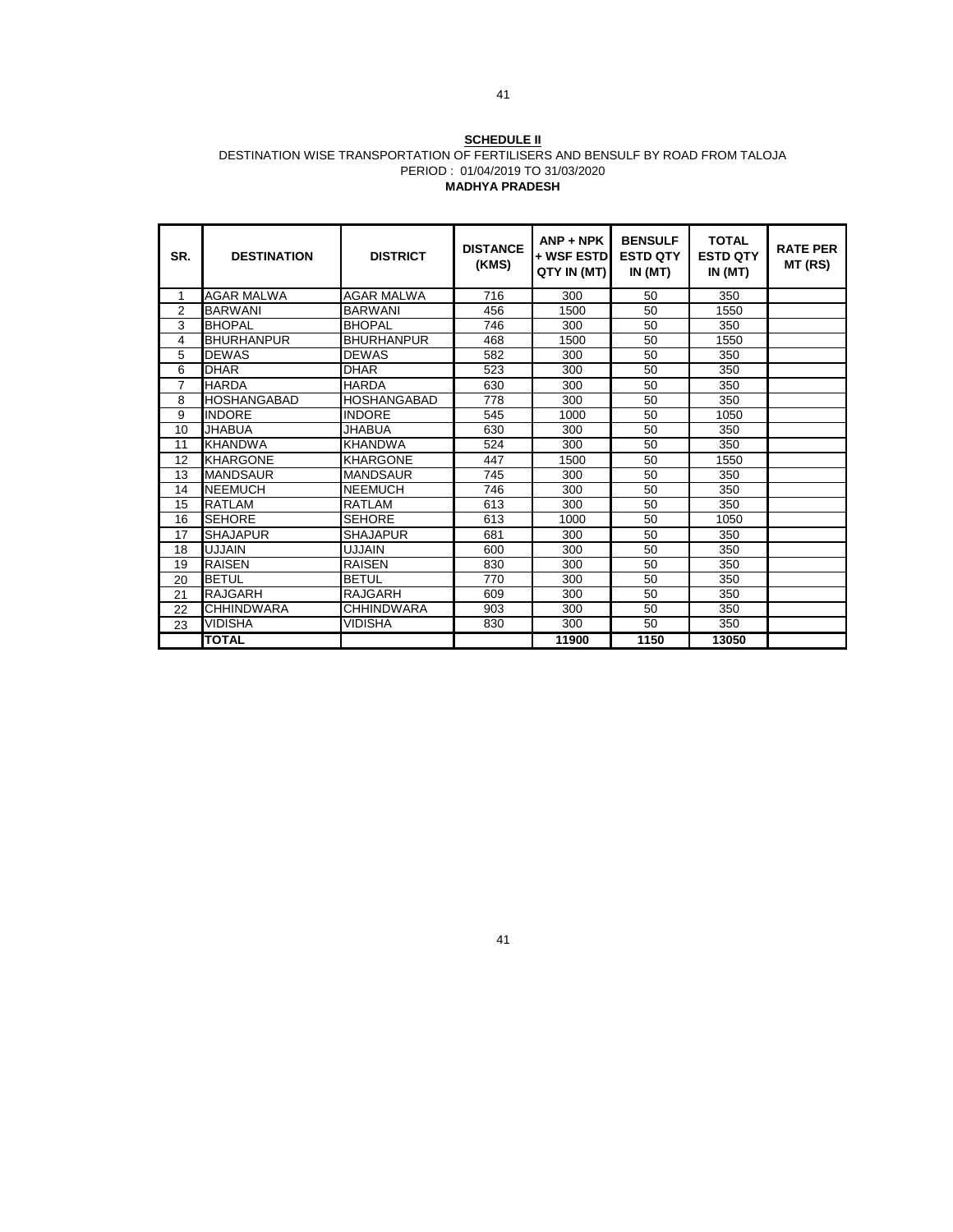**SCHEDULE II**

DESTINATION WISE TRANSPORTATION OF FERTILISERS AND BENSULF BY ROAD FROM TALOJA

PERIOD : 01/04/2019 TO 31/03/2020

**MADHYA PRADESH**

| SR. | DESTINATION | DISTRICT | DISTANCE (KMS) | ANP + NPK + WSF ESTD QTY IN (MT) | BENSULF ESTD QTY IN (MT) | TOTAL ESTD QTY IN (MT) | RATE PER MT (RS) |
|---|---|---|---|---|---|---|---|
| 1 | AGAR MALWA | AGAR MALWA | 716 | 300 | 50 | 350 | |
| 2 | BARWANI | BARWANI | 456 | 1500 | 50 | 1550 | |
| 3 | BHOPAL | BHOPAL | 746 | 300 | 50 | 350 | |
| 4 | BHURHANPUR | BHURHANPUR | 468 | 1500 | 50 | 1550 | |
| 5 | DEWAS | DEWAS | 582 | 300 | 50 | 350 | |
| 6 | DHAR | DHAR | 523 | 300 | 50 | 350 | |
| 7 | HARDA | HARDA | 630 | 300 | 50 | 350 | |
| 8 | HOSHANGABAD | HOSHANGABAD | 778 | 300 | 50 | 350 | |
| 9 | INDORE | INDORE | 545 | 1000 | 50 | 1050 | |
| 10 | JHABUA | JHABUA | 630 | 300 | 50 | 350 | |
| 11 | KHANDWA | KHANDWA | 524 | 300 | 50 | 350 | |
| 12 | KHARGONE | KHARGONE | 447 | 1500 | 50 | 1550 | |
| 13 | MANDSAUR | MANDSAUR | 745 | 300 | 50 | 350 | |
| 14 | NEEMUCH | NEEMUCH | 746 | 300 | 50 | 350 | |
| 15 | RATLAM | RATLAM | 613 | 300 | 50 | 350 | |
| 16 | SEHORE | SEHORE | 613 | 1000 | 50 | 1050 | |
| 17 | SHAJAPUR | SHAJAPUR | 681 | 300 | 50 | 350 | |
| 18 | UJJAIN | UJJAIN | 600 | 300 | 50 | 350 | |
| 19 | RAISEN | RAISEN | 830 | 300 | 50 | 350 | |
| 20 | BETUL | BETUL | 770 | 300 | 50 | 350 | |
| 21 | RAJGARH | RAJGARH | 609 | 300 | 50 | 350 | |
| 22 | CHHINDWARA | CHHINDWARA | 903 | 300 | 50 | 350 | |
| 23 | VIDISHA | VIDISHA | 830 | 300 | 50 | 350 | |
| | **TOTAL** | | | **11900** | **1150** | **13050** | |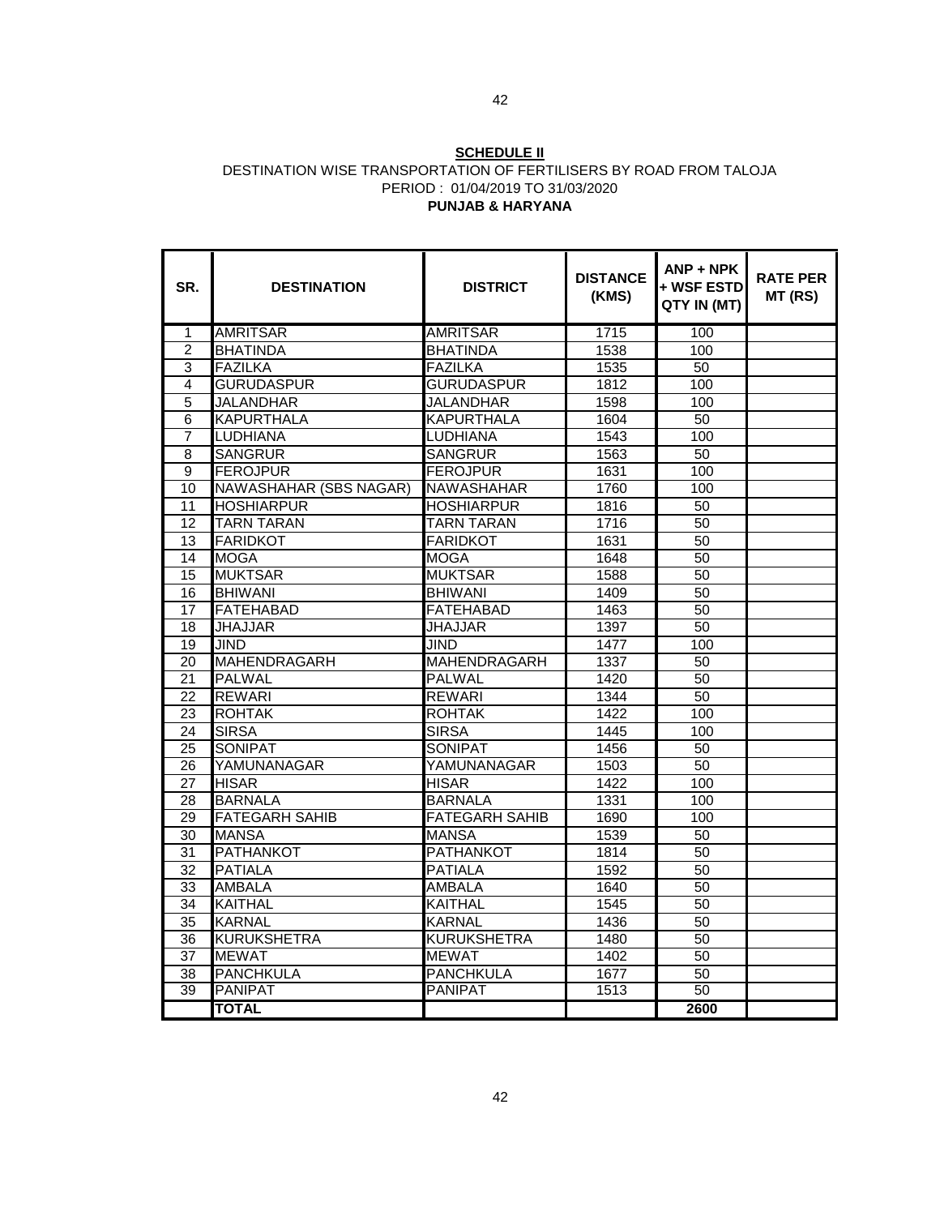**SCHEDULE II**

DESTINATION WISE TRANSPORTATION OF FERTILISERS BY ROAD FROM TALOJA

PERIOD : 01/04/2019 TO 31/03/2020

**PUNJAB & HARYANA**

| SR. | DESTINATION | DISTRICT | DISTANCE (KMS) | ANP + NPK + WSF ESTD QTY IN (MT) | RATE PER MT (RS) |
|---|---|---|---|---|---|
| 1 | AMRITSAR | AMRITSAR | 1715 | 100 | |
| 2 | BHATINDA | BHATINDA | 1538 | 100 | |
| 3 | FAZILKA | FAZILKA | 1535 | 50 | |
| 4 | GURUDASPUR | GURUDASPUR | 1812 | 100 | |
| 5 | JALANDHAR | JALANDHAR | 1598 | 100 | |
| 6 | KAPURTHALA | KAPURTHALA | 1604 | 50 | |
| 7 | LUDHIANA | LUDHIANA | 1543 | 100 | |
| 8 | SANGRUR | SANGRUR | 1563 | 50 | |
| 9 | FEROJPUR | FEROJPUR | 1631 | 100 | |
| 10 | NAWASHAHAR (SBS NAGAR) | NAWASHAHAR | 1760 | 100 | |
| 11 | HOSHIARPUR | HOSHIARPUR | 1816 | 50 | |
| 12 | TARN TARAN | TARN TARAN | 1716 | 50 | |
| 13 | FARIDKOT | FARIDKOT | 1631 | 50 | |
| 14 | MOGA | MOGA | 1648 | 50 | |
| 15 | MUKTSAR | MUKTSAR | 1588 | 50 | |
| 16 | BHIWANI | BHIWANI | 1409 | 50 | |
| 17 | FATEHABAD | FATEHABAD | 1463 | 50 | |
| 18 | JHAJJAR | JHAJJAR | 1397 | 50 | |
| 19 | JIND | JIND | 1477 | 100 | |
| 20 | MAHENDRAGARH | MAHENDRAGARH | 1337 | 50 | |
| 21 | PALWAL | PALWAL | 1420 | 50 | |
| 22 | REWARI | REWARI | 1344 | 50 | |
| 23 | ROHTAK | ROHTAK | 1422 | 100 | |
| 24 | SIRSA | SIRSA | 1445 | 100 | |
| 25 | SONIPAT | SONIPAT | 1456 | 50 | |
| 26 | YAMUNANAGAR | YAMUNANAGAR | 1503 | 50 | |
| 27 | HISAR | HISAR | 1422 | 100 | |
| 28 | BARNALA | BARNALA | 1331 | 100 | |
| 29 | FATEGARH SAHIB | FATEGARH SAHIB | 1690 | 100 | |
| 30 | MANSA | MANSA | 1539 | 50 | |
| 31 | PATHANKOT | PATHANKOT | 1814 | 50 | |
| 32 | PATIALA | PATIALA | 1592 | 50 | |
| 33 | AMBALA | AMBALA | 1640 | 50 | |
| 34 | KAITHAL | KAITHAL | 1545 | 50 | |
| 35 | KARNAL | KARNAL | 1436 | 50 | |
| 36 | KURUKSHETRA | KURUKSHETRA | 1480 | 50 | |
| 37 | MEWAT | MEWAT | 1402 | 50 | |
| 38 | PANCHKULA | PANCHKULA | 1677 | 50 | |
| 39 | PANIPAT | PANIPAT | 1513 | 50 | |
| | **TOTAL** | | | **2600** | |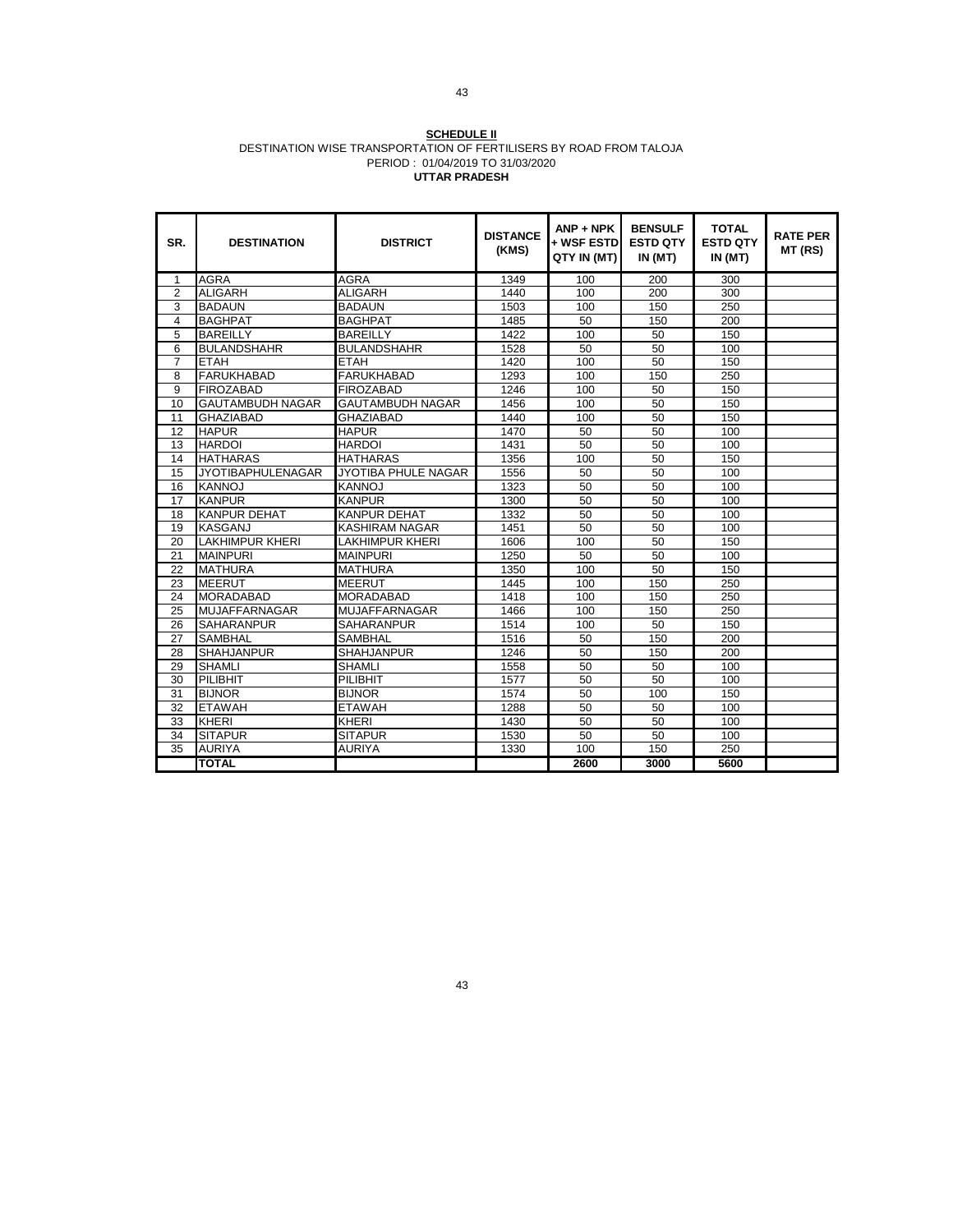**SCHEDULE II**

DESTINATION WISE TRANSPORTATION OF FERTILISERS BY ROAD FROM TALOJA

PERIOD : 01/04/2019 TO 31/03/2020

**UTTAR PRADESH**

| SR. | DESTINATION | DISTRICT | DISTANCE (KMS) | ANP + NPK + WSF ESTD QTY IN (MT) | BENSULF ESTD QTY IN (MT) | TOTAL ESTD QTY IN (MT) | RATE PER MT (RS) |
|---|---|---|---|---|---|---|---|
| 1 | AGRA | AGRA | 1349 | 100 | 200 | 300 | |
| 2 | ALIGARH | ALIGARH | 1440 | 100 | 200 | 300 | |
| 3 | BADAUN | BADAUN | 1503 | 100 | 150 | 250 | |
| 4 | BAGHPAT | BAGHPAT | 1485 | 50 | 150 | 200 | |
| 5 | BAREILLY | BAREILLY | 1422 | 100 | 50 | 150 | |
| 6 | BULANDSHAHR | BULANDSHAHR | 1528 | 50 | 50 | 100 | |
| 7 | ETAH | ETAH | 1420 | 100 | 50 | 150 | |
| 8 | FARUKHABAD | FARUKHABAD | 1293 | 100 | 150 | 250 | |
| 9 | FIROZABAD | FIROZABAD | 1246 | 100 | 50 | 150 | |
| 10 | GAUTAMBUDH NAGAR | GAUTAMBUDH NAGAR | 1456 | 100 | 50 | 150 | |
| 11 | GHAZIABAD | GHAZIABAD | 1440 | 100 | 50 | 150 | |
| 12 | HAPUR | HAPUR | 1470 | 50 | 50 | 100 | |
| 13 | HARDOI | HARDOI | 1431 | 50 | 50 | 100 | |
| 14 | HATHARAS | HATHARAS | 1356 | 100 | 50 | 150 | |
| 15 | JYOTIBAPHULENAGAR | JYOTIBA PHULE NAGAR | 1556 | 50 | 50 | 100 | |
| 16 | KANNOJ | KANNOJ | 1323 | 50 | 50 | 100 | |
| 17 | KANPUR | KANPUR | 1300 | 50 | 50 | 100 | |
| 18 | KANPUR DEHAT | KANPUR DEHAT | 1332 | 50 | 50 | 100 | |
| 19 | KASGANJ | KASHIRAM NAGAR | 1451 | 50 | 50 | 100 | |
| 20 | LAKHIMPUR KHERI | LAKHIMPUR KHERI | 1606 | 100 | 50 | 150 | |
| 21 | MAINPURI | MAINPURI | 1250 | 50 | 50 | 100 | |
| 22 | MATHURA | MATHURA | 1350 | 100 | 50 | 150 | |
| 23 | MEERUT | MEERUT | 1445 | 100 | 150 | 250 | |
| 24 | MORADABAD | MORADABAD | 1418 | 100 | 150 | 250 | |
| 25 | MUJAFFARNAGAR | MUJAFFARNAGAR | 1466 | 100 | 150 | 250 | |
| 26 | SAHARANPUR | SAHARANPUR | 1514 | 100 | 50 | 150 | |
| 27 | SAMBHAL | SAMBHAL | 1516 | 50 | 150 | 200 | |
| 28 | SHAHJANPUR | SHAHJANPUR | 1246 | 50 | 150 | 200 | |
| 29 | SHAMLI | SHAMLI | 1558 | 50 | 50 | 100 | |
| 30 | PILIBHIT | PILIBHIT | 1577 | 50 | 50 | 100 | |
| 31 | BIJNOR | BIJNOR | 1574 | 50 | 100 | 150 | |
| 32 | ETAWAH | ETAWAH | 1288 | 50 | 50 | 100 | |
| 33 | KHERI | KHERI | 1430 | 50 | 50 | 100 | |
| 34 | SITAPUR | SITAPUR | 1530 | 50 | 50 | 100 | |
| 35 | AURIYA | AURIYA | 1330 | 100 | 150 | 250 | |
| | **TOTAL** | | | **2600** | **3000** | **5600** | |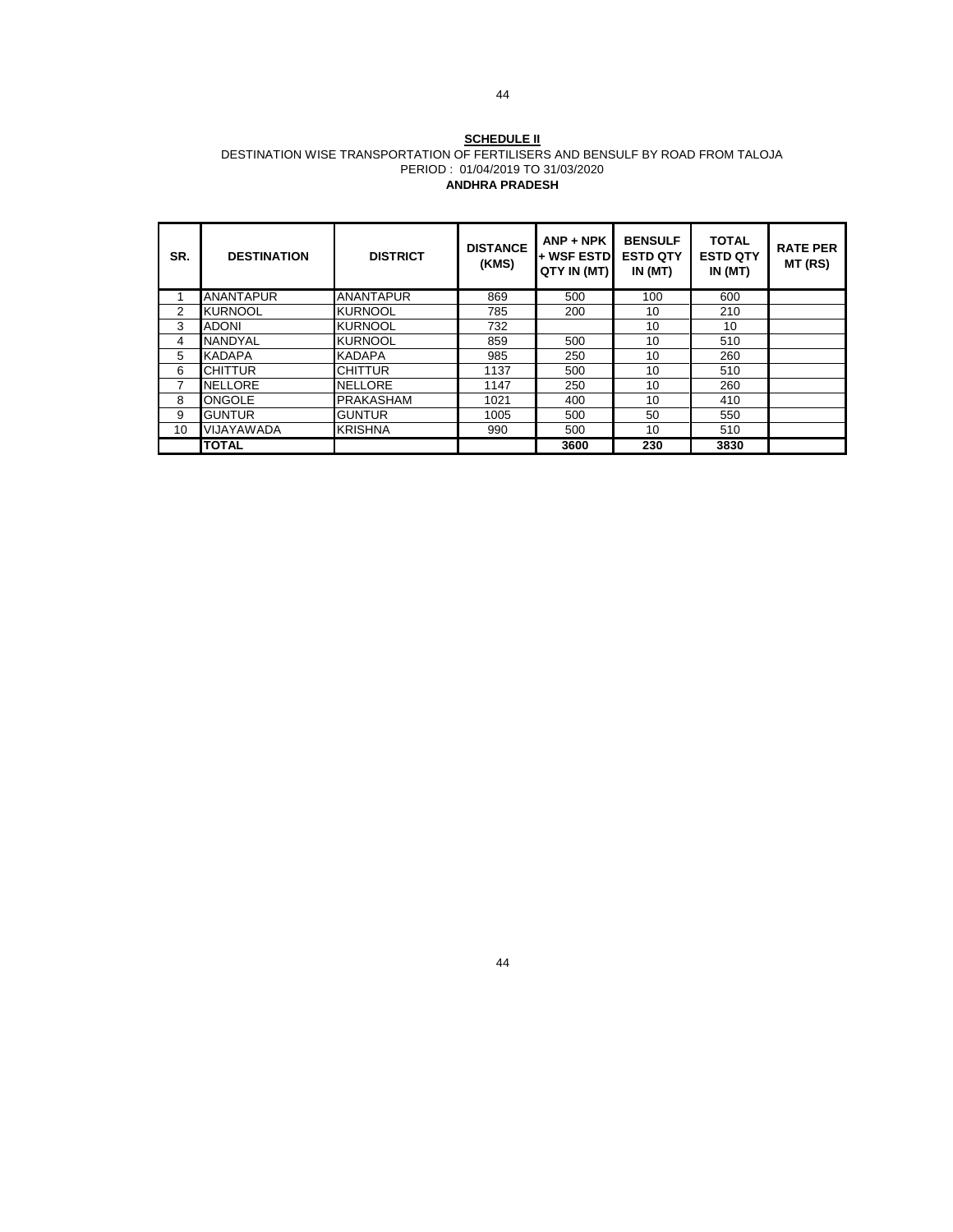**SCHEDULE II**

DESTINATION WISE TRANSPORTATION OF FERTILISERS AND BENSULF BY ROAD FROM TALOJA

PERIOD : 01/04/2019 TO 31/03/2020

**ANDHRA PRADESH**

| SR. | DESTINATION | DISTRICT | DISTANCE (KMS) | ANP + NPK + WSF ESTD QTY IN (MT) | BENSULF ESTD QTY IN (MT) | TOTAL ESTD QTY IN (MT) | RATE PER MT (RS) |
|---|---|---|---|---|---|---|---|
| 1 | ANANTAPUR | ANANTAPUR | 869 | 500 | 100 | 600 | |
| 2 | KURNOOL | KURNOOL | 785 | 200 | 10 | 210 | |
| 3 | ADONI | KURNOOL | 732 | | 10 | 10 | |
| 4 | NANDYAL | KURNOOL | 859 | 500 | 10 | 510 | |
| 5 | KADAPA | KADAPA | 985 | 250 | 10 | 260 | |
| 6 | CHITTUR | CHITTUR | 1137 | 500 | 10 | 510 | |
| 7 | NELLORE | NELLORE | 1147 | 250 | 10 | 260 | |
| 8 | ONGOLE | PRAKASHAM | 1021 | 400 | 10 | 410 | |
| 9 | GUNTUR | GUNTUR | 1005 | 500 | 50 | 550 | |
| 10 | VIJAYAWADA | KRISHNA | 990 | 500 | 10 | 510 | |
| | **TOTAL** | | | **3600** | **230** | **3830** | |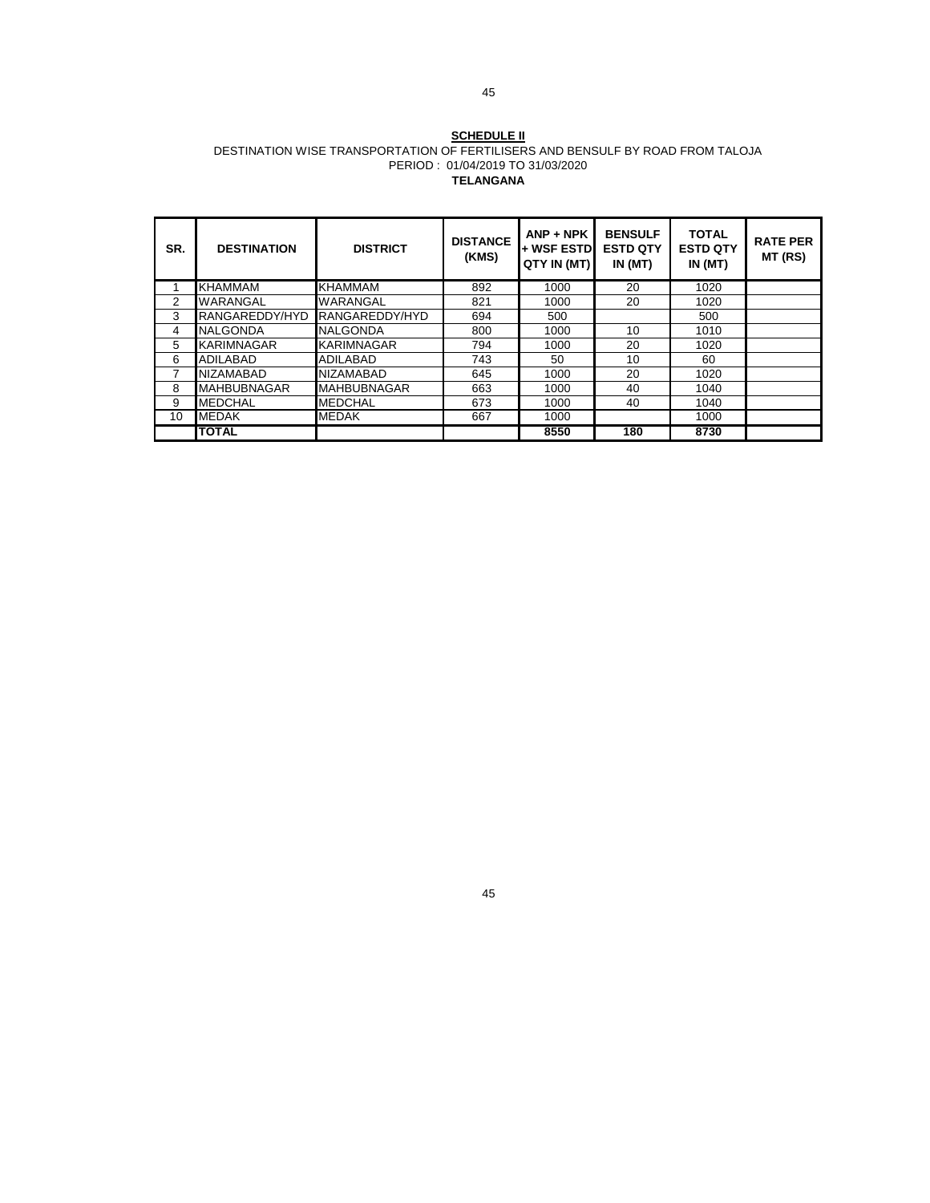**SCHEDULE II**

DESTINATION WISE TRANSPORTATION OF FERTILISERS AND BENSULF BY ROAD FROM TALOJA

PERIOD : 01/04/2019 TO 31/03/2020

**TELANGANA**

| SR. | DESTINATION | DISTRICT | DISTANCE (KMS) | ANP + NPK + WSF ESTD QTY IN (MT) | BENSULF ESTD QTY IN (MT) | TOTAL ESTD QTY IN (MT) | RATE PER MT (RS) |
|---|---|---|---|---|---|---|---|
| 1 | KHAMMAM | KHAMMAM | 892 | 1000 | 20 | 1020 | |
| 2 | WARANGAL | WARANGAL | 821 | 1000 | 20 | 1020 | |
| 3 | RANGAREDDY/HYD | RANGAREDDY/HYD | 694 | 500 | | 500 | |
| 4 | NALGONDA | NALGONDA | 800 | 1000 | 10 | 1010 | |
| 5 | KARIMNAGAR | KARIMNAGAR | 794 | 1000 | 20 | 1020 | |
| 6 | ADILABAD | ADILABAD | 743 | 50 | 10 | 60 | |
| 7 | NIZAMABAD | NIZAMABAD | 645 | 1000 | 20 | 1020 | |
| 8 | MAHBUBNAGAR | MAHBUBNAGAR | 663 | 1000 | 40 | 1040 | |
| 9 | MEDCHAL | MEDCHAL | 673 | 1000 | 40 | 1040 | |
| 10 | MEDAK | MEDAK | 667 | 1000 | | 1000 | |
| | **TOTAL** | | | **8550** | **180** | **8730** | |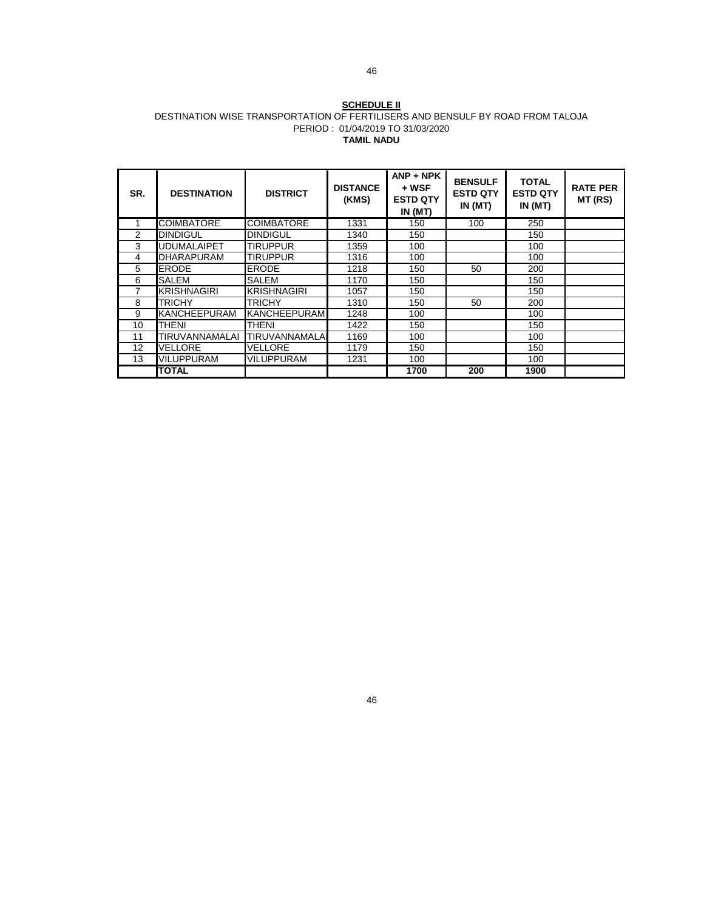**SCHEDULE II**

DESTINATION WISE TRANSPORTATION OF FERTILISERS AND BENSULF BY ROAD FROM TALOJA

PERIOD : 01/04/2019 TO 31/03/2020

**TAMIL NADU**

| SR. | DESTINATION | DISTRICT | DISTANCE (KMS) | ANP + NPK + WSF ESTD QTY IN (MT) | BENSULF ESTD QTY IN (MT) | TOTAL ESTD QTY IN (MT) | RATE PER MT (RS) |
|---|---|---|---|---|---|---|---|
| 1 | COIMBATORE | COIMBATORE | 1331 | 150 | 100 | 250 | |
| 2 | DINDIGUL | DINDIGUL | 1340 | 150 | | 150 | |
| 3 | UDUMALAIPET | TIRUPPUR | 1359 | 100 | | 100 | |
| 4 | DHARAPURAM | TIRUPPUR | 1316 | 100 | | 100 | |
| 5 | ERODE | ERODE | 1218 | 150 | 50 | 200 | |
| 6 | SALEM | SALEM | 1170 | 150 | | 150 | |
| 7 | KRISHNAGIRI | KRISHNAGIRI | 1057 | 150 | | 150 | |
| 8 | TRICHY | TRICHY | 1310 | 150 | 50 | 200 | |
| 9 | KANCHEEPURAM | KANCHEEPURAM | 1248 | 100 | | 100 | |
| 10 | THENI | THENI | 1422 | 150 | | 150 | |
| 11 | TIRUVANNAMALAI | TIRUVANNAMALAI | 1169 | 100 | | 100 | |
| 12 | VELLORE | VELLORE | 1179 | 150 | | 150 | |
| 13 | VILUPPURAM | VILUPPURAM | 1231 | 100 | | 100 | |
| | **TOTAL** | | | **1700** | **200** | **1900** | |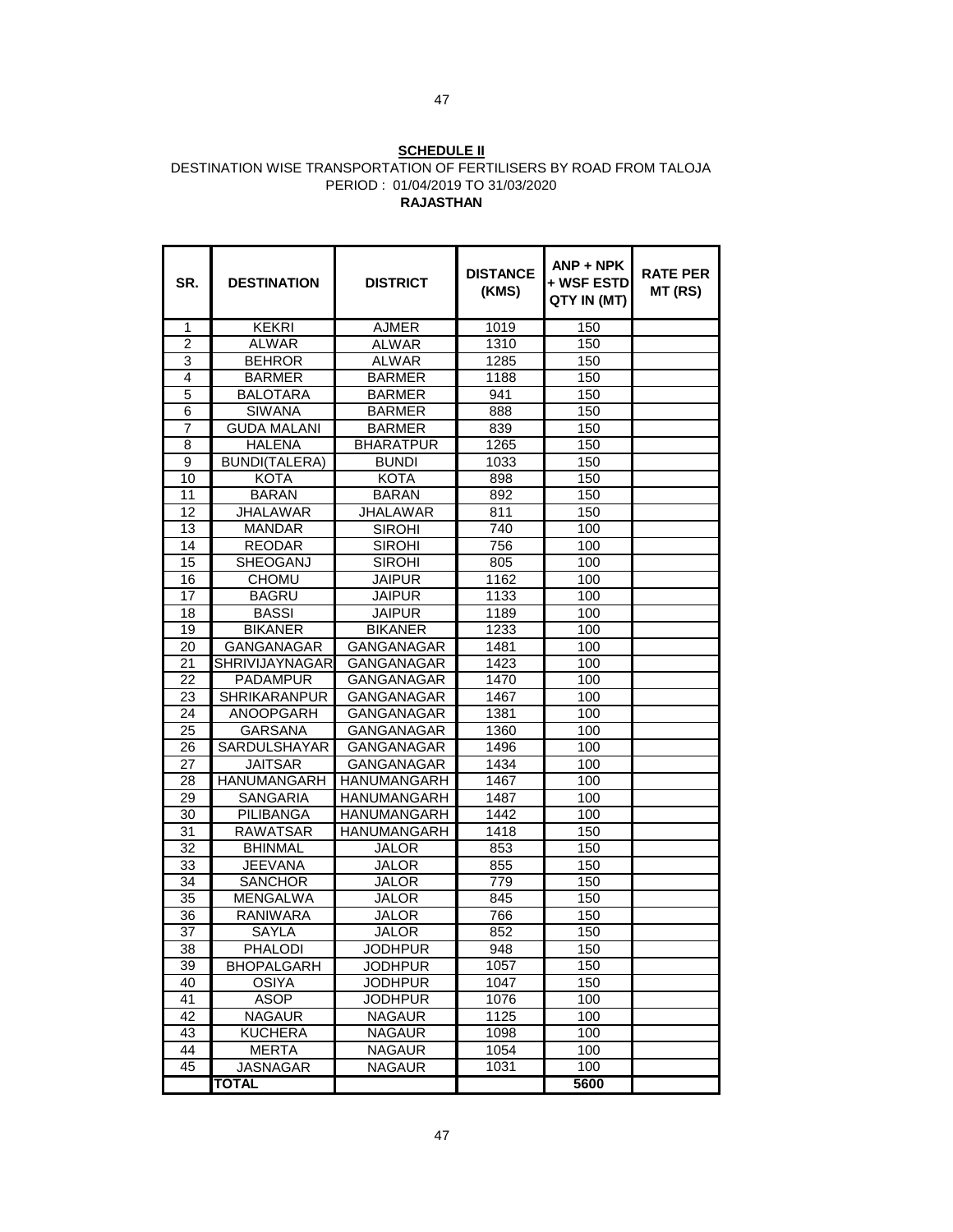**SCHEDULE II**

DESTINATION WISE TRANSPORTATION OF FERTILISERS BY ROAD FROM TALOJA

PERIOD : 01/04/2019 TO 31/03/2020

**RAJASTHAN**

| SR. | DESTINATION | DISTRICT | DISTANCE (KMS) | ANP + NPK + WSF ESTD QTY IN (MT) | RATE PER MT (RS) |
|---|---|---|---|---|---|
| 1 | KEKRI | AJMER | 1019 | 150 | |
| 2 | ALWAR | ALWAR | 1310 | 150 | |
| 3 | BEHROR | ALWAR | 1285 | 150 | |
| 4 | BARMER | BARMER | 1188 | 150 | |
| 5 | BALOTARA | BARMER | 941 | 150 | |
| 6 | SIWANA | BARMER | 888 | 150 | |
| 7 | GUDA MALANI | BARMER | 839 | 150 | |
| 8 | HALENA | BHARATPUR | 1265 | 150 | |
| 9 | BUNDI(TALERA) | BUNDI | 1033 | 150 | |
| 10 | KOTA | KOTA | 898 | 150 | |
| 11 | BARAN | BARAN | 892 | 150 | |
| 12 | JHALAWAR | JHALAWAR | 811 | 150 | |
| 13 | MANDAR | SIROHI | 740 | 100 | |
| 14 | REODAR | SIROHI | 756 | 100 | |
| 15 | SHEOGANJ | SIROHI | 805 | 100 | |
| 16 | CHOMU | JAIPUR | 1162 | 100 | |
| 17 | BAGRU | JAIPUR | 1133 | 100 | |
| 18 | BASSI | JAIPUR | 1189 | 100 | |
| 19 | BIKANER | BIKANER | 1233 | 100 | |
| 20 | GANGANAGAR | GANGANAGAR | 1481 | 100 | |
| 21 | SHRIVIJAYNAGAR | GANGANAGAR | 1423 | 100 | |
| 22 | PADAMPUR | GANGANAGAR | 1470 | 100 | |
| 23 | SHRIKARANPUR | GANGANAGAR | 1467 | 100 | |
| 24 | ANOOPGARH | GANGANAGAR | 1381 | 100 | |
| 25 | GARSANA | GANGANAGAR | 1360 | 100 | |
| 26 | SARDULSHAYAR | GANGANAGAR | 1496 | 100 | |
| 27 | JAITSAR | GANGANAGAR | 1434 | 100 | |
| 28 | HANUMANGARH | HANUMANGARH | 1467 | 100 | |
| 29 | SANGARIA | HANUMANGARH | 1487 | 100 | |
| 30 | PILIBANGA | HANUMANGARH | 1442 | 100 | |
| 31 | RAWATSAR | HANUMANGARH | 1418 | 150 | |
| 32 | BHINMAL | JALOR | 853 | 150 | |
| 33 | JEEVANA | JALOR | 855 | 150 | |
| 34 | SANCHOR | JALOR | 779 | 150 | |
| 35 | MENGALWA | JALOR | 845 | 150 | |
| 36 | RANIWARA | JALOR | 766 | 150 | |
| 37 | SAYLA | JALOR | 852 | 150 | |
| 38 | PHALODI | JODHPUR | 948 | 150 | |
| 39 | BHOPALGARH | JODHPUR | 1057 | 150 | |
| 40 | OSIYA | JODHPUR | 1047 | 150 | |
| 41 | ASOP | JODHPUR | 1076 | 100 | |
| 42 | NAGAUR | NAGAUR | 1125 | 100 | |
| 43 | KUCHERA | NAGAUR | 1098 | 100 | |
| 44 | MERTA | NAGAUR | 1054 | 100 | |
| 45 | JASNAGAR | NAGAUR | 1031 | 100 | |
| | **TOTAL** | | | **5600** | |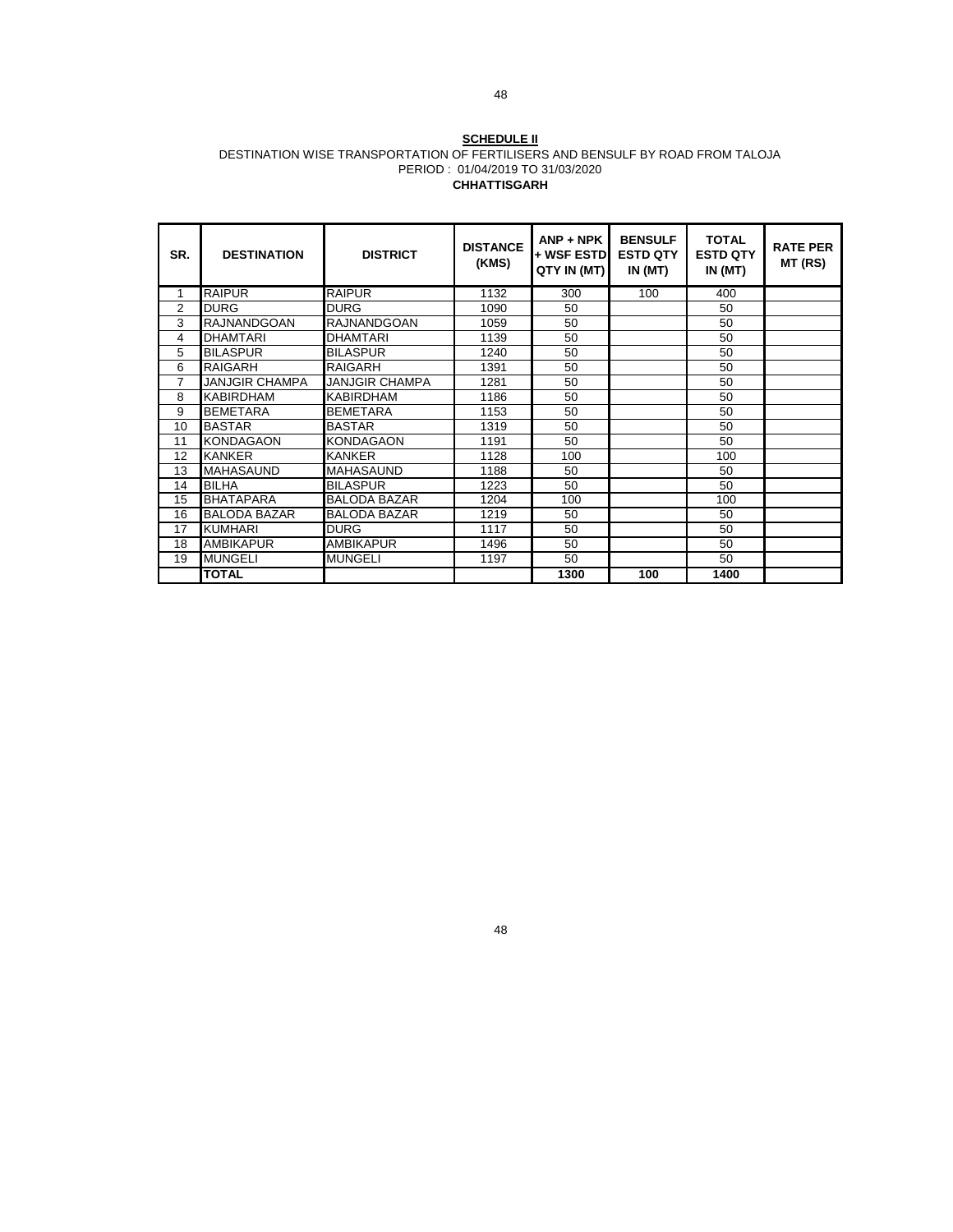**SCHEDULE II**

DESTINATION WISE TRANSPORTATION OF FERTILISERS AND BENSULF BY ROAD FROM TALOJA

PERIOD : 01/04/2019 TO 31/03/2020

**CHHATTISGARH**

| SR. | DESTINATION | DISTRICT | DISTANCE (KMS) | ANP + NPK + WSF ESTD QTY IN (MT) | BENSULF ESTD QTY IN (MT) | TOTAL ESTD QTY IN (MT) | RATE PER MT (RS) |
|---|---|---|---|---|---|---|---|
| 1 | RAIPUR | RAIPUR | 1132 | 300 | 100 | 400 | |
| 2 | DURG | DURG | 1090 | 50 | | 50 | |
| 3 | RAJNANDGOAN | RAJNANDGOAN | 1059 | 50 | | 50 | |
| 4 | DHAMTARI | DHAMTARI | 1139 | 50 | | 50 | |
| 5 | BILASPUR | BILASPUR | 1240 | 50 | | 50 | |
| 6 | RAIGARH | RAIGARH | 1391 | 50 | | 50 | |
| 7 | JANJGIR CHAMPA | JANJGIR CHAMPA | 1281 | 50 | | 50 | |
| 8 | KABIRDHAM | KABIRDHAM | 1186 | 50 | | 50 | |
| 9 | BEMETARA | BEMETARA | 1153 | 50 | | 50 | |
| 10 | BASTAR | BASTAR | 1319 | 50 | | 50 | |
| 11 | KONDAGAON | KONDAGAON | 1191 | 50 | | 50 | |
| 12 | KANKER | KANKER | 1128 | 100 | | 100 | |
| 13 | MAHASAUND | MAHASAUND | 1188 | 50 | | 50 | |
| 14 | BILHA | BILASPUR | 1223 | 50 | | 50 | |
| 15 | BHATAPARA | BALODA BAZAR | 1204 | 100 | | 100 | |
| 16 | BALODA BAZAR | BALODA BAZAR | 1219 | 50 | | 50 | |
| 17 | KUMHARI | DURG | 1117 | 50 | | 50 | |
| 18 | AMBIKAPUR | AMBIKAPUR | 1496 | 50 | | 50 | |
| 19 | MUNGELI | MUNGELI | 1197 | 50 | | 50 | |
| | **TOTAL** | | | **1300** | **100** | **1400** | |